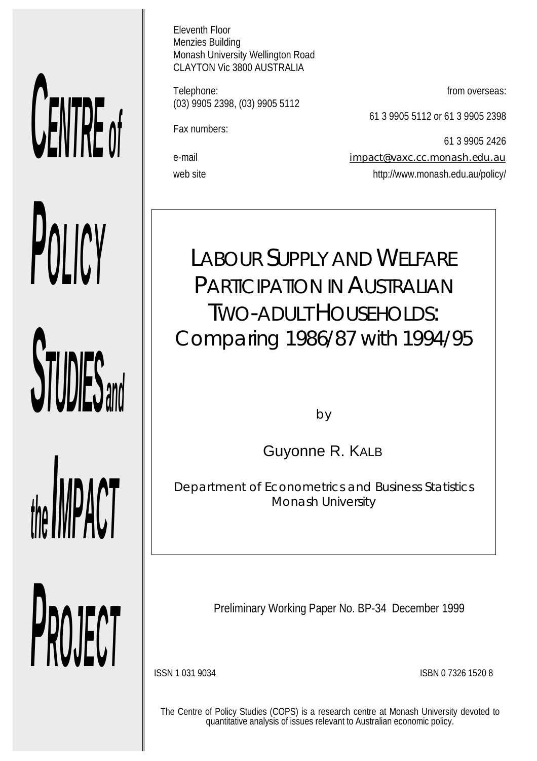# CENTRE of POLICY STUDIES and the IMPACT PROJECT

Eleventh Floor
Menzies Building
Monash University Wellington Road
CLAYTON Vic 3800 AUSTRALIA

Telephone: (03) 9905 2398, (03) 9905 5112
from overseas: 61 3 9905 5112 or 61 3 9905 2398

Fax numbers: 61 3 9905 2426

e-mail: impact@vaxc.cc.monash.edu.au

web site: http://www.monash.edu.au/policy/

# LABOUR SUPPLY AND WELFARE PARTICIPATION IN AUSTRALIAN TWO-ADULT HOUSEHOLDS: Comparing 1986/87 with 1994/95

by

Guyonne R. KALB

Department of Econometrics and Business Statistics
Monash University

Preliminary Working Paper No. BP-34 December 1999

ISSN 1 031 9034

ISBN 0 7326 1520 8

The Centre of Policy Studies (COPS) is a research centre at Monash University devoted to quantitative analysis of issues relevant to Australian economic policy.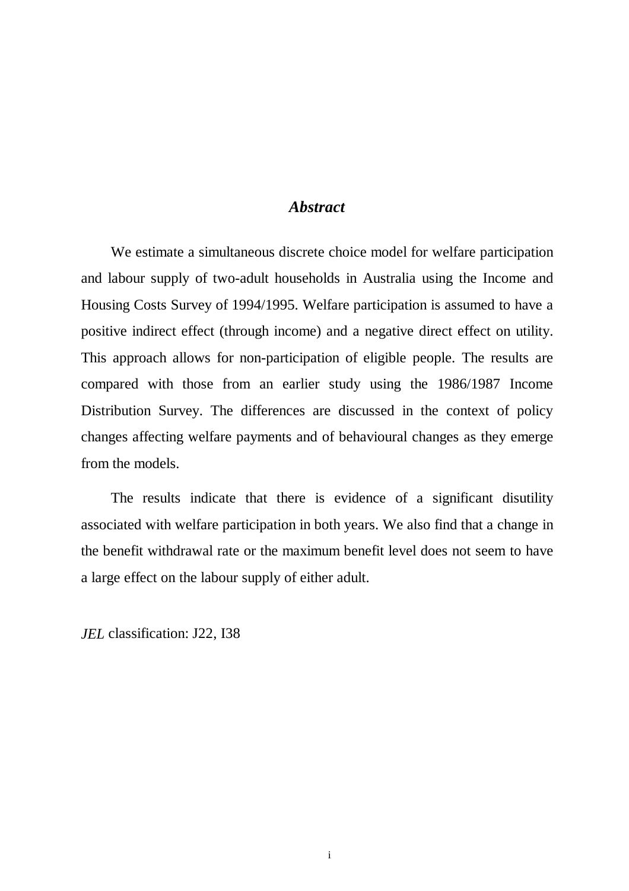## *Abstract*

We estimate a simultaneous discrete choice model for welfare participation and labour supply of two-adult households in Australia using the Income and Housing Costs Survey of 1994/1995. Welfare participation is assumed to have a positive indirect effect (through income) and a negative direct effect on utility. This approach allows for non-participation of eligible people. The results are compared with those from an earlier study using the 1986/1987 Income Distribution Survey. The differences are discussed in the context of policy changes affecting welfare payments and of behavioural changes as they emerge from the models.

The results indicate that there is evidence of a significant disutility associated with welfare participation in both years. We also find that a change in the benefit withdrawal rate or the maximum benefit level does not seem to have a large effect on the labour supply of either adult.

*JEL* classification: J22, I38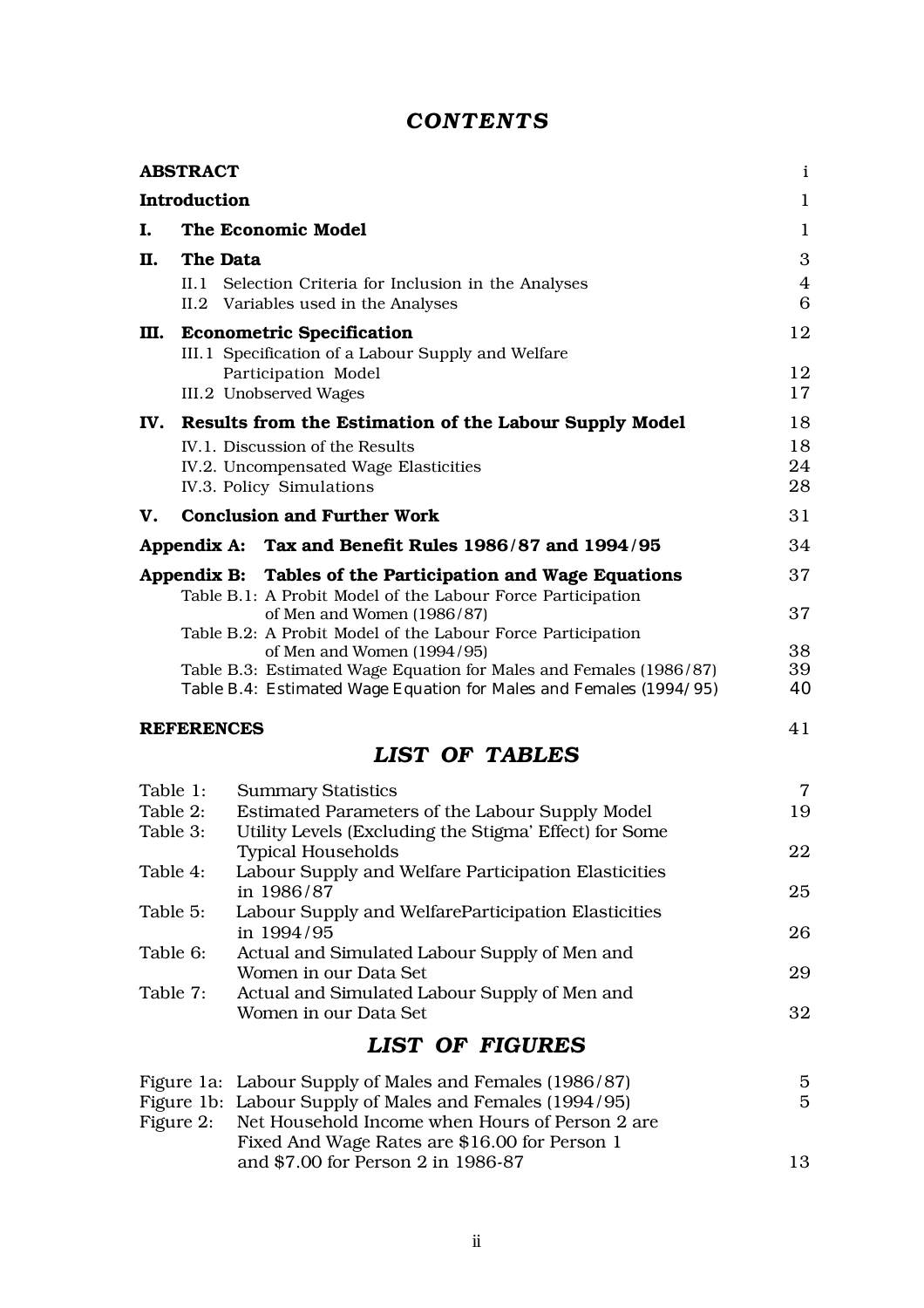# *CONTENTS*

| | |
|---|---|
| **ABSTRACT** | i |
| **Introduction** | 1 |
| **I. The Economic Model** | 1 |
| **II. The Data** | 3 |
| II.1 Selection Criteria for Inclusion in the Analyses | 4 |
| II.2 Variables used in the Analyses | 6 |
| **III. Econometric Specification** | 12 |
| III.1 Specification of a Labour Supply and Welfare Participation Model | 12 |
| III.2 Unobserved Wages | 17 |
| **IV. Results from the Estimation of the Labour Supply Model** | 18 |
| IV.1. Discussion of the Results | 18 |
| IV.2. Uncompensated Wage Elasticities | 24 |
| IV.3. Policy Simulations | 28 |
| **V. Conclusion and Further Work** | 31 |
| **Appendix A: Tax and Benefit Rules 1986/87 and 1994/95** | 34 |
| **Appendix B: Tables of the Participation and Wage Equations** | 37 |
| Table B.1: A Probit Model of the Labour Force Participation of Men and Women (1986/87) | 37 |
| Table B.2: A Probit Model of the Labour Force Participation of Men and Women (1994/95) | 38 |
| Table B.3: Estimated Wage Equation for Males and Females (1986/87) | 39 |
| Table B.4: Estimated Wage Equation for Males and Females (1994/95) | 40 |
| **REFERENCES** | 41 |

## *LIST OF TABLES*

| | | |
|---|---|---|
| Table 1: | Summary Statistics | 7 |
| Table 2: | Estimated Parameters of the Labour Supply Model | 19 |
| Table 3: | Utility Levels (Excluding the Stigma' Effect) for Some Typical Households | 22 |
| Table 4: | Labour Supply and Welfare Participation Elasticities in 1986/87 | 25 |
| Table 5: | Labour Supply and WelfareParticipation Elasticities in 1994/95 | 26 |
| Table 6: | Actual and Simulated Labour Supply of Men and Women in our Data Set | 29 |
| Table 7: | Actual and Simulated Labour Supply of Men and Women in our Data Set | 32 |

## *LIST OF FIGURES*

| | | |
|---|---|---|
| Figure 1a: | Labour Supply of Males and Females (1986/87) | 5 |
| Figure 1b: | Labour Supply of Males and Females (1994/95) | 5 |
| Figure 2: | Net Household Income when Hours of Person 2 are Fixed And Wage Rates are $16.00 for Person 1 and $7.00 for Person 2 in 1986-87 | 13 |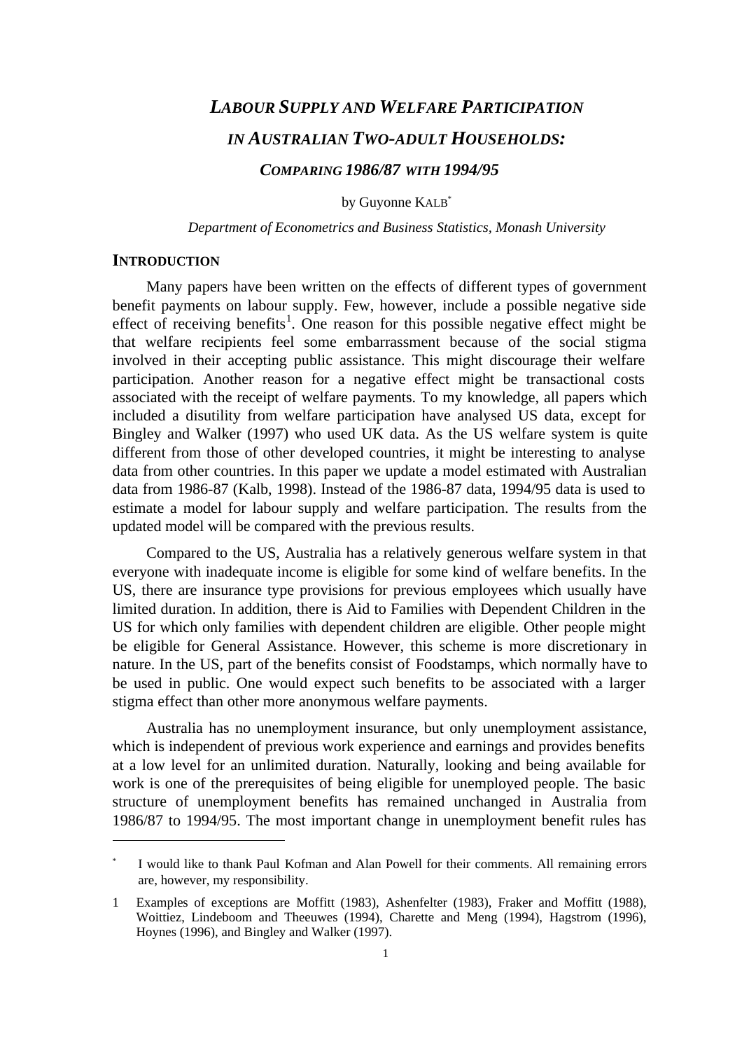# *LABOUR SUPPLY AND WELFARE PARTICIPATION IN AUSTRALIAN TWO-ADULT HOUSEHOLDS: COMPARING 1986/87 WITH 1994/95*

by Guyonne KALB[*]

*Department of Econometrics and Business Statistics, Monash University*

## INTRODUCTION

Many papers have been written on the effects of different types of government benefit payments on labour supply. Few, however, include a possible negative side effect of receiving benefits[1]. One reason for this possible negative effect might be that welfare recipients feel some embarrassment because of the social stigma involved in their accepting public assistance. This might discourage their welfare participation. Another reason for a negative effect might be transactional costs associated with the receipt of welfare payments. To my knowledge, all papers which included a disutility from welfare participation have analysed US data, except for Bingley and Walker (1997) who used UK data. As the US welfare system is quite different from those of other developed countries, it might be interesting to analyse data from other countries. In this paper we update a model estimated with Australian data from 1986-87 (Kalb, 1998). Instead of the 1986-87 data, 1994/95 data is used to estimate a model for labour supply and welfare participation. The results from the updated model will be compared with the previous results.

Compared to the US, Australia has a relatively generous welfare system in that everyone with inadequate income is eligible for some kind of welfare benefits. In the US, there are insurance type provisions for previous employees which usually have limited duration. In addition, there is Aid to Families with Dependent Children in the US for which only families with dependent children are eligible. Other people might be eligible for General Assistance. However, this scheme is more discretionary in nature. In the US, part of the benefits consist of Foodstamps, which normally have to be used in public. One would expect such benefits to be associated with a larger stigma effect than other more anonymous welfare payments.

Australia has no unemployment insurance, but only unemployment assistance, which is independent of previous work experience and earnings and provides benefits at a low level for an unlimited duration. Naturally, looking and being available for work is one of the prerequisites of being eligible for unemployed people. The basic structure of unemployment benefits has remained unchanged in Australia from 1986/87 to 1994/95. The most important change in unemployment benefit rules has

---

[*] I would like to thank Paul Kofman and Alan Powell for their comments. All remaining errors are, however, my responsibility.

[1] Examples of exceptions are Moffitt (1983), Ashenfelter (1983), Fraker and Moffitt (1988), Woittiez, Lindeboom and Theeuwes (1994), Charette and Meng (1994), Hagstrom (1996), Hoynes (1996), and Bingley and Walker (1997).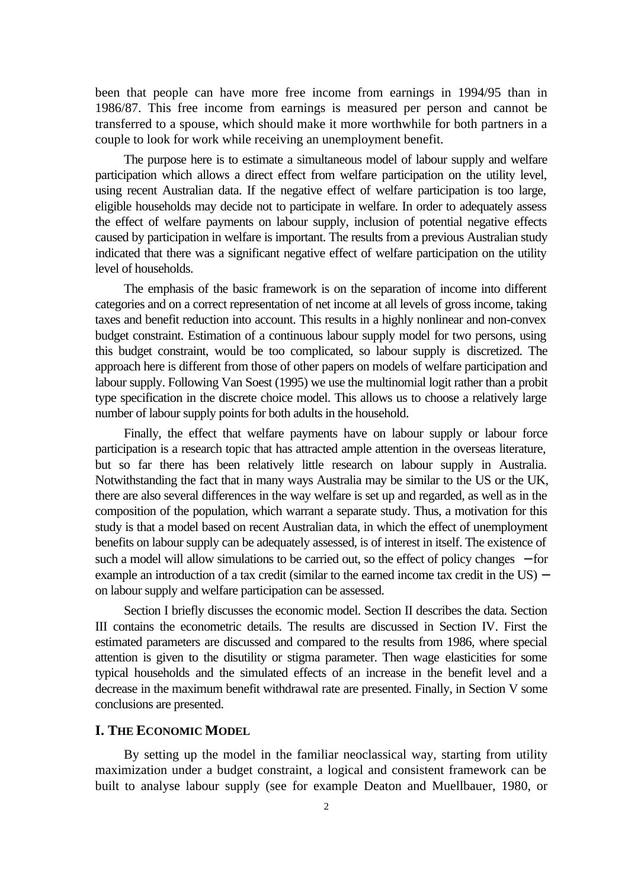been that people can have more free income from earnings in 1994/95 than in 1986/87. This free income from earnings is measured per person and cannot be transferred to a spouse, which should make it more worthwhile for both partners in a couple to look for work while receiving an unemployment benefit.

The purpose here is to estimate a simultaneous model of labour supply and welfare participation which allows a direct effect from welfare participation on the utility level, using recent Australian data. If the negative effect of welfare participation is too large, eligible households may decide not to participate in welfare. In order to adequately assess the effect of welfare payments on labour supply, inclusion of potential negative effects caused by participation in welfare is important. The results from a previous Australian study indicated that there was a significant negative effect of welfare participation on the utility level of households.

The emphasis of the basic framework is on the separation of income into different categories and on a correct representation of net income at all levels of gross income, taking taxes and benefit reduction into account. This results in a highly nonlinear and non-convex budget constraint. Estimation of a continuous labour supply model for two persons, using this budget constraint, would be too complicated, so labour supply is discretized. The approach here is different from those of other papers on models of welfare participation and labour supply. Following Van Soest (1995) we use the multinomial logit rather than a probit type specification in the discrete choice model. This allows us to choose a relatively large number of labour supply points for both adults in the household.

Finally, the effect that welfare payments have on labour supply or labour force participation is a research topic that has attracted ample attention in the overseas literature, but so far there has been relatively little research on labour supply in Australia. Notwithstanding the fact that in many ways Australia may be similar to the US or the UK, there are also several differences in the way welfare is set up and regarded, as well as in the composition of the population, which warrant a separate study. Thus, a motivation for this study is that a model based on recent Australian data, in which the effect of unemployment benefits on labour supply can be adequately assessed, is of interest in itself. The existence of such a model will allow simulations to be carried out, so the effect of policy changes − for example an introduction of a tax credit (similar to the earned income tax credit in the US) − on labour supply and welfare participation can be assessed.

Section I briefly discusses the economic model. Section II describes the data. Section III contains the econometric details. The results are discussed in Section IV. First the estimated parameters are discussed and compared to the results from 1986, where special attention is given to the disutility or stigma parameter. Then wage elasticities for some typical households and the simulated effects of an increase in the benefit level and a decrease in the maximum benefit withdrawal rate are presented. Finally, in Section V some conclusions are presented.

## I. The Economic Model

By setting up the model in the familiar neoclassical way, starting from utility maximization under a budget constraint, a logical and consistent framework can be built to analyse labour supply (see for example Deaton and Muellbauer, 1980, or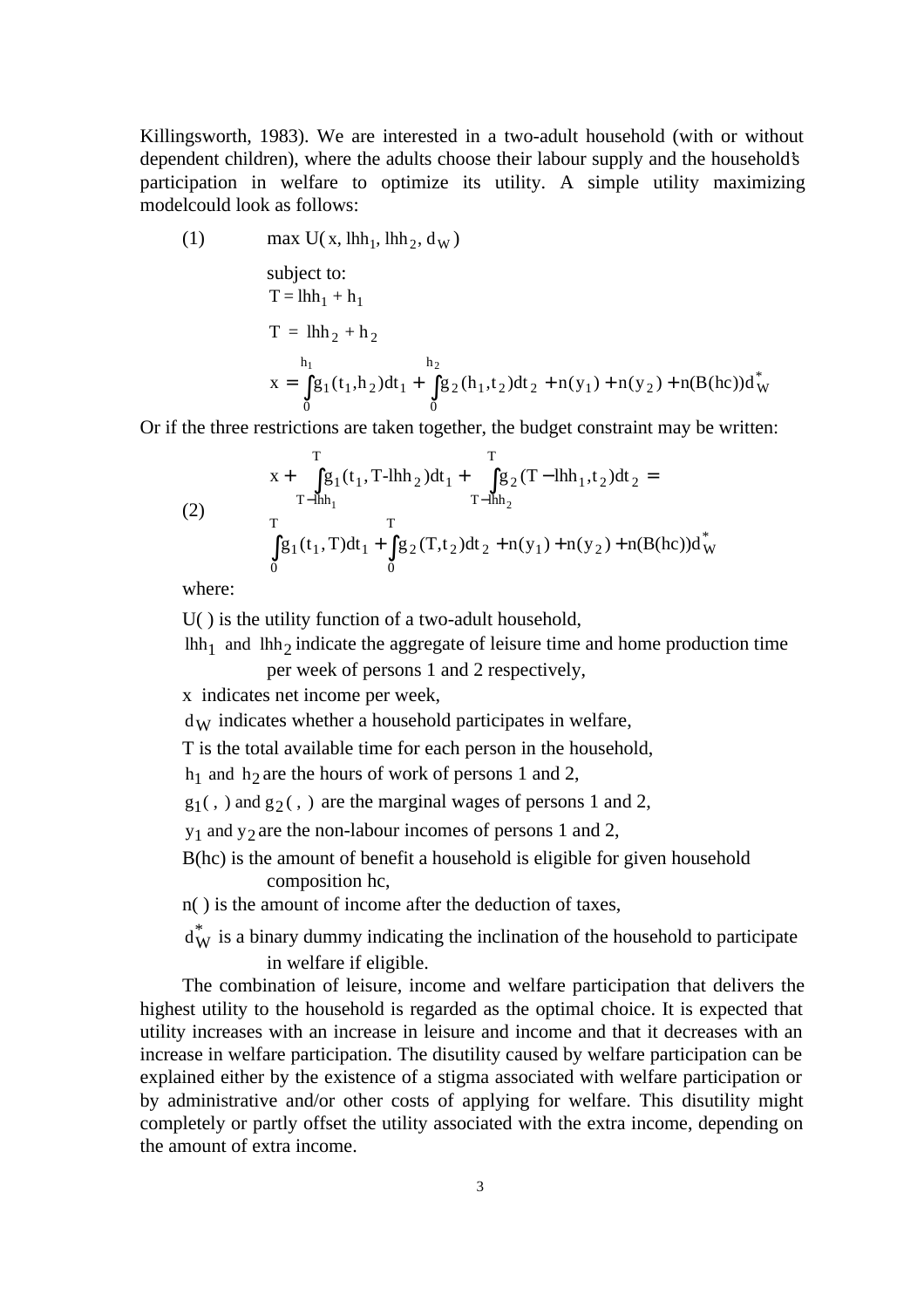Killingsworth, 1983). We are interested in a two-adult household (with or without dependent children), where the adults choose their labour supply and the household's participation in welfare to optimize its utility. A simple utility maximizing modelcould look as follows:

$$\text{(1)} \qquad \max U(x, lhh_1, lhh_2, d_W)$$

subject to:

$$T = lhh_1 + h_1$$

$$T = lhh_2 + h_2$$

$$x = \int_0^{h_1} g_1(t_1, h_2)dt_1 + \int_0^{h_2} g_2(h_1, t_2)dt_2 + n(y_1) + n(y_2) + n(B(hc))d_W^*$$

Or if the three restrictions are taken together, the budget constraint may be written:

$$\text{(2)} \qquad \begin{aligned} & x + \int_{T-lhh_1}^{T} g_1(t_1, T\text{-}lhh_2)dt_1 + \int_{T-lhh_2}^{T} g_2(T-lhh_1, t_2)dt_2 = \\ & \int_0^T g_1(t_1, T)dt_1 + \int_0^T g_2(T, t_2)dt_2 + n(y_1) + n(y_2) + n(B(hc))d_W^* \end{aligned}$$

where:

$U(\,)$ is the utility function of a two-adult household,

$lhh_1$ and $lhh_2$ indicate the aggregate of leisure time and home production time per week of persons 1 and 2 respectively,

$x$ indicates net income per week,

$d_W$ indicates whether a household participates in welfare,

$T$ is the total available time for each person in the household,

$h_1$ and $h_2$ are the hours of work of persons 1 and 2,

$g_1(\,,\,)$ and $g_2(\,,\,)$ are the marginal wages of persons 1 and 2,

$y_1$ and $y_2$ are the non-labour incomes of persons 1 and 2,

$B(hc)$ is the amount of benefit a household is eligible for given household composition hc,

$n(\,)$ is the amount of income after the deduction of taxes,

$d_W^*$ is a binary dummy indicating the inclination of the household to participate in welfare if eligible.

The combination of leisure, income and welfare participation that delivers the highest utility to the household is regarded as the optimal choice. It is expected that utility increases with an increase in leisure and income and that it decreases with an increase in welfare participation. The disutility caused by welfare participation can be explained either by the existence of a stigma associated with welfare participation or by administrative and/or other costs of applying for welfare. This disutility might completely or partly offset the utility associated with the extra income, depending on the amount of extra income.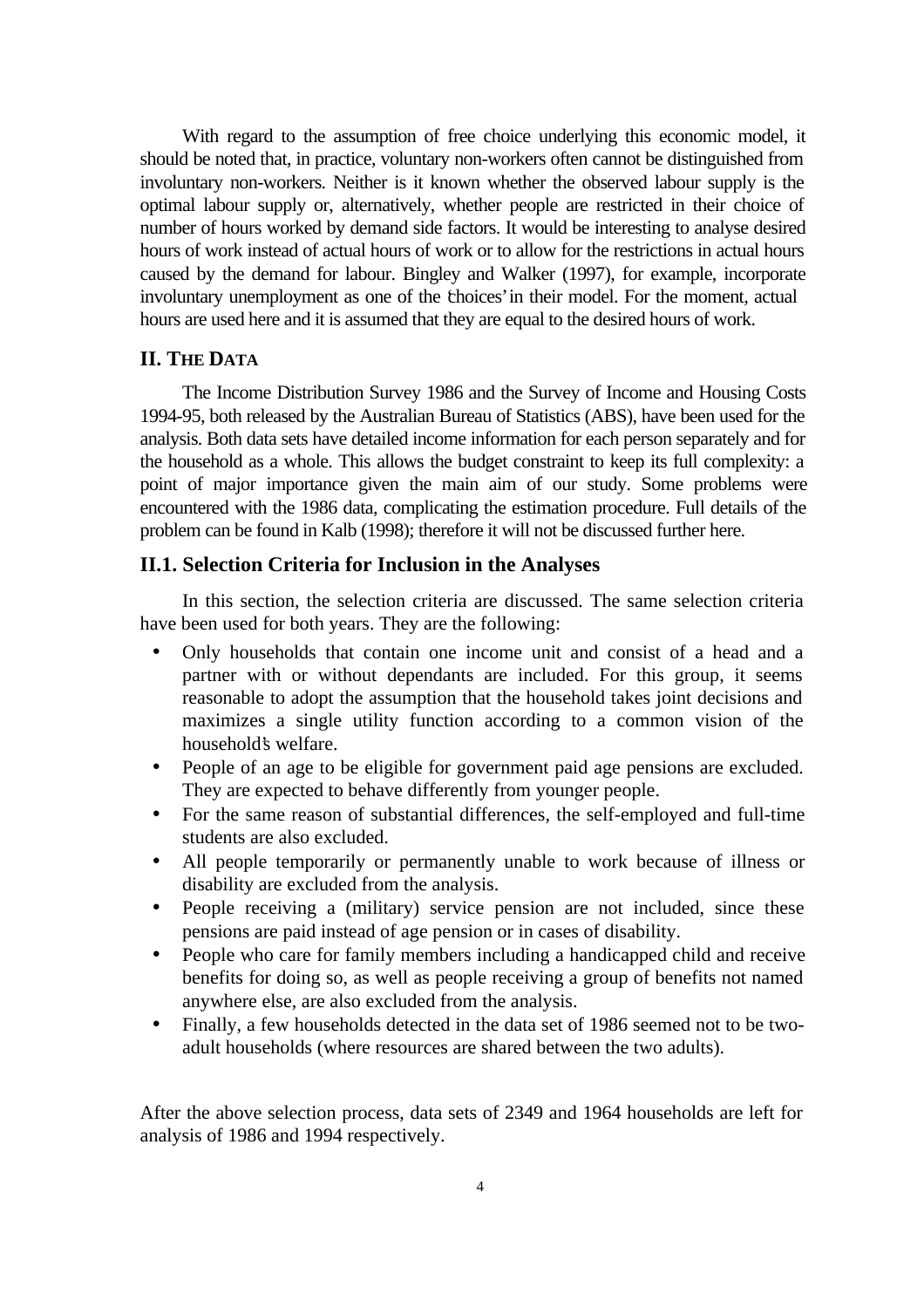With regard to the assumption of free choice underlying this economic model, it should be noted that, in practice, voluntary non-workers often cannot be distinguished from involuntary non-workers. Neither is it known whether the observed labour supply is the optimal labour supply or, alternatively, whether people are restricted in their choice of number of hours worked by demand side factors. It would be interesting to analyse desired hours of work instead of actual hours of work or to allow for the restrictions in actual hours caused by the demand for labour. Bingley and Walker (1997), for example, incorporate involuntary unemployment as one of the 'choices' in their model. For the moment, actual hours are used here and it is assumed that they are equal to the desired hours of work.

## II. THE DATA

The Income Distribution Survey 1986 and the Survey of Income and Housing Costs 1994-95, both released by the Australian Bureau of Statistics (ABS), have been used for the analysis. Both data sets have detailed income information for each person separately and for the household as a whole. This allows the budget constraint to keep its full complexity: a point of major importance given the main aim of our study. Some problems were encountered with the 1986 data, complicating the estimation procedure. Full details of the problem can be found in Kalb (1998); therefore it will not be discussed further here.

### II.1. Selection Criteria for Inclusion in the Analyses

In this section, the selection criteria are discussed. The same selection criteria have been used for both years. They are the following:

- Only households that contain one income unit and consist of a head and a partner with or without dependants are included. For this group, it seems reasonable to adopt the assumption that the household takes joint decisions and maximizes a single utility function according to a common vision of the household's welfare.
- People of an age to be eligible for government paid age pensions are excluded. They are expected to behave differently from younger people.
- For the same reason of substantial differences, the self-employed and full-time students are also excluded.
- All people temporarily or permanently unable to work because of illness or disability are excluded from the analysis.
- People receiving a (military) service pension are not included, since these pensions are paid instead of age pension or in cases of disability.
- People who care for family members including a handicapped child and receive benefits for doing so, as well as people receiving a group of benefits not named anywhere else, are also excluded from the analysis.
- Finally, a few households detected in the data set of 1986 seemed not to be two-adult households (where resources are shared between the two adults).

After the above selection process, data sets of 2349 and 1964 households are left for analysis of 1986 and 1994 respectively.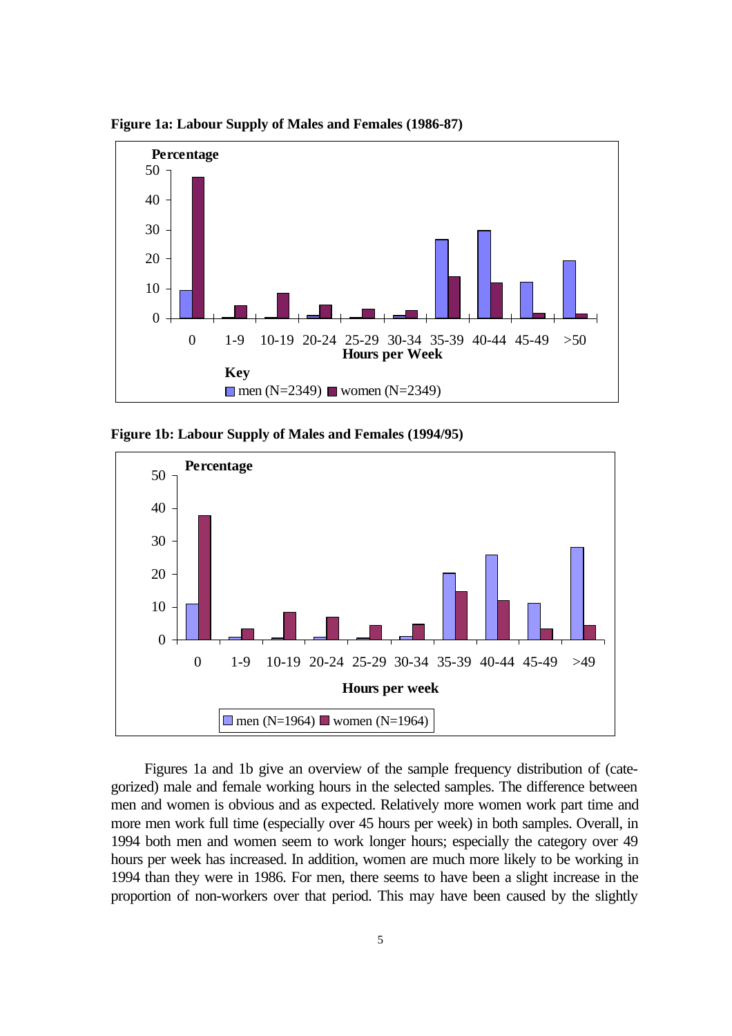**Figure 1a: Labour Supply of Males and Females (1986-87)**

**Figure 1b: Labour Supply of Males and Females (1994/95)**

Figures 1a and 1b give an overview of the sample frequency distribution of (categorized) male and female working hours in the selected samples. The difference between men and women is obvious and as expected. Relatively more women work part time and more men work full time (especially over 45 hours per week) in both samples. Overall, in 1994 both men and women seem to work longer hours; especially the category over 49 hours per week has increased. In addition, women are much more likely to be working in 1994 than they were in 1986. For men, there seems to have been a slight increase in the proportion of non-workers over that period. This may have been caused by the slightly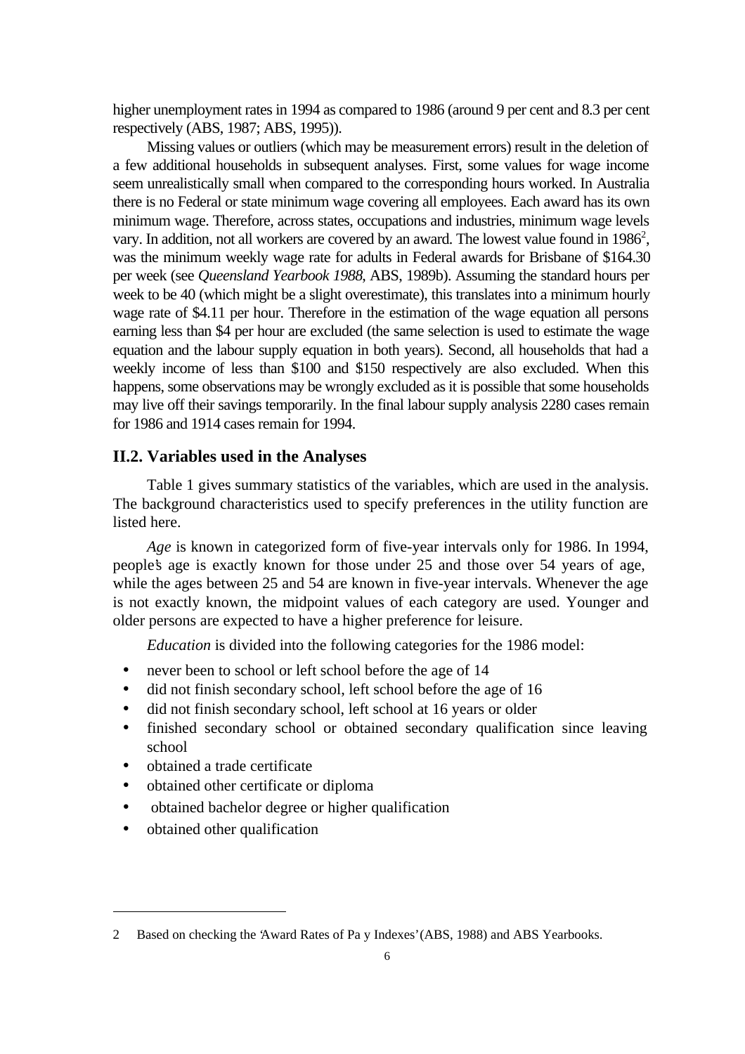higher unemployment rates in 1994 as compared to 1986 (around 9 per cent and 8.3 per cent respectively (ABS, 1987; ABS, 1995)).

Missing values or outliers (which may be measurement errors) result in the deletion of a few additional households in subsequent analyses. First, some values for wage income seem unrealistically small when compared to the corresponding hours worked. In Australia there is no Federal or state minimum wage covering all employees. Each award has its own minimum wage. Therefore, across states, occupations and industries, minimum wage levels vary. In addition, not all workers are covered by an award. The lowest value found in 1986[2], was the minimum weekly wage rate for adults in Federal awards for Brisbane of $164.30 per week (see *Queensland Yearbook 1988*, ABS, 1989b). Assuming the standard hours per week to be 40 (which might be a slight overestimate), this translates into a minimum hourly wage rate of $4.11 per hour. Therefore in the estimation of the wage equation all persons earning less than $4 per hour are excluded (the same selection is used to estimate the wage equation and the labour supply equation in both years). Second, all households that had a weekly income of less than $100 and $150 respectively are also excluded. When this happens, some observations may be wrongly excluded as it is possible that some households may live off their savings temporarily. In the final labour supply analysis 2280 cases remain for 1986 and 1914 cases remain for 1994.

## II.2. Variables used in the Analyses

Table 1 gives summary statistics of the variables, which are used in the analysis. The background characteristics used to specify preferences in the utility function are listed here.

*Age* is known in categorized form of five-year intervals only for 1986. In 1994, people's age is exactly known for those under 25 and those over 54 years of age, while the ages between 25 and 54 are known in five-year intervals. Whenever the age is not exactly known, the midpoint values of each category are used. Younger and older persons are expected to have a higher preference for leisure.

*Education* is divided into the following categories for the 1986 model:

- never been to school or left school before the age of 14
- did not finish secondary school, left school before the age of 16
- did not finish secondary school, left school at 16 years or older
- finished secondary school or obtained secondary qualification since leaving school
- obtained a trade certificate
- obtained other certificate or diploma
- obtained bachelor degree or higher qualification
- obtained other qualification

---

2 Based on checking the 'Award Rates of Pay Indexes' (ABS, 1988) and ABS Yearbooks.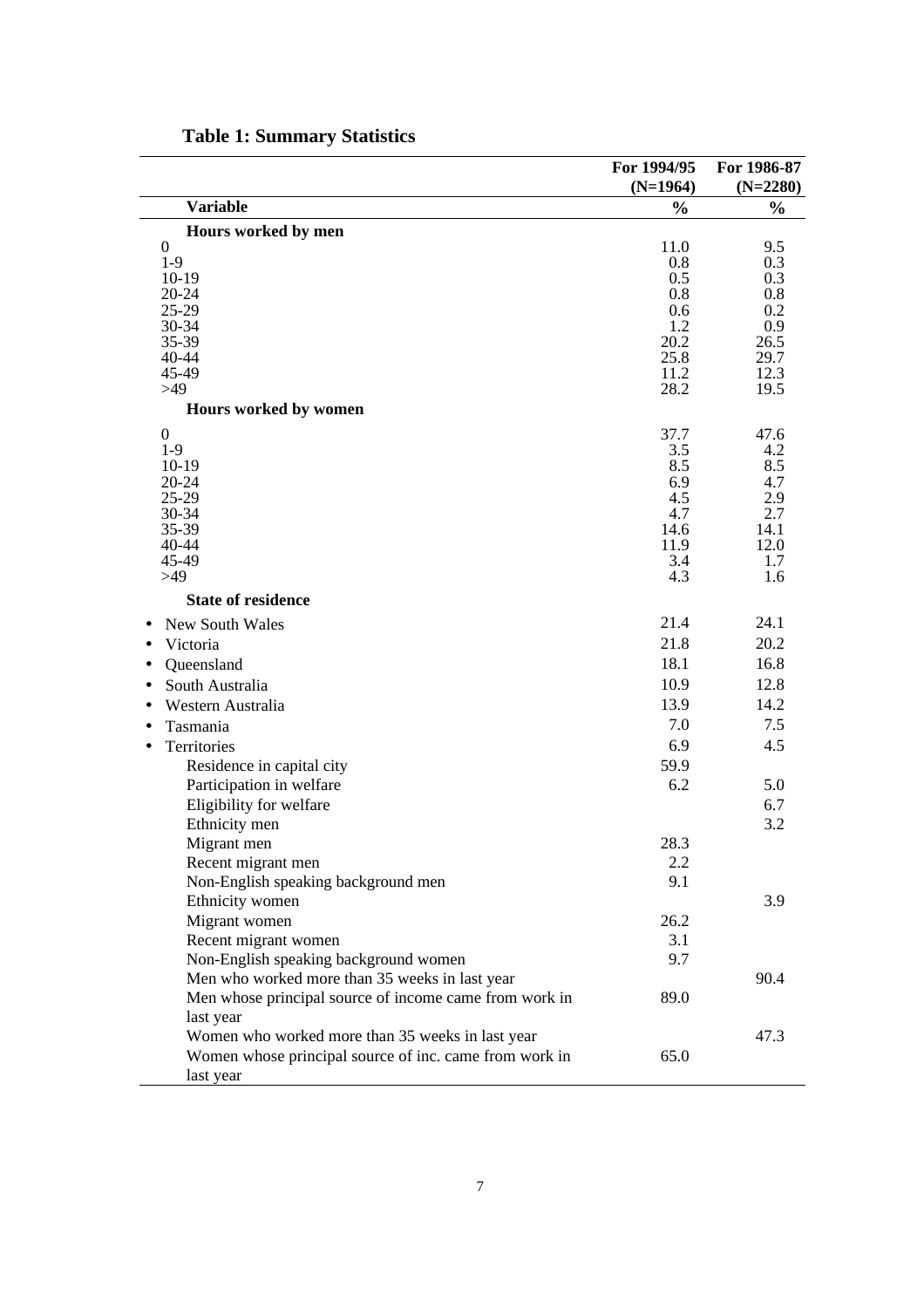**Table 1: Summary Statistics**

| | For 1994/95 (N=1964) | For 1986-87 (N=2280) |
|---|---|---|
| **Variable** | **%** | **%** |
| **Hours worked by men** | | |
| 0 | 11.0 | 9.5 |
| 1-9 | 0.8 | 0.3 |
| 10-19 | 0.5 | 0.3 |
| 20-24 | 0.8 | 0.8 |
| 25-29 | 0.6 | 0.2 |
| 30-34 | 1.2 | 0.9 |
| 35-39 | 20.2 | 26.5 |
| 40-44 | 25.8 | 29.7 |
| 45-49 | 11.2 | 12.3 |
| >49 | 28.2 | 19.5 |
| **Hours worked by women** | | |
| 0 | 37.7 | 47.6 |
| 1-9 | 3.5 | 4.2 |
| 10-19 | 8.5 | 8.5 |
| 20-24 | 6.9 | 4.7 |
| 25-29 | 4.5 | 2.9 |
| 30-34 | 4.7 | 2.7 |
| 35-39 | 14.6 | 14.1 |
| 40-44 | 11.9 | 12.0 |
| 45-49 | 3.4 | 1.7 |
| >49 | 4.3 | 1.6 |
| **State of residence** | | |
| • New South Wales | 21.4 | 24.1 |
| • Victoria | 21.8 | 20.2 |
| • Queensland | 18.1 | 16.8 |
| • South Australia | 10.9 | 12.8 |
| • Western Australia | 13.9 | 14.2 |
| • Tasmania | 7.0 | 7.5 |
| • Territories | 6.9 | 4.5 |
| Residence in capital city | 59.9 | |
| Participation in welfare | 6.2 | 5.0 |
| Eligibility for welfare | | 6.7 |
| Ethnicity men | | 3.2 |
| Migrant men | 28.3 | |
| Recent migrant men | 2.2 | |
| Non-English speaking background men | 9.1 | |
| Ethnicity women | | 3.9 |
| Migrant women | 26.2 | |
| Recent migrant women | 3.1 | |
| Non-English speaking background women | 9.7 | |
| Men who worked more than 35 weeks in last year | | 90.4 |
| Men whose principal source of income came from work in last year | 89.0 | |
| Women who worked more than 35 weeks in last year | | 47.3 |
| Women whose principal source of inc. came from work in last year | 65.0 | |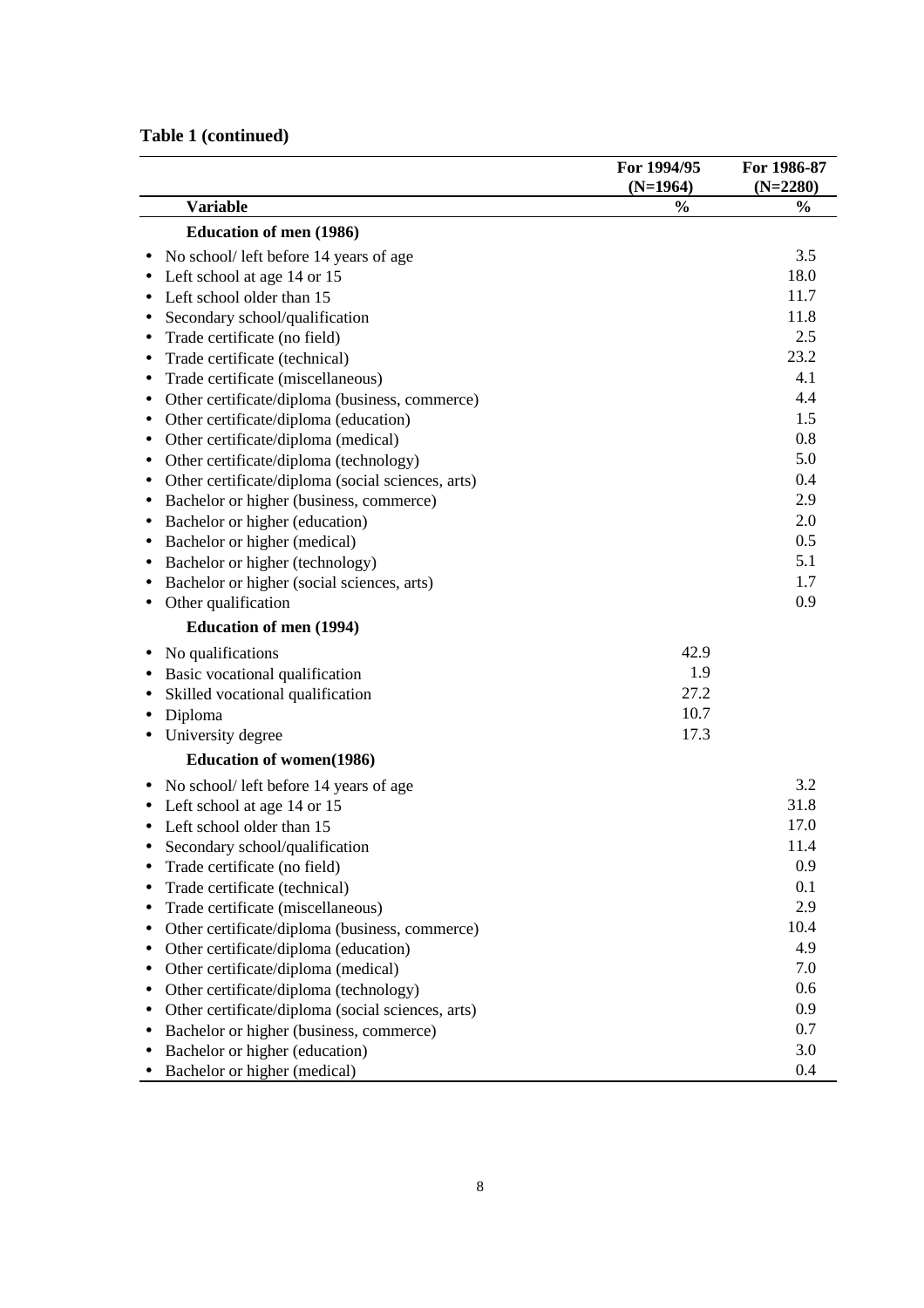**Table 1 (continued)**

| Variable | For 1994/95 (N=1964) % | For 1986-87 (N=2280) % |
|---|---|---|
| **Education of men (1986)** | | |
| • No school/ left before 14 years of age | | 3.5 |
| • Left school at age 14 or 15 | | 18.0 |
| • Left school older than 15 | | 11.7 |
| • Secondary school/qualification | | 11.8 |
| • Trade certificate (no field) | | 2.5 |
| • Trade certificate (technical) | | 23.2 |
| • Trade certificate (miscellaneous) | | 4.1 |
| • Other certificate/diploma (business, commerce) | | 4.4 |
| • Other certificate/diploma (education) | | 1.5 |
| • Other certificate/diploma (medical) | | 0.8 |
| • Other certificate/diploma (technology) | | 5.0 |
| • Other certificate/diploma (social sciences, arts) | | 0.4 |
| • Bachelor or higher (business, commerce) | | 2.9 |
| • Bachelor or higher (education) | | 2.0 |
| • Bachelor or higher (medical) | | 0.5 |
| • Bachelor or higher (technology) | | 5.1 |
| • Bachelor or higher (social sciences, arts) | | 1.7 |
| • Other qualification | | 0.9 |
| **Education of men (1994)** | | |
| • No qualifications | 42.9 | |
| • Basic vocational qualification | 1.9 | |
| • Skilled vocational qualification | 27.2 | |
| • Diploma | 10.7 | |
| • University degree | 17.3 | |
| **Education of women(1986)** | | |
| • No school/ left before 14 years of age | | 3.2 |
| • Left school at age 14 or 15 | | 31.8 |
| • Left school older than 15 | | 17.0 |
| • Secondary school/qualification | | 11.4 |
| • Trade certificate (no field) | | 0.9 |
| • Trade certificate (technical) | | 0.1 |
| • Trade certificate (miscellaneous) | | 2.9 |
| • Other certificate/diploma (business, commerce) | | 10.4 |
| • Other certificate/diploma (education) | | 4.9 |
| • Other certificate/diploma (medical) | | 7.0 |
| • Other certificate/diploma (technology) | | 0.6 |
| • Other certificate/diploma (social sciences, arts) | | 0.9 |
| • Bachelor or higher (business, commerce) | | 0.7 |
| • Bachelor or higher (education) | | 3.0 |
| • Bachelor or higher (medical) | | 0.4 |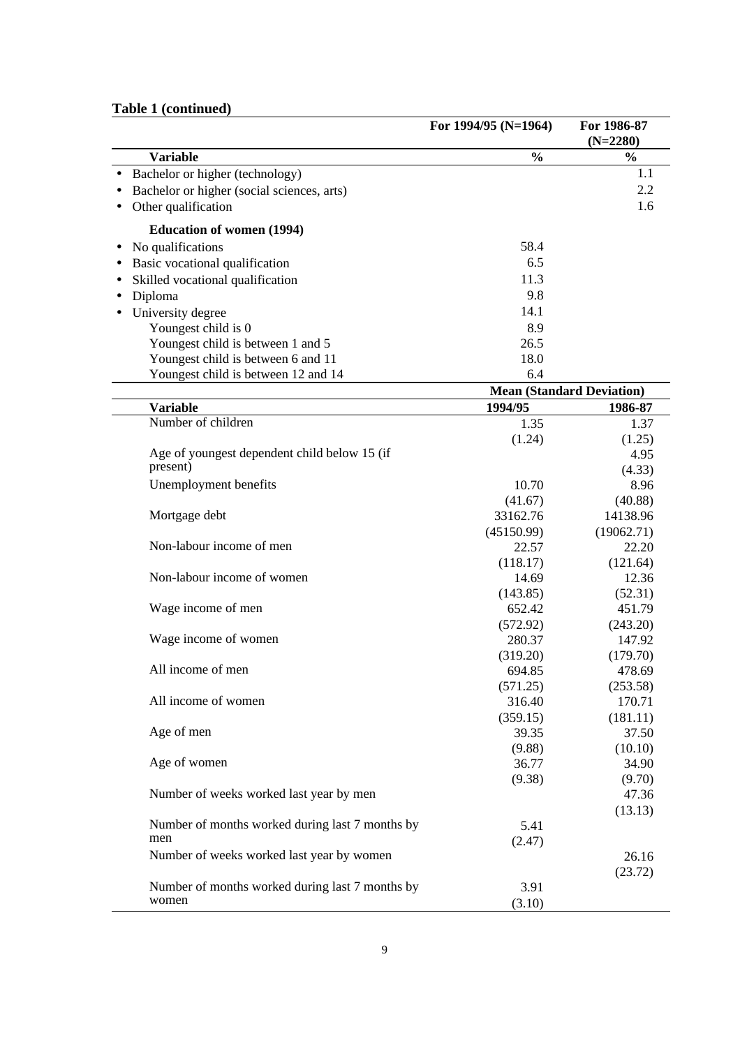**Table 1 (continued)**

| Variable | For 1994/95 (N=1964) | For 1986-87 (N=2280) |
|---|---|---|
| | % | % |
| • Bachelor or higher (technology) | | 1.1 |
| • Bachelor or higher (social sciences, arts) | | 2.2 |
| • Other qualification | | 1.6 |
| **Education of women (1994)** | | |
| • No qualifications | 58.4 | |
| • Basic vocational qualification | 6.5 | |
| • Skilled vocational qualification | 11.3 | |
| • Diploma | 9.8 | |
| • University degree | 14.1 | |
| Youngest child is 0 | 8.9 | |
| Youngest child is between 1 and 5 | 26.5 | |
| Youngest child is between 6 and 11 | 18.0 | |
| Youngest child is between 12 and 14 | 6.4 | |

| Variable | Mean (Standard Deviation) 1994/95 | 1986-87 |
|---|---|---|
| Number of children | 1.35 | 1.37 |
| | (1.24) | (1.25) |
| Age of youngest dependent child below 15 (if present) | | 4.95 |
| | | (4.33) |
| Unemployment benefits | 10.70 | 8.96 |
| | (41.67) | (40.88) |
| Mortgage debt | 33162.76 | 14138.96 |
| | (45150.99) | (19062.71) |
| Non-labour income of men | 22.57 | 22.20 |
| | (118.17) | (121.64) |
| Non-labour income of women | 14.69 | 12.36 |
| | (143.85) | (52.31) |
| Wage income of men | 652.42 | 451.79 |
| | (572.92) | (243.20) |
| Wage income of women | 280.37 | 147.92 |
| | (319.20) | (179.70) |
| All income of men | 694.85 | 478.69 |
| | (571.25) | (253.58) |
| All income of women | 316.40 | 170.71 |
| | (359.15) | (181.11) |
| Age of men | 39.35 | 37.50 |
| | (9.88) | (10.10) |
| Age of women | 36.77 | 34.90 |
| | (9.38) | (9.70) |
| Number of weeks worked last year by men | | 47.36 |
| | | (13.13) |
| Number of months worked during last 7 months by men | 5.41 | |
| | (2.47) | |
| Number of weeks worked last year by women | | 26.16 |
| | | (23.72) |
| Number of months worked during last 7 months by women | 3.91 | |
| | (3.10) | |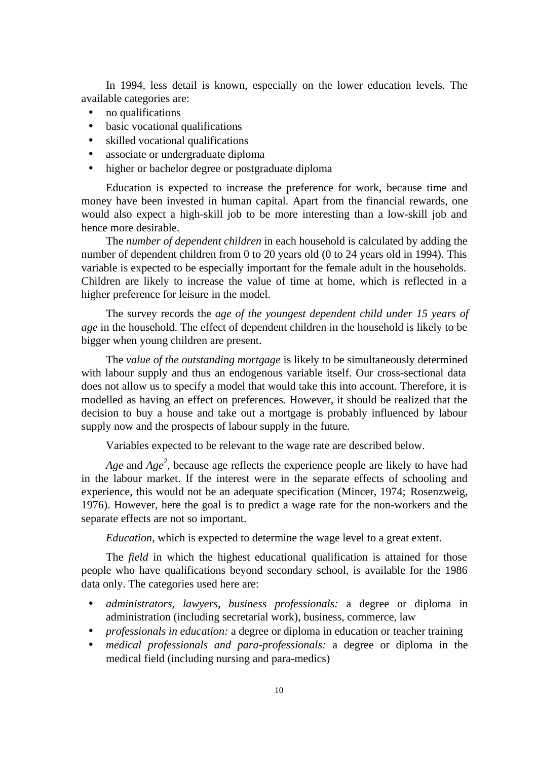In 1994, less detail is known, especially on the lower education levels. The available categories are:

- no qualifications
- basic vocational qualifications
- skilled vocational qualifications
- associate or undergraduate diploma
- higher or bachelor degree or postgraduate diploma

Education is expected to increase the preference for work, because time and money have been invested in human capital. Apart from the financial rewards, one would also expect a high-skill job to be more interesting than a low-skill job and hence more desirable.

The *number of dependent children* in each household is calculated by adding the number of dependent children from 0 to 20 years old (0 to 24 years old in 1994). This variable is expected to be especially important for the female adult in the households. Children are likely to increase the value of time at home, which is reflected in a higher preference for leisure in the model.

The survey records the *age of the youngest dependent child under 15 years of age* in the household. The effect of dependent children in the household is likely to be bigger when young children are present.

The *value of the outstanding mortgage* is likely to be simultaneously determined with labour supply and thus an endogenous variable itself. Our cross-sectional data does not allow us to specify a model that would take this into account. Therefore, it is modelled as having an effect on preferences. However, it should be realized that the decision to buy a house and take out a mortgage is probably influenced by labour supply now and the prospects of labour supply in the future.

Variables expected to be relevant to the wage rate are described below.

*Age* and *Age*$^2$, because age reflects the experience people are likely to have had in the labour market. If the interest were in the separate effects of schooling and experience, this would not be an adequate specification (Mincer, 1974; Rosenzweig, 1976). However, here the goal is to predict a wage rate for the non-workers and the separate effects are not so important.

*Education,* which is expected to determine the wage level to a great extent.

The *field* in which the highest educational qualification is attained for those people who have qualifications beyond secondary school, is available for the 1986 data only. The categories used here are:

- *administrators, lawyers, business professionals:* a degree or diploma in administration (including secretarial work), business, commerce, law
- *professionals in education:* a degree or diploma in education or teacher training
- *medical professionals and para-professionals:* a degree or diploma in the medical field (including nursing and para-medics)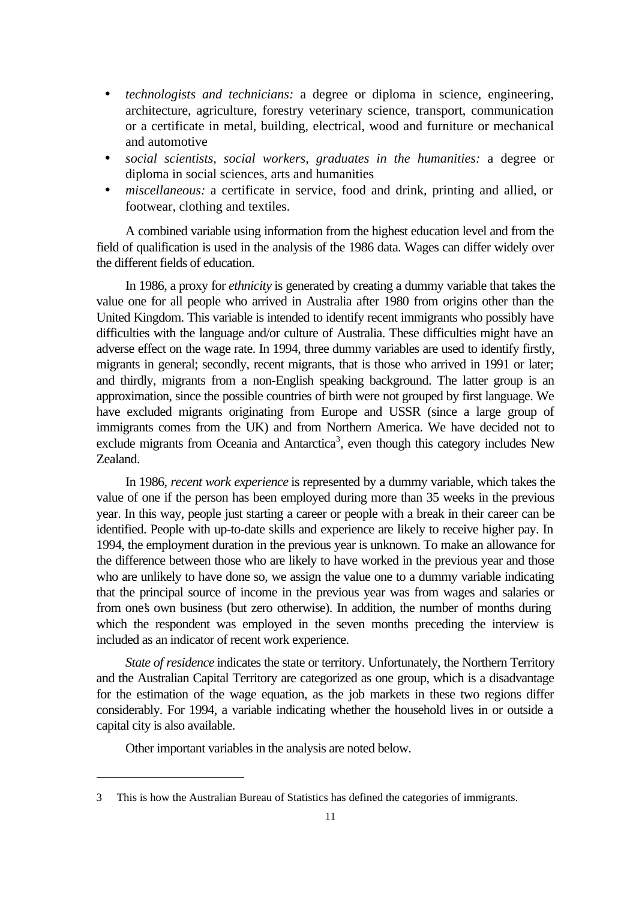- *technologists and technicians:* a degree or diploma in science, engineering, architecture, agriculture, forestry veterinary science, transport, communication or a certificate in metal, building, electrical, wood and furniture or mechanical and automotive
- *social scientists, social workers, graduates in the humanities:* a degree or diploma in social sciences, arts and humanities
- *miscellaneous:* a certificate in service, food and drink, printing and allied, or footwear, clothing and textiles.

A combined variable using information from the highest education level and from the field of qualification is used in the analysis of the 1986 data. Wages can differ widely over the different fields of education.

In 1986, a proxy for *ethnicity* is generated by creating a dummy variable that takes the value one for all people who arrived in Australia after 1980 from origins other than the United Kingdom. This variable is intended to identify recent immigrants who possibly have difficulties with the language and/or culture of Australia. These difficulties might have an adverse effect on the wage rate. In 1994, three dummy variables are used to identify firstly, migrants in general; secondly, recent migrants, that is those who arrived in 1991 or later; and thirdly, migrants from a non-English speaking background. The latter group is an approximation, since the possible countries of birth were not grouped by first language. We have excluded migrants originating from Europe and USSR (since a large group of immigrants comes from the UK) and from Northern America. We have decided not to exclude migrants from Oceania and Antarctica[3], even though this category includes New Zealand.

In 1986, *recent work experience* is represented by a dummy variable, which takes the value of one if the person has been employed during more than 35 weeks in the previous year. In this way, people just starting a career or people with a break in their career can be identified. People with up-to-date skills and experience are likely to receive higher pay. In 1994, the employment duration in the previous year is unknown. To make an allowance for the difference between those who are likely to have worked in the previous year and those who are unlikely to have done so, we assign the value one to a dummy variable indicating that the principal source of income in the previous year was from wages and salaries or from one's own business (but zero otherwise). In addition, the number of months during which the respondent was employed in the seven months preceding the interview is included as an indicator of recent work experience.

*State of residence* indicates the state or territory. Unfortunately, the Northern Territory and the Australian Capital Territory are categorized as one group, which is a disadvantage for the estimation of the wage equation, as the job markets in these two regions differ considerably. For 1994, a variable indicating whether the household lives in or outside a capital city is also available.

Other important variables in the analysis are noted below.

---

3 This is how the Australian Bureau of Statistics has defined the categories of immigrants.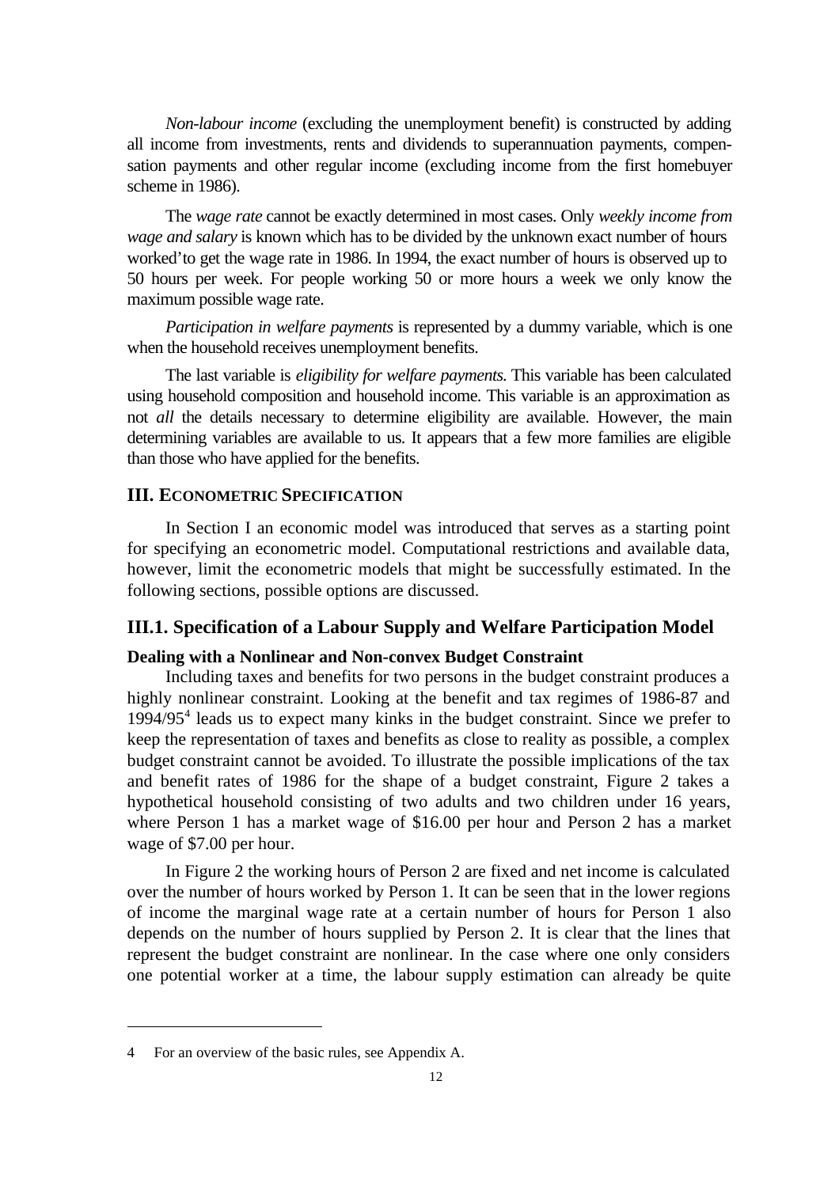*Non-labour income* (excluding the unemployment benefit) is constructed by adding all income from investments, rents and dividends to superannuation payments, compensation payments and other regular income (excluding income from the first homebuyer scheme in 1986).

The *wage rate* cannot be exactly determined in most cases. Only *weekly income from wage and salary* is known which has to be divided by the unknown exact number of 'hours worked' to get the wage rate in 1986. In 1994, the exact number of hours is observed up to 50 hours per week. For people working 50 or more hours a week we only know the maximum possible wage rate.

*Participation in welfare payments* is represented by a dummy variable, which is one when the household receives unemployment benefits.

The last variable is *eligibility for welfare payments*. This variable has been calculated using household composition and household income. This variable is an approximation as not *all* the details necessary to determine eligibility are available. However, the main determining variables are available to us. It appears that a few more families are eligible than those who have applied for the benefits.

## III. ECONOMETRIC SPECIFICATION

In Section I an economic model was introduced that serves as a starting point for specifying an econometric model. Computational restrictions and available data, however, limit the econometric models that might be successfully estimated. In the following sections, possible options are discussed.

## III.1. Specification of a Labour Supply and Welfare Participation Model

### Dealing with a Nonlinear and Non-convex Budget Constraint

Including taxes and benefits for two persons in the budget constraint produces a highly nonlinear constraint. Looking at the benefit and tax regimes of 1986-87 and 1994/95[4] leads us to expect many kinks in the budget constraint. Since we prefer to keep the representation of taxes and benefits as close to reality as possible, a complex budget constraint cannot be avoided. To illustrate the possible implications of the tax and benefit rates of 1986 for the shape of a budget constraint, Figure 2 takes a hypothetical household consisting of two adults and two children under 16 years, where Person 1 has a market wage of $16.00 per hour and Person 2 has a market wage of $7.00 per hour.

In Figure 2 the working hours of Person 2 are fixed and net income is calculated over the number of hours worked by Person 1. It can be seen that in the lower regions of income the marginal wage rate at a certain number of hours for Person 1 also depends on the number of hours supplied by Person 2. It is clear that the lines that represent the budget constraint are nonlinear. In the case where one only considers one potential worker at a time, the labour supply estimation can already be quite

---

4 For an overview of the basic rules, see Appendix A.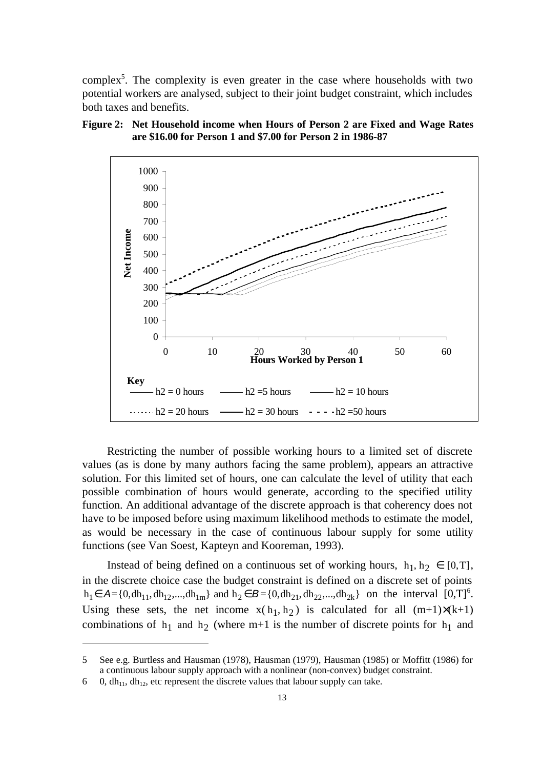complex[5]. The complexity is even greater in the case where households with two potential workers are analysed, subject to their joint budget constraint, which includes both taxes and benefits.

**Figure 2: Net Household income when Hours of Person 2 are Fixed and Wage Rates are \$16.00 for Person 1 and \$7.00 for Person 2 in 1986-87**

Restricting the number of possible working hours to a limited set of discrete values (as is done by many authors facing the same problem), appears an attractive solution. For this limited set of hours, one can calculate the level of utility that each possible combination of hours would generate, according to the specified utility function. An additional advantage of the discrete approach is that coherency does not have to be imposed before using maximum likelihood methods to estimate the model, as would be necessary in the case of continuous labour supply for some utility functions (see Van Soest, Kapteyn and Kooreman, 1993).

Instead of being defined on a continuous set of working hours, $h_1, h_2 \in [0,T]$, in the discrete choice case the budget constraint is defined on a discrete set of points $h_1 \in A = \{0, dh_{11}, dh_{12}, ..., dh_{1m}\}$ and $h_2 \in B = \{0, dh_{21}, dh_{22}, ..., dh_{2k}\}$ on the interval $[0,T]$[6]. Using these sets, the net income $x(h_1, h_2)$ is calculated for all $(m+1)\times(k+1)$ combinations of $h_1$ and $h_2$ (where m+1 is the number of discrete points for $h_1$ and

---

5 See e.g. Burtless and Hausman (1978), Hausman (1979), Hausman (1985) or Moffitt (1986) for a continuous labour supply approach with a nonlinear (non-convex) budget constraint.

6 0, $dh_{11}$, $dh_{12}$, etc represent the discrete values that labour supply can take.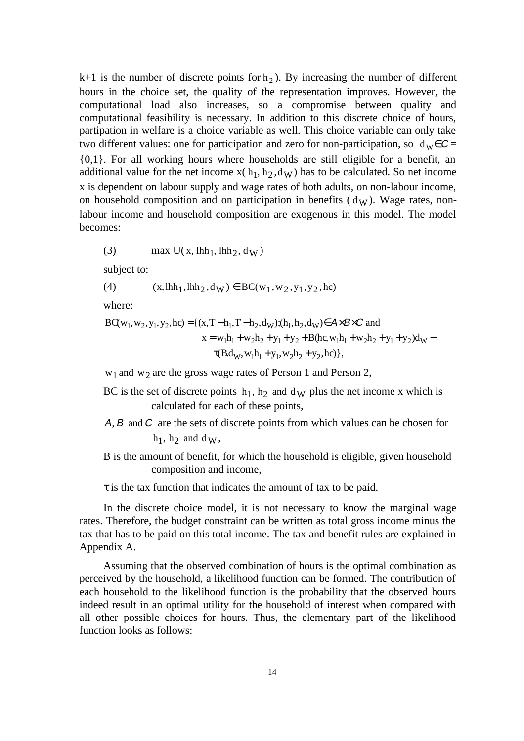k+1 is the number of discrete points for $h_2$). By increasing the number of different hours in the choice set, the quality of the representation improves. However, the computational load also increases, so a compromise between quality and computational feasibility is necessary. In addition to this discrete choice of hours, partipation in welfare is a choice variable as well. This choice variable can only take two different values: one for participation and zero for non-participation, so $d_W \in C = \{0,1\}$. For all working hours where households are still eligible for a benefit, an additional value for the net income $x(h_1, h_2, d_W)$ has to be calculated. So net income x is dependent on labour supply and wage rates of both adults, on non-labour income, on household composition and on participation in benefits ($d_W$). Wage rates, non-labour income and household composition are exogenous in this model. The model becomes:

$$\text{(3)} \qquad \max U(x, lhh_1, lhh_2, d_W)$$

subject to:

$$\text{(4)} \qquad (x, lhh_1, lhh_2, d_W) \in BC(w_1, w_2, y_1, y_2, hc)$$

where:

$$BC(w_1, w_2, y_1, y_2, hc) = \{(x, T - h_1, T - h_2, d_W); (h_1, h_2, d_W) \in A \times B \times C \text{ and}$$
$$x = w_1 h_1 + w_2 h_2 + y_1 + y_2 + B(hc, w_1 h_1 + w_2 h_2 + y_1 + y_2) d_W -$$
$$\tau(B.d_W, w_1 h_1 + y_1, w_2 h_2 + y_2, hc)\},$$

$w_1$ and $w_2$ are the gross wage rates of Person 1 and Person 2,

BC is the set of discrete points $h_1$, $h_2$ and $d_W$ plus the net income x which is calculated for each of these points,

$A$, $B$ and $C$ are the sets of discrete points from which values can be chosen for $h_1$, $h_2$ and $d_W$,

B is the amount of benefit, for which the household is eligible, given household composition and income,

$\tau$ is the tax function that indicates the amount of tax to be paid.

In the discrete choice model, it is not necessary to know the marginal wage rates. Therefore, the budget constraint can be written as total gross income minus the tax that has to be paid on this total income. The tax and benefit rules are explained in Appendix A.

Assuming that the observed combination of hours is the optimal combination as perceived by the household, a likelihood function can be formed. The contribution of each household to the likelihood function is the probability that the observed hours indeed result in an optimal utility for the household of interest when compared with all other possible choices for hours. Thus, the elementary part of the likelihood function looks as follows: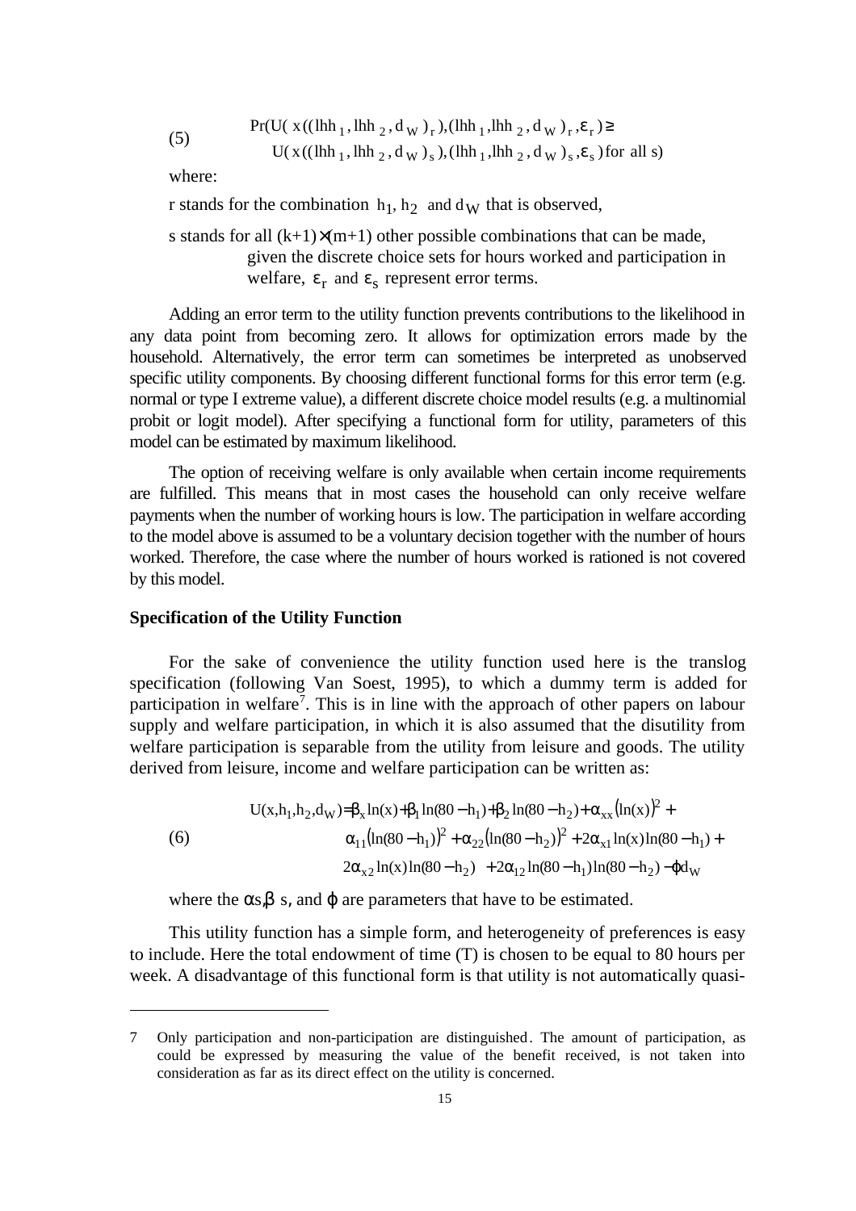$$\text{(5)} \qquad \begin{aligned} &\Pr(U(x((lhh_1, lhh_2, d_W)_r), (lhh_1, lhh_2, d_W)_r, \varepsilon_r) \geq \\ &\quad U(x((lhh_1, lhh_2, d_W)_s), (lhh_1, lhh_2, d_W)_s, \varepsilon_s) \text{ for all s}) \end{aligned}$$

where:

r stands for the combination $h_1$, $h_2$ and $d_W$ that is observed,

s stands for all $(k+1)\times(m+1)$ other possible combinations that can be made, given the discrete choice sets for hours worked and participation in welfare, $\varepsilon_r$ and $\varepsilon_s$ represent error terms.

Adding an error term to the utility function prevents contributions to the likelihood in any data point from becoming zero. It allows for optimization errors made by the household. Alternatively, the error term can sometimes be interpreted as unobserved specific utility components. By choosing different functional forms for this error term (e.g. normal or type I extreme value), a different discrete choice model results (e.g. a multinomial probit or logit model). After specifying a functional form for utility, parameters of this model can be estimated by maximum likelihood.

The option of receiving welfare is only available when certain income requirements are fulfilled. This means that in most cases the household can only receive welfare payments when the number of working hours is low. The participation in welfare according to the model above is assumed to be a voluntary decision together with the number of hours worked. Therefore, the case where the number of hours worked is rationed is not covered by this model.

**Specification of the Utility Function**

For the sake of convenience the utility function used here is the translog specification (following Van Soest, 1995), to which a dummy term is added for participation in welfare[7]. This is in line with the approach of other papers on labour supply and welfare participation, in which it is also assumed that the disutility from welfare participation is separable from the utility from leisure and goods. The utility derived from leisure, income and welfare participation can be written as:

$$\text{(6)} \qquad \begin{aligned} U(x,h_1,h_2,d_W) = {} & \beta_x \ln(x) + \beta_1 \ln(80-h_1) + \beta_2 \ln(80-h_2) + \alpha_{xx}(\ln(x))^2 + \\ & \alpha_{11}(\ln(80-h_1))^2 + \alpha_{22}(\ln(80-h_2))^2 + 2\alpha_{x1}\ln(x)\ln(80-h_1) + \\ & 2\alpha_{x2}\ln(x)\ln(80-h_2) + 2\alpha_{12}\ln(80-h_1)\ln(80-h_2) - \varphi d_W \end{aligned}$$

where the $\alpha$s, $\beta$ s, and $\varphi$ are parameters that have to be estimated.

This utility function has a simple form, and heterogeneity of preferences is easy to include. Here the total endowment of time (T) is chosen to be equal to 80 hours per week. A disadvantage of this functional form is that utility is not automatically quasi-

---

7 Only participation and non-participation are distinguished. The amount of participation, as could be expressed by measuring the value of the benefit received, is not taken into consideration as far as its direct effect on the utility is concerned.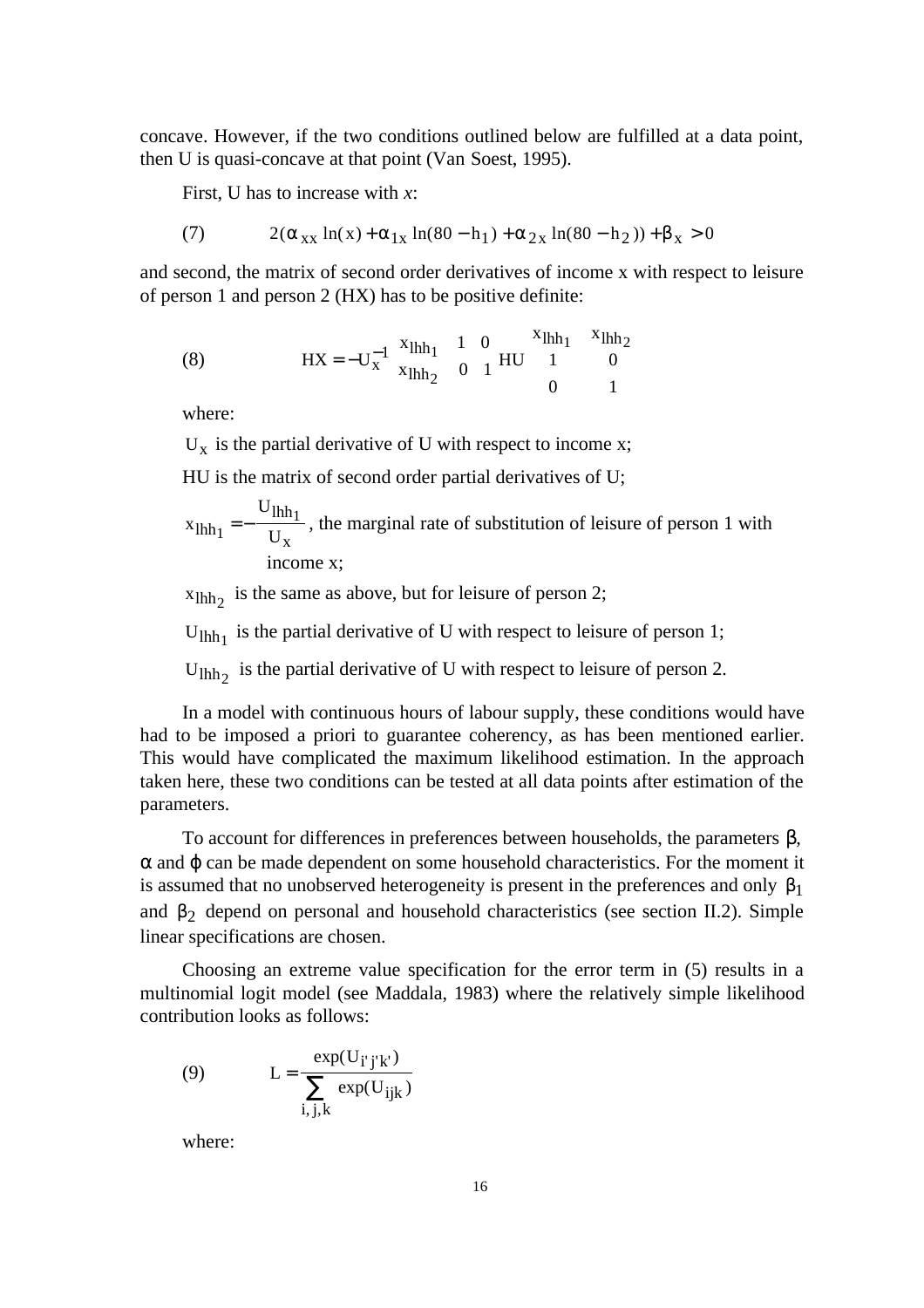concave. However, if the two conditions outlined below are fulfilled at a data point, then U is quasi-concave at that point (Van Soest, 1995).

First, U has to increase with *x*:

$$(7) \qquad 2(\alpha_{xx}\ln(x) + \alpha_{1x}\ln(80 - h_1) + \alpha_{2x}\ln(80 - h_2)) + \beta_x > 0$$

and second, the matrix of second order derivatives of income x with respect to leisure of person 1 and person 2 (HX) has to be positive definite:

$$(8) \qquad HX = -U_x^{-1} \begin{pmatrix} x_{lhh_1} & 1 & 0 \\ x_{lhh_2} & 0 & 1 \end{pmatrix} HU \begin{pmatrix} x_{lhh_1} & x_{lhh_2} \\ 1 & 0 \\ 0 & 1 \end{pmatrix}$$

where:

$U_x$ is the partial derivative of U with respect to income x;

HU is the matrix of second order partial derivatives of U;

$x_{lhh_1} = -\frac{U_{lhh_1}}{U_x}$, the marginal rate of substitution of leisure of person 1 with income x;

$x_{lhh_2}$ is the same as above, but for leisure of person 2;

$U_{lhh_1}$ is the partial derivative of U with respect to leisure of person 1;

$U_{lhh_2}$ is the partial derivative of U with respect to leisure of person 2.

In a model with continuous hours of labour supply, these conditions would have had to be imposed a priori to guarantee coherency, as has been mentioned earlier. This would have complicated the maximum likelihood estimation. In the approach taken here, these two conditions can be tested at all data points after estimation of the parameters.

To account for differences in preferences between households, the parameters $\beta$, $\alpha$ and $\varphi$ can be made dependent on some household characteristics. For the moment it is assumed that no unobserved heterogeneity is present in the preferences and only $\beta_1$ and $\beta_2$ depend on personal and household characteristics (see section II.2). Simple linear specifications are chosen.

Choosing an extreme value specification for the error term in (5) results in a multinomial logit model (see Maddala, 1983) where the relatively simple likelihood contribution looks as follows:

$$(9) \qquad L = \frac{\exp(U_{i'j'k'})}{\sum_{i,j,k} \exp(U_{ijk})}$$

where: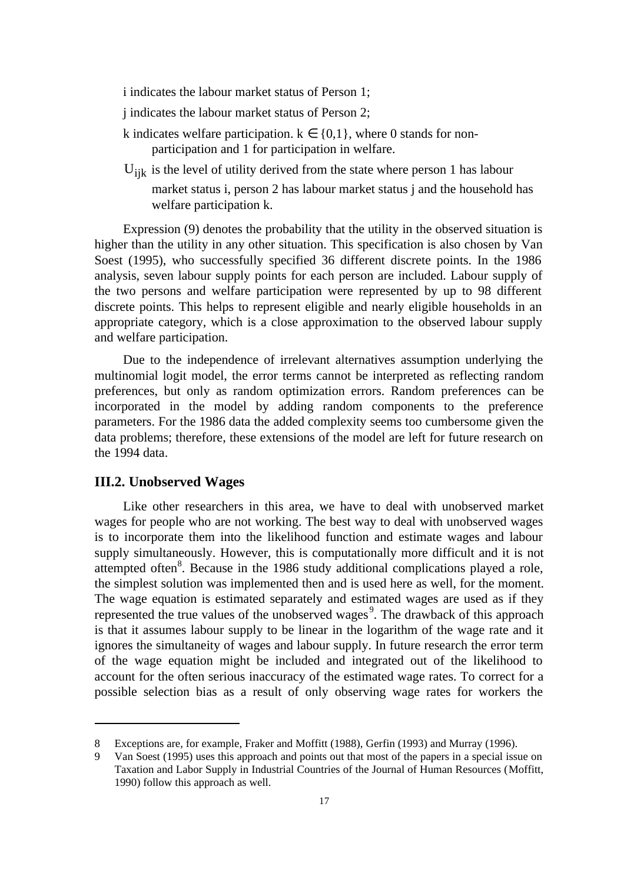i indicates the labour market status of Person 1;

j indicates the labour market status of Person 2;

k indicates welfare participation. $k \in \{0,1\}$, where 0 stands for non-participation and 1 for participation in welfare.

$U_{ijk}$ is the level of utility derived from the state where person 1 has labour market status i, person 2 has labour market status j and the household has welfare participation k.

Expression (9) denotes the probability that the utility in the observed situation is higher than the utility in any other situation. This specification is also chosen by Van Soest (1995), who successfully specified 36 different discrete points. In the 1986 analysis, seven labour supply points for each person are included. Labour supply of the two persons and welfare participation were represented by up to 98 different discrete points. This helps to represent eligible and nearly eligible households in an appropriate category, which is a close approximation to the observed labour supply and welfare participation.

Due to the independence of irrelevant alternatives assumption underlying the multinomial logit model, the error terms cannot be interpreted as reflecting random preferences, but only as random optimization errors. Random preferences can be incorporated in the model by adding random components to the preference parameters. For the 1986 data the added complexity seems too cumbersome given the data problems; therefore, these extensions of the model are left for future research on the 1994 data.

### III.2. Unobserved Wages

Like other researchers in this area, we have to deal with unobserved market wages for people who are not working. The best way to deal with unobserved wages is to incorporate them into the likelihood function and estimate wages and labour supply simultaneously. However, this is computationally more difficult and it is not attempted often[8]. Because in the 1986 study additional complications played a role, the simplest solution was implemented then and is used here as well, for the moment. The wage equation is estimated separately and estimated wages are used as if they represented the true values of the unobserved wages[9]. The drawback of this approach is that it assumes labour supply to be linear in the logarithm of the wage rate and it ignores the simultaneity of wages and labour supply. In future research the error term of the wage equation might be included and integrated out of the likelihood to account for the often serious inaccuracy of the estimated wage rates. To correct for a possible selection bias as a result of only observing wage rates for workers the

---

8 Exceptions are, for example, Fraker and Moffitt (1988), Gerfin (1993) and Murray (1996).

9 Van Soest (1995) uses this approach and points out that most of the papers in a special issue on Taxation and Labor Supply in Industrial Countries of the Journal of Human Resources (Moffitt, 1990) follow this approach as well.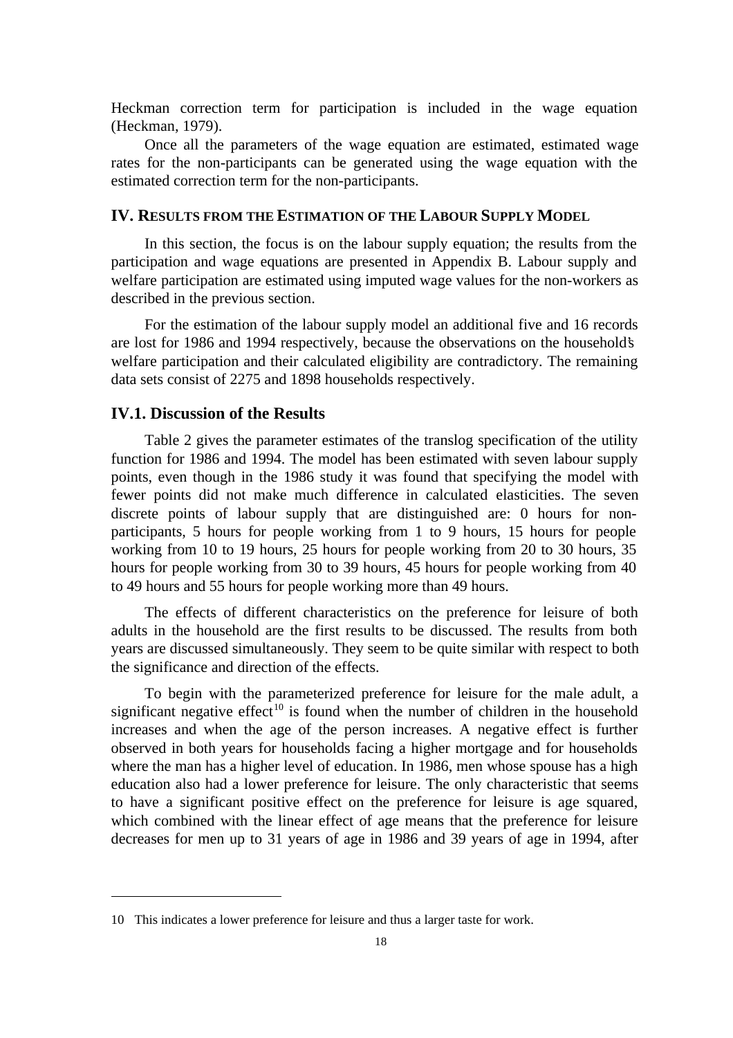Heckman correction term for participation is included in the wage equation (Heckman, 1979).

Once all the parameters of the wage equation are estimated, estimated wage rates for the non-participants can be generated using the wage equation with the estimated correction term for the non-participants.

## IV. RESULTS FROM THE ESTIMATION OF THE LABOUR SUPPLY MODEL

In this section, the focus is on the labour supply equation; the results from the participation and wage equations are presented in Appendix B. Labour supply and welfare participation are estimated using imputed wage values for the non-workers as described in the previous section.

For the estimation of the labour supply model an additional five and 16 records are lost for 1986 and 1994 respectively, because the observations on the household's welfare participation and their calculated eligibility are contradictory. The remaining data sets consist of 2275 and 1898 households respectively.

### IV.1. Discussion of the Results

Table 2 gives the parameter estimates of the translog specification of the utility function for 1986 and 1994. The model has been estimated with seven labour supply points, even though in the 1986 study it was found that specifying the model with fewer points did not make much difference in calculated elasticities. The seven discrete points of labour supply that are distinguished are: 0 hours for non-participants, 5 hours for people working from 1 to 9 hours, 15 hours for people working from 10 to 19 hours, 25 hours for people working from 20 to 30 hours, 35 hours for people working from 30 to 39 hours, 45 hours for people working from 40 to 49 hours and 55 hours for people working more than 49 hours.

The effects of different characteristics on the preference for leisure of both adults in the household are the first results to be discussed. The results from both years are discussed simultaneously. They seem to be quite similar with respect to both the significance and direction of the effects.

To begin with the parameterized preference for leisure for the male adult, a significant negative effect[10] is found when the number of children in the household increases and when the age of the person increases. A negative effect is further observed in both years for households facing a higher mortgage and for households where the man has a higher level of education. In 1986, men whose spouse has a high education also had a lower preference for leisure. The only characteristic that seems to have a significant positive effect on the preference for leisure is age squared, which combined with the linear effect of age means that the preference for leisure decreases for men up to 31 years of age in 1986 and 39 years of age in 1994, after

10 This indicates a lower preference for leisure and thus a larger taste for work.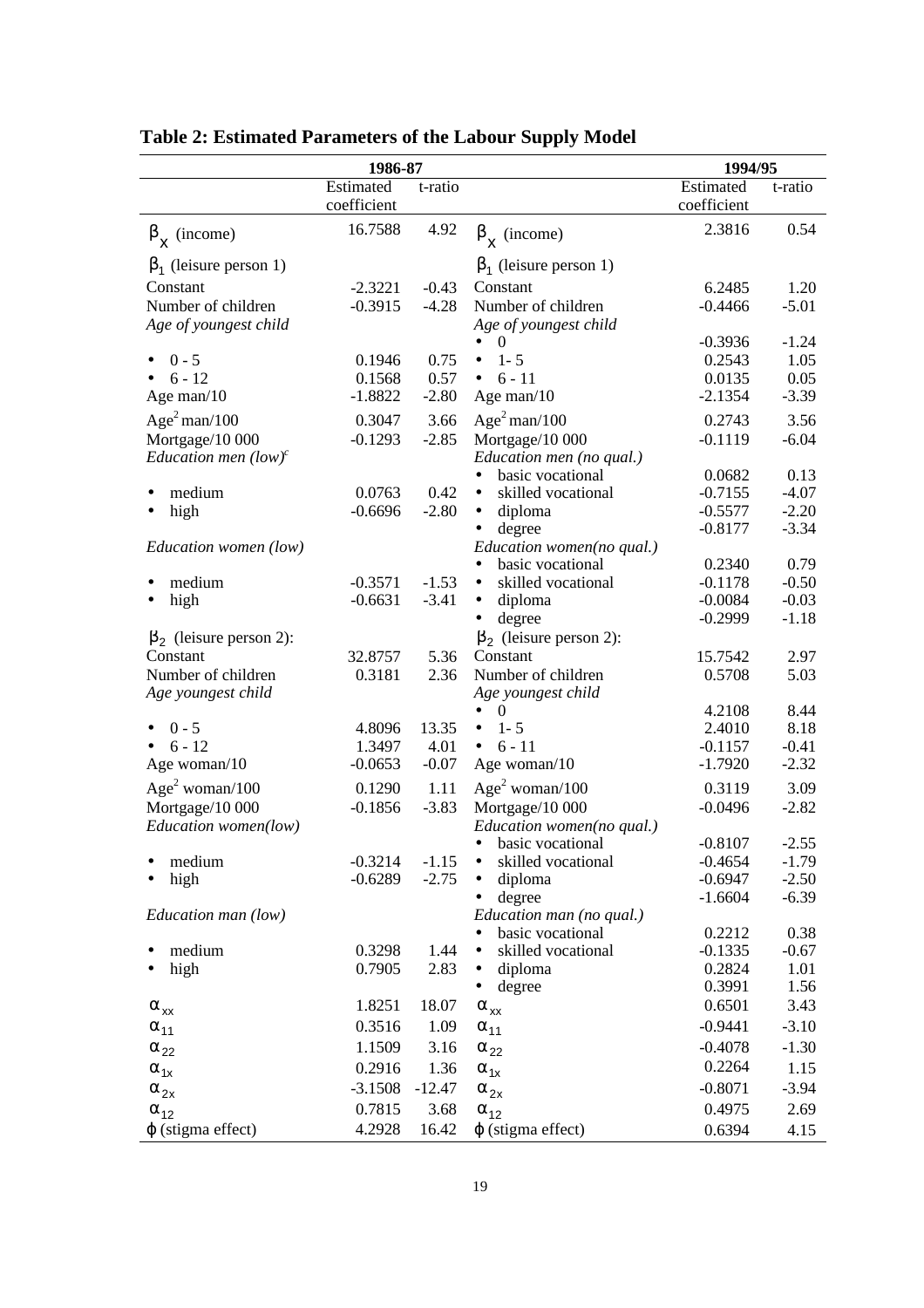## Table 2: Estimated Parameters of the Labour Supply Model

| 1986-87 | | | 1994/95 | | |
|---|---|---|---|---|---|
| | Estimated coefficient | t-ratio | | Estimated coefficient | t-ratio |
| $\beta_x$ (income) | 16.7588 | 4.92 | $\beta_x$ (income) | 2.3816 | 0.54 |
| $\beta_1$ (leisure person 1) | | | $\beta_1$ (leisure person 1) | | |
| Constant | -2.3221 | -0.43 | Constant | 6.2485 | 1.20 |
| Number of children | -0.3915 | -4.28 | Number of children | -0.4466 | -5.01 |
| *Age of youngest child* | | | *Age of youngest child* | | |
| | | | • 0 | -0.3936 | -1.24 |
| • 0 - 5 | 0.1946 | 0.75 | • 1- 5 | 0.2543 | 1.05 |
| • 6 - 12 | 0.1568 | 0.57 | • 6 - 11 | 0.0135 | 0.05 |
| Age man/10 | -1.8822 | -2.80 | Age man/10 | -2.1354 | -3.39 |
| $Age^2$ man/100 | 0.3047 | 3.66 | $Age^2$ man/100 | 0.2743 | 3.56 |
| Mortgage/10 000 | -0.1293 | -2.85 | Mortgage/10 000 | -0.1119 | -6.04 |
| *Education men (low)*[c] | | | *Education men (no qual.)* | | |
| | | | • basic vocational | 0.0682 | 0.13 |
| • medium | 0.0763 | 0.42 | • skilled vocational | -0.7155 | -4.07 |
| • high | -0.6696 | -2.80 | • diploma | -0.5577 | -2.20 |
| | | | • degree | -0.8177 | -3.34 |
| *Education women (low)* | | | *Education women(no qual.)* | | |
| | | | • basic vocational | 0.2340 | 0.79 |
| • medium | -0.3571 | -1.53 | • skilled vocational | -0.1178 | -0.50 |
| • high | -0.6631 | -3.41 | • diploma | -0.0084 | -0.03 |
| | | | • degree | -0.2999 | -1.18 |
| $\beta_2$ (leisure person 2): | | | $\beta_2$ (leisure person 2): | | |
| Constant | 32.8757 | 5.36 | Constant | 15.7542 | 2.97 |
| Number of children | 0.3181 | 2.36 | Number of children | 0.5708 | 5.03 |
| *Age youngest child* | | | *Age youngest child* | | |
| | | | • 0 | 4.2108 | 8.44 |
| • 0 - 5 | 4.8096 | 13.35 | • 1- 5 | 2.4010 | 8.18 |
| • 6 - 12 | 1.3497 | 4.01 | • 6 - 11 | -0.1157 | -0.41 |
| Age woman/10 | -0.0653 | -0.07 | Age woman/10 | -1.7920 | -2.32 |
| $Age^2$ woman/100 | 0.1290 | 1.11 | $Age^2$ woman/100 | 0.3119 | 3.09 |
| Mortgage/10 000 | -0.1856 | -3.83 | Mortgage/10 000 | -0.0496 | -2.82 |
| *Education women(low)* | | | *Education women(no qual.)* | | |
| | | | • basic vocational | -0.8107 | -2.55 |
| • medium | -0.3214 | -1.15 | • skilled vocational | -0.4654 | -1.79 |
| • high | -0.6289 | -2.75 | • diploma | -0.6947 | -2.50 |
| | | | • degree | -1.6604 | -6.39 |
| *Education man (low)* | | | *Education man (no qual.)* | | |
| | | | • basic vocational | 0.2212 | 0.38 |
| • medium | 0.3298 | 1.44 | • skilled vocational | -0.1335 | -0.67 |
| • high | 0.7905 | 2.83 | • diploma | 0.2824 | 1.01 |
| | | | • degree | 0.3991 | 1.56 |
| $\alpha_{xx}$ | 1.8251 | 18.07 | $\alpha_{xx}$ | 0.6501 | 3.43 |
| $\alpha_{11}$ | 0.3516 | 1.09 | $\alpha_{11}$ | -0.9441 | -3.10 |
| $\alpha_{22}$ | 1.1509 | 3.16 | $\alpha_{22}$ | -0.4078 | -1.30 |
| $\alpha_{1x}$ | 0.2916 | 1.36 | $\alpha_{1x}$ | 0.2264 | 1.15 |
| $\alpha_{2x}$ | -3.1508 | -12.47 | $\alpha_{2x}$ | -0.8071 | -3.94 |
| $\alpha_{12}$ | 0.7815 | 3.68 | $\alpha_{12}$ | 0.4975 | 2.69 |
| $\varphi$ (stigma effect) | 4.2928 | 16.42 | $\varphi$ (stigma effect) | 0.6394 | 4.15 |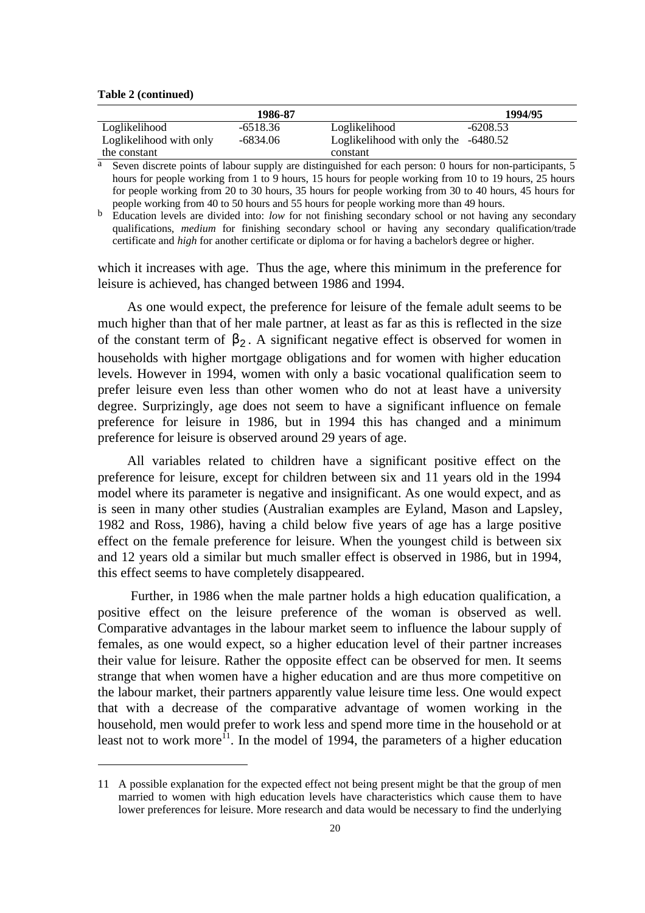**Table 2 (continued)**

| | 1986-87 | | 1994/95 |
|---|---|---|---|
| Loglikelihood | -6518.36 | Loglikelihood | -6208.53 |
| Loglikelihood with only the constant | -6834.06 | Loglikelihood with only the constant | -6480.52 |

[a] Seven discrete points of labour supply are distinguished for each person: 0 hours for non-participants, 5 hours for people working from 1 to 9 hours, 15 hours for people working from 10 to 19 hours, 25 hours for people working from 20 to 30 hours, 35 hours for people working from 30 to 40 hours, 45 hours for people working from 40 to 50 hours and 55 hours for people working more than 49 hours.

[b] Education levels are divided into: *low* for not finishing secondary school or not having any secondary qualifications, *medium* for finishing secondary school or having any secondary qualification/trade certificate and *high* for another certificate or diploma or for having a bachelor's degree or higher.

which it increases with age. Thus the age, where this minimum in the preference for leisure is achieved, has changed between 1986 and 1994.

As one would expect, the preference for leisure of the female adult seems to be much higher than that of her male partner, at least as far as this is reflected in the size of the constant term of $\beta_2$. A significant negative effect is observed for women in households with higher mortgage obligations and for women with higher education levels. However in 1994, women with only a basic vocational qualification seem to prefer leisure even less than other women who do not at least have a university degree. Surprizingly, age does not seem to have a significant influence on female preference for leisure in 1986, but in 1994 this has changed and a minimum preference for leisure is observed around 29 years of age.

All variables related to children have a significant positive effect on the preference for leisure, except for children between six and 11 years old in the 1994 model where its parameter is negative and insignificant. As one would expect, and as is seen in many other studies (Australian examples are Eyland, Mason and Lapsley, 1982 and Ross, 1986), having a child below five years of age has a large positive effect on the female preference for leisure. When the youngest child is between six and 12 years old a similar but much smaller effect is observed in 1986, but in 1994, this effect seems to have completely disappeared.

Further, in 1986 when the male partner holds a high education qualification, a positive effect on the leisure preference of the woman is observed as well. Comparative advantages in the labour market seem to influence the labour supply of females, as one would expect, so a higher education level of their partner increases their value for leisure. Rather the opposite effect can be observed for men. It seems strange that when women have a higher education and are thus more competitive on the labour market, their partners apparently value leisure time less. One would expect that with a decrease of the comparative advantage of women working in the household, men would prefer to work less and spend more time in the household or at least not to work more[11]. In the model of 1994, the parameters of a higher education

11 A possible explanation for the expected effect not being present might be that the group of men married to women with high education levels have characteristics which cause them to have lower preferences for leisure. More research and data would be necessary to find the underlying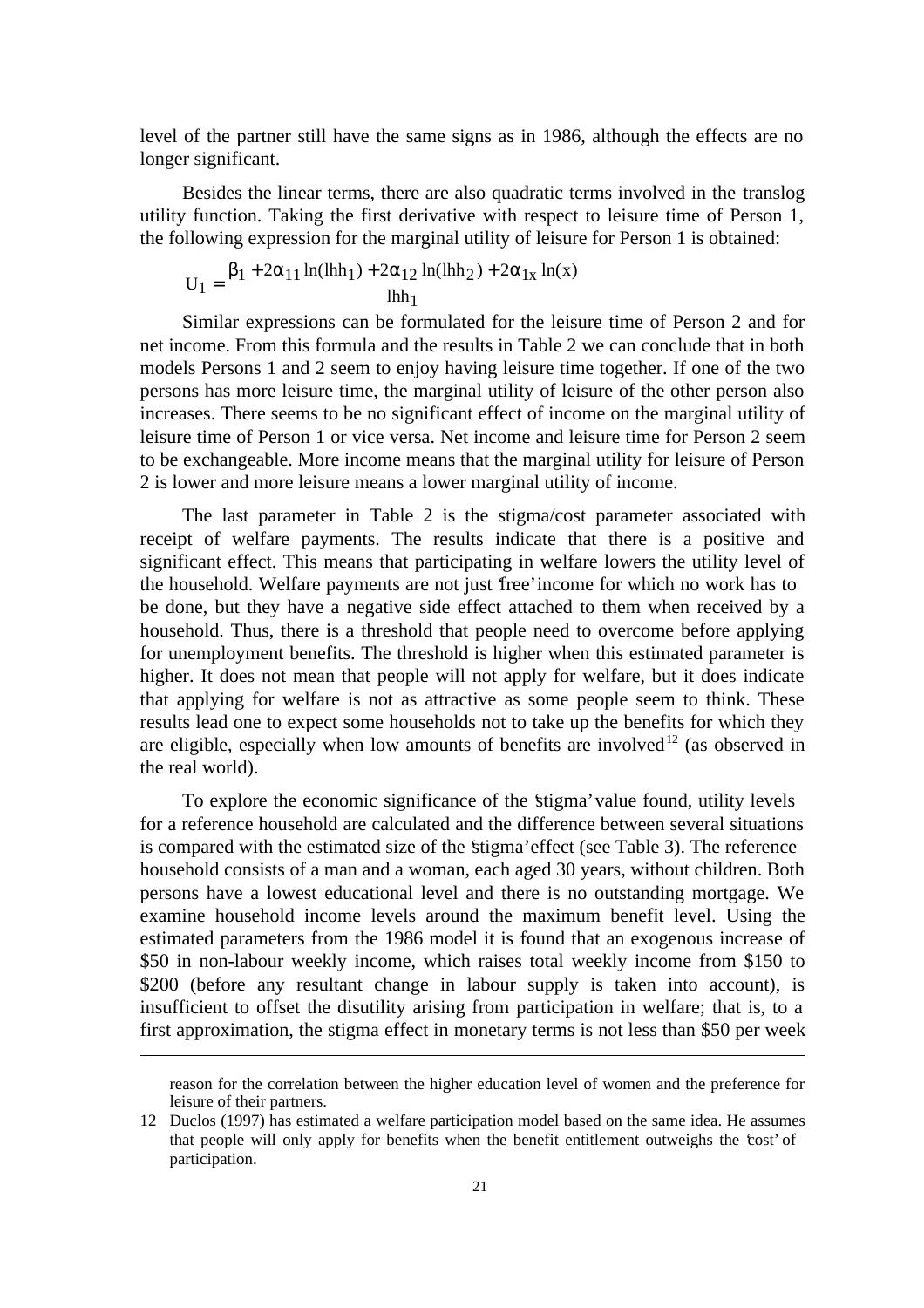level of the partner still have the same signs as in 1986, although the effects are no longer significant.

Besides the linear terms, there are also quadratic terms involved in the translog utility function. Taking the first derivative with respect to leisure time of Person 1, the following expression for the marginal utility of leisure for Person 1 is obtained:

$$U_1 = \frac{\beta_1 + 2\alpha_{11}\ln(\text{lhh}_1) + 2\alpha_{12}\ln(\text{lhh}_2) + 2\alpha_{1x}\ln(x)}{\text{lhh}_1}$$

Similar expressions can be formulated for the leisure time of Person 2 and for net income. From this formula and the results in Table 2 we can conclude that in both models Persons 1 and 2 seem to enjoy having leisure time together. If one of the two persons has more leisure time, the marginal utility of leisure of the other person also increases. There seems to be no significant effect of income on the marginal utility of leisure time of Person 1 or vice versa. Net income and leisure time for Person 2 seem to be exchangeable. More income means that the marginal utility for leisure of Person 2 is lower and more leisure means a lower marginal utility of income.

The last parameter in Table 2 is the stigma/cost parameter associated with receipt of welfare payments. The results indicate that there is a positive and significant effect. This means that participating in welfare lowers the utility level of the household. Welfare payments are not just 'free' income for which no work has to be done, but they have a negative side effect attached to them when received by a household. Thus, there is a threshold that people need to overcome before applying for unemployment benefits. The threshold is higher when this estimated parameter is higher. It does not mean that people will not apply for welfare, but it does indicate that applying for welfare is not as attractive as some people seem to think. These results lead one to expect some households not to take up the benefits for which they are eligible, especially when low amounts of benefits are involved[12] (as observed in the real world).

To explore the economic significance of the 'stigma' value found, utility levels for a reference household are calculated and the difference between several situations is compared with the estimated size of the 'stigma' effect (see Table 3). The reference household consists of a man and a woman, each aged 30 years, without children. Both persons have a lowest educational level and there is no outstanding mortgage. We examine household income levels around the maximum benefit level. Using the estimated parameters from the 1986 model it is found that an exogenous increase of \$50 in non-labour weekly income, which raises total weekly income from \$150 to \$200 (before any resultant change in labour supply is taken into account), is insufficient to offset the disutility arising from participation in welfare; that is, to a first approximation, the stigma effect in monetary terms is not less than \$50 per week

---

reason for the correlation between the higher education level of women and the preference for leisure of their partners.

12 Duclos (1997) has estimated a welfare participation model based on the same idea. He assumes that people will only apply for benefits when the benefit entitlement outweighs the 'cost' of participation.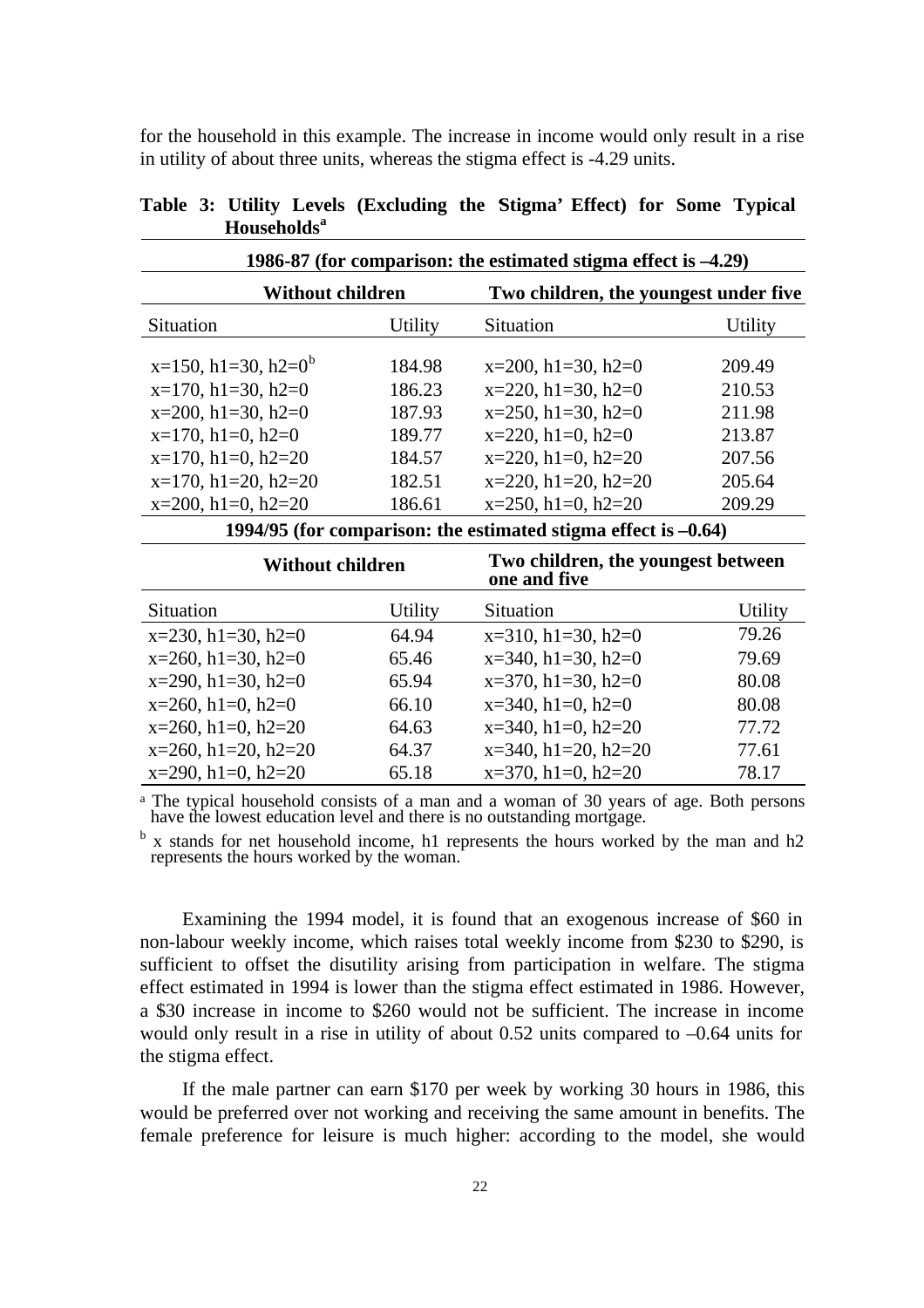for the household in this example. The increase in income would only result in a rise in utility of about three units, whereas the stigma effect is -4.29 units.

**Table 3: Utility Levels (Excluding the Stigma' Effect) for Some Typical Households[a]**

| 1986-87 (for comparison: the estimated stigma effect is –4.29) | | | |
|---|---|---|---|
| **Without children** | | **Two children, the youngest under five** | |
| Situation | Utility | Situation | Utility |
| x=150, h1=30, h2=0[b] | 184.98 | x=200, h1=30, h2=0 | 209.49 |
| x=170, h1=30, h2=0 | 186.23 | x=220, h1=30, h2=0 | 210.53 |
| x=200, h1=30, h2=0 | 187.93 | x=250, h1=30, h2=0 | 211.98 |
| x=170, h1=0, h2=0 | 189.77 | x=220, h1=0, h2=0 | 213.87 |
| x=170, h1=0, h2=20 | 184.57 | x=220, h1=0, h2=20 | 207.56 |
| x=170, h1=20, h2=20 | 182.51 | x=220, h1=20, h2=20 | 205.64 |
| x=200, h1=0, h2=20 | 186.61 | x=250, h1=0, h2=20 | 209.29 |
| **1994/95 (for comparison: the estimated stigma effect is –0.64)** | | | |
| **Without children** | | **Two children, the youngest between one and five** | |
| Situation | Utility | Situation | Utility |
| x=230, h1=30, h2=0 | 64.94 | x=310, h1=30, h2=0 | 79.26 |
| x=260, h1=30, h2=0 | 65.46 | x=340, h1=30, h2=0 | 79.69 |
| x=290, h1=30, h2=0 | 65.94 | x=370, h1=30, h2=0 | 80.08 |
| x=260, h1=0, h2=0 | 66.10 | x=340, h1=0, h2=0 | 80.08 |
| x=260, h1=0, h2=20 | 64.63 | x=340, h1=0, h2=20 | 77.72 |
| x=260, h1=20, h2=20 | 64.37 | x=340, h1=20, h2=20 | 77.61 |
| x=290, h1=0, h2=20 | 65.18 | x=370, h1=0, h2=20 | 78.17 |

[a] The typical household consists of a man and a woman of 30 years of age. Both persons have the lowest education level and there is no outstanding mortgage.

[b] x stands for net household income, h1 represents the hours worked by the man and h2 represents the hours worked by the woman.

Examining the 1994 model, it is found that an exogenous increase of $60 in non-labour weekly income, which raises total weekly income from $230 to $290, is sufficient to offset the disutility arising from participation in welfare. The stigma effect estimated in 1994 is lower than the stigma effect estimated in 1986. However, a $30 increase in income to $260 would not be sufficient. The increase in income would only result in a rise in utility of about 0.52 units compared to –0.64 units for the stigma effect.

If the male partner can earn $170 per week by working 30 hours in 1986, this would be preferred over not working and receiving the same amount in benefits. The female preference for leisure is much higher: according to the model, she would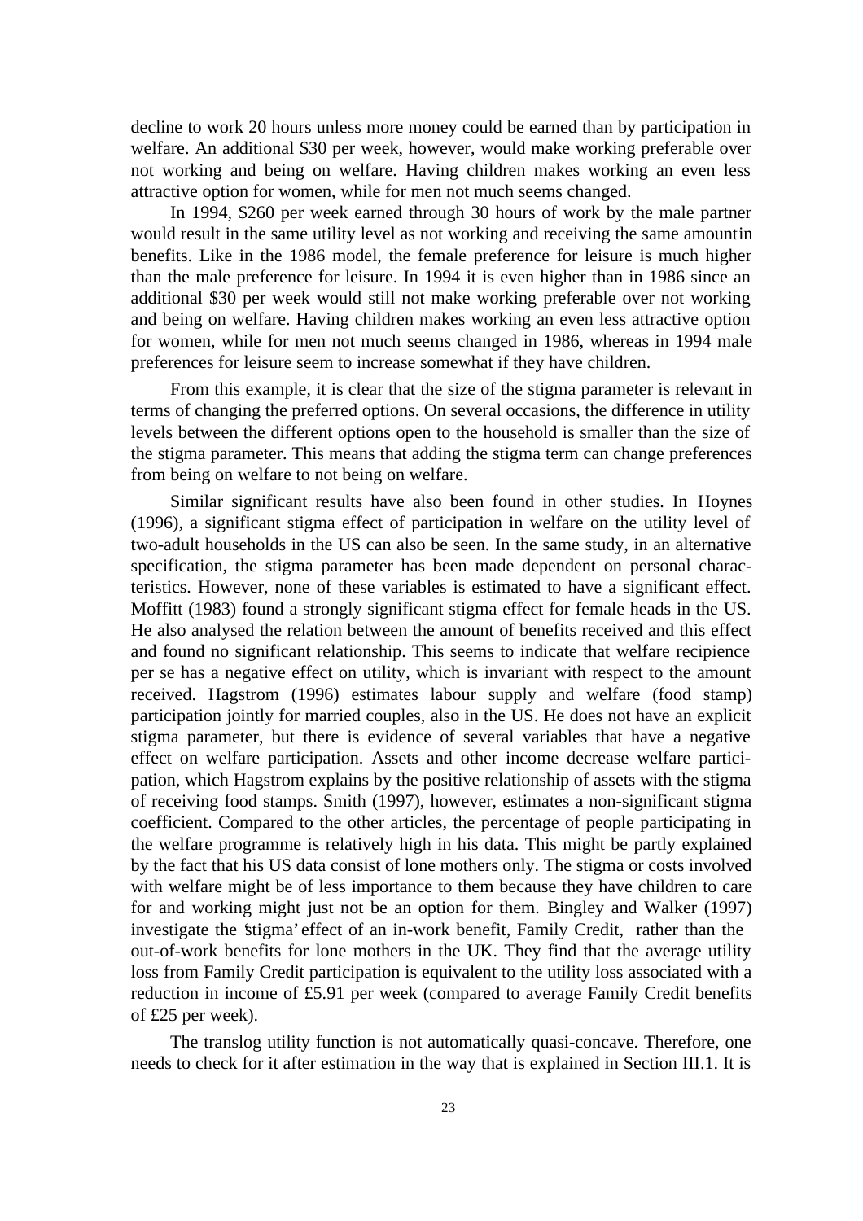decline to work 20 hours unless more money could be earned than by participation in welfare. An additional \$30 per week, however, would make working preferable over not working and being on welfare. Having children makes working an even less attractive option for women, while for men not much seems changed.

In 1994, \$260 per week earned through 30 hours of work by the male partner would result in the same utility level as not working and receiving the same amountin benefits. Like in the 1986 model, the female preference for leisure is much higher than the male preference for leisure. In 1994 it is even higher than in 1986 since an additional \$30 per week would still not make working preferable over not working and being on welfare. Having children makes working an even less attractive option for women, while for men not much seems changed in 1986, whereas in 1994 male preferences for leisure seem to increase somewhat if they have children.

From this example, it is clear that the size of the stigma parameter is relevant in terms of changing the preferred options. On several occasions, the difference in utility levels between the different options open to the household is smaller than the size of the stigma parameter. This means that adding the stigma term can change preferences from being on welfare to not being on welfare.

Similar significant results have also been found in other studies. In Hoynes (1996), a significant stigma effect of participation in welfare on the utility level of two-adult households in the US can also be seen. In the same study, in an alternative specification, the stigma parameter has been made dependent on personal characteristics. However, none of these variables is estimated to have a significant effect. Moffitt (1983) found a strongly significant stigma effect for female heads in the US. He also analysed the relation between the amount of benefits received and this effect and found no significant relationship. This seems to indicate that welfare recipience per se has a negative effect on utility, which is invariant with respect to the amount received. Hagstrom (1996) estimates labour supply and welfare (food stamp) participation jointly for married couples, also in the US. He does not have an explicit stigma parameter, but there is evidence of several variables that have a negative effect on welfare participation. Assets and other income decrease welfare participation, which Hagstrom explains by the positive relationship of assets with the stigma of receiving food stamps. Smith (1997), however, estimates a non-significant stigma coefficient. Compared to the other articles, the percentage of people participating in the welfare programme is relatively high in his data. This might be partly explained by the fact that his US data consist of lone mothers only. The stigma or costs involved with welfare might be of less importance to them because they have children to care for and working might just not be an option for them. Bingley and Walker (1997) investigate the 'stigma' effect of an in-work benefit, Family Credit, rather than the out-of-work benefits for lone mothers in the UK. They find that the average utility loss from Family Credit participation is equivalent to the utility loss associated with a reduction in income of £5.91 per week (compared to average Family Credit benefits of £25 per week).

The translog utility function is not automatically quasi-concave. Therefore, one needs to check for it after estimation in the way that is explained in Section III.1. It is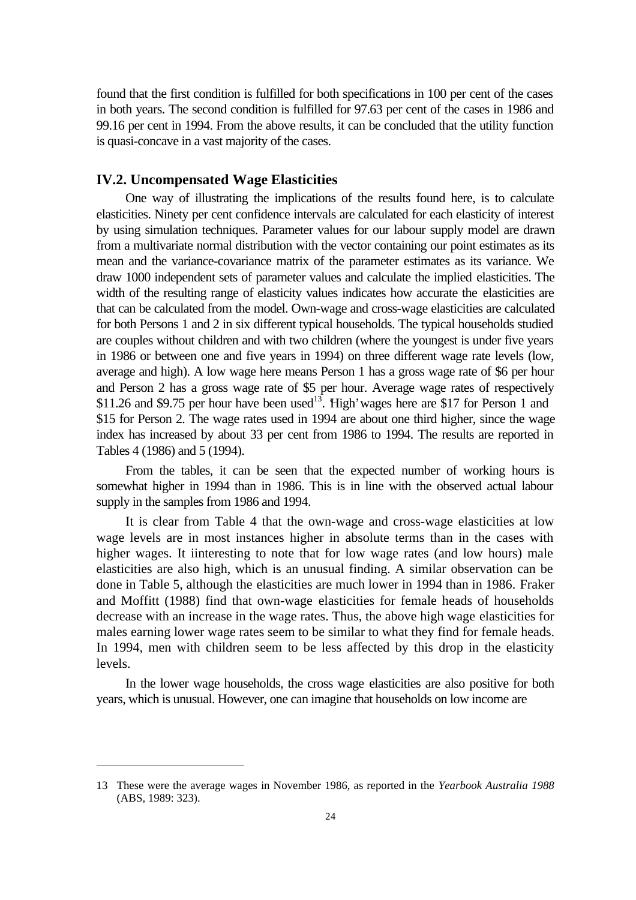found that the first condition is fulfilled for both specifications in 100 per cent of the cases in both years. The second condition is fulfilled for 97.63 per cent of the cases in 1986 and 99.16 per cent in 1994. From the above results, it can be concluded that the utility function is quasi-concave in a vast majority of the cases.

### IV.2. Uncompensated Wage Elasticities

One way of illustrating the implications of the results found here, is to calculate elasticities. Ninety per cent confidence intervals are calculated for each elasticity of interest by using simulation techniques. Parameter values for our labour supply model are drawn from a multivariate normal distribution with the vector containing our point estimates as its mean and the variance-covariance matrix of the parameter estimates as its variance. We draw 1000 independent sets of parameter values and calculate the implied elasticities. The width of the resulting range of elasticity values indicates how accurate the elasticities are that can be calculated from the model. Own-wage and cross-wage elasticities are calculated for both Persons 1 and 2 in six different typical households. The typical households studied are couples without children and with two children (where the youngest is under five years in 1986 or between one and five years in 1994) on three different wage rate levels (low, average and high). A low wage here means Person 1 has a gross wage rate of $6 per hour and Person 2 has a gross wage rate of $5 per hour. Average wage rates of respectively $11.26 and $9.75 per hour have been used[13]. 'High' wages here are $17 for Person 1 and $15 for Person 2. The wage rates used in 1994 are about one third higher, since the wage index has increased by about 33 per cent from 1986 to 1994. The results are reported in Tables 4 (1986) and 5 (1994).

From the tables, it can be seen that the expected number of working hours is somewhat higher in 1994 than in 1986. This is in line with the observed actual labour supply in the samples from 1986 and 1994.

It is clear from Table 4 that the own-wage and cross-wage elasticities at low wage levels are in most instances higher in absolute terms than in the cases with higher wages. It iinteresting to note that for low wage rates (and low hours) male elasticities are also high, which is an unusual finding. A similar observation can be done in Table 5, although the elasticities are much lower in 1994 than in 1986. Fraker and Moffitt (1988) find that own-wage elasticities for female heads of households decrease with an increase in the wage rates. Thus, the above high wage elasticities for males earning lower wage rates seem to be similar to what they find for female heads. In 1994, men with children seem to be less affected by this drop in the elasticity levels.

In the lower wage households, the cross wage elasticities are also positive for both years, which is unusual. However, one can imagine that households on low income are

---

13 These were the average wages in November 1986, as reported in the *Yearbook Australia 1988* (ABS, 1989: 323).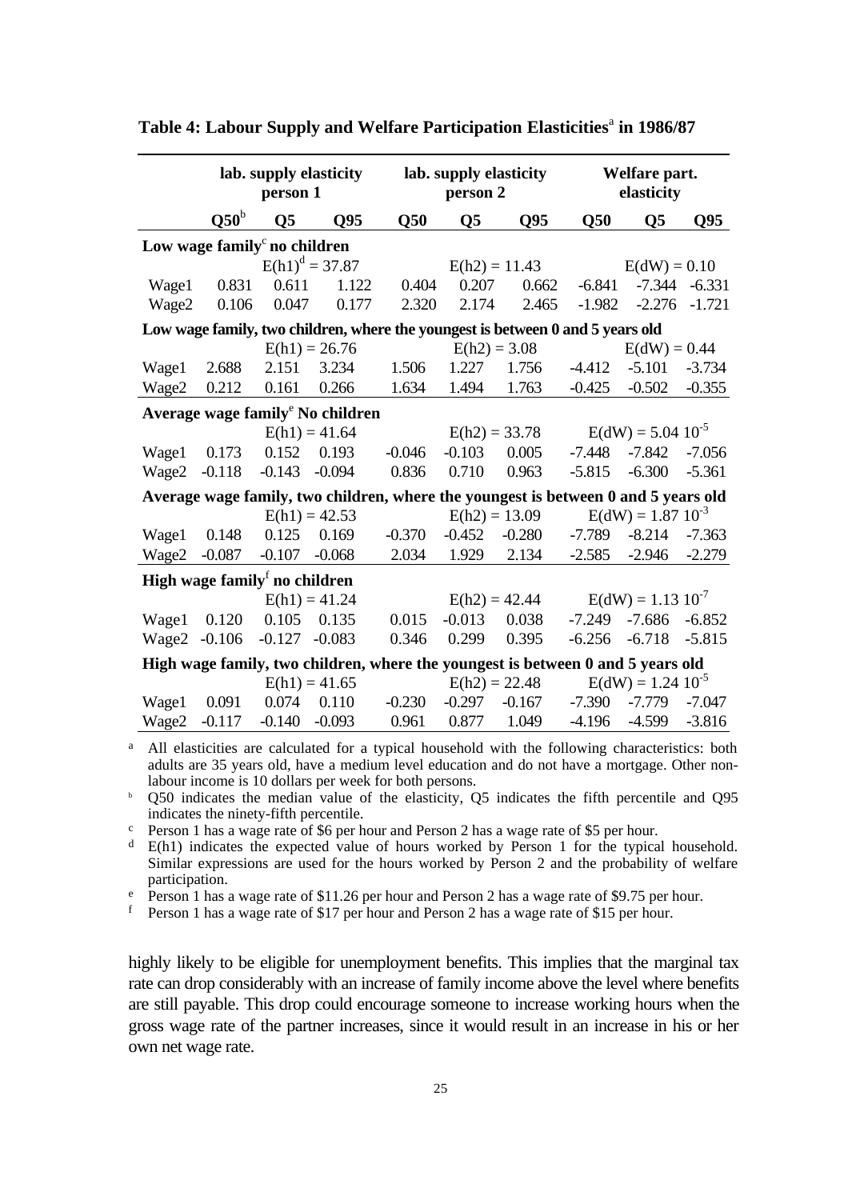**Table 4: Labour Supply and Welfare Participation Elasticities[a] in 1986/87**

| | lab. supply elasticity person 1 | | | lab. supply elasticity person 2 | | | Welfare part. elasticity | | |
|---|---|---|---|---|---|---|---|---|---|
| | Q50[b] | Q5 | Q95 | Q50 | Q5 | Q95 | Q50 | Q5 | Q95 |
| **Low wage family[c] no children** | | | | | | | | | |
| | $E(h1)^{d} = 37.87$ | | | $E(h2) = 11.43$ | | | $E(dW) = 0.10$ | | |
| Wage1 | 0.831 | 0.611 | 1.122 | 0.404 | 0.207 | 0.662 | -6.841 | -7.344 | -6.331 |
| Wage2 | 0.106 | 0.047 | 0.177 | 2.320 | 2.174 | 2.465 | -1.982 | -2.276 | -1.721 |
| **Low wage family, two children, where the youngest is between 0 and 5 years old** | | | | | | | | | |
| | $E(h1) = 26.76$ | | | $E(h2) = 3.08$ | | | $E(dW) = 0.44$ | | |
| Wage1 | 2.688 | 2.151 | 3.234 | 1.506 | 1.227 | 1.756 | -4.412 | -5.101 | -3.734 |
| Wage2 | 0.212 | 0.161 | 0.266 | 1.634 | 1.494 | 1.763 | -0.425 | -0.502 | -0.355 |
| **Average wage family[e] No children** | | | | | | | | | |
| | $E(h1) = 41.64$ | | | $E(h2) = 33.78$ | | | $E(dW) = 5.04\ 10^{-5}$ | | |
| Wage1 | 0.173 | 0.152 | 0.193 | -0.046 | -0.103 | 0.005 | -7.448 | -7.842 | -7.056 |
| Wage2 | -0.118 | -0.143 | -0.094 | 0.836 | 0.710 | 0.963 | -5.815 | -6.300 | -5.361 |
| **Average wage family, two children, where the youngest is between 0 and 5 years old** | | | | | | | | | |
| | $E(h1) = 42.53$ | | | $E(h2) = 13.09$ | | | $E(dW) = 1.87\ 10^{-3}$ | | |
| Wage1 | 0.148 | 0.125 | 0.169 | -0.370 | -0.452 | -0.280 | -7.789 | -8.214 | -7.363 |
| Wage2 | -0.087 | -0.107 | -0.068 | 2.034 | 1.929 | 2.134 | -2.585 | -2.946 | -2.279 |
| **High wage family[f] no children** | | | | | | | | | |
| | $E(h1) = 41.24$ | | | $E(h2) = 42.44$ | | | $E(dW) = 1.13\ 10^{-7}$ | | |
| Wage1 | 0.120 | 0.105 | 0.135 | 0.015 | -0.013 | 0.038 | -7.249 | -7.686 | -6.852 |
| Wage2 | -0.106 | -0.127 | -0.083 | 0.346 | 0.299 | 0.395 | -6.256 | -6.718 | -5.815 |
| **High wage family, two children, where the youngest is between 0 and 5 years old** | | | | | | | | | |
| | $E(h1) = 41.65$ | | | $E(h2) = 22.48$ | | | $E(dW) = 1.24\ 10^{-5}$ | | |
| Wage1 | 0.091 | 0.074 | 0.110 | -0.230 | -0.297 | -0.167 | -7.390 | -7.779 | -7.047 |
| Wage2 | -0.117 | -0.140 | -0.093 | 0.961 | 0.877 | 1.049 | -4.196 | -4.599 | -3.816 |

[a] All elasticities are calculated for a typical household with the following characteristics: both adults are 35 years old, have a medium level education and do not have a mortgage. Other non-labour income is 10 dollars per week for both persons.

[b] Q50 indicates the median value of the elasticity, Q5 indicates the fifth percentile and Q95 indicates the ninety-fifth percentile.

[c] Person 1 has a wage rate of \$6 per hour and Person 2 has a wage rate of \$5 per hour.

[d] E(h1) indicates the expected value of hours worked by Person 1 for the typical household. Similar expressions are used for the hours worked by Person 2 and the probability of welfare participation.

[e] Person 1 has a wage rate of \$11.26 per hour and Person 2 has a wage rate of \$9.75 per hour.

[f] Person 1 has a wage rate of \$17 per hour and Person 2 has a wage rate of \$15 per hour.

highly likely to be eligible for unemployment benefits. This implies that the marginal tax rate can drop considerably with an increase of family income above the level where benefits are still payable. This drop could encourage someone to increase working hours when the gross wage rate of the partner increases, since it would result in an increase in his or her own net wage rate.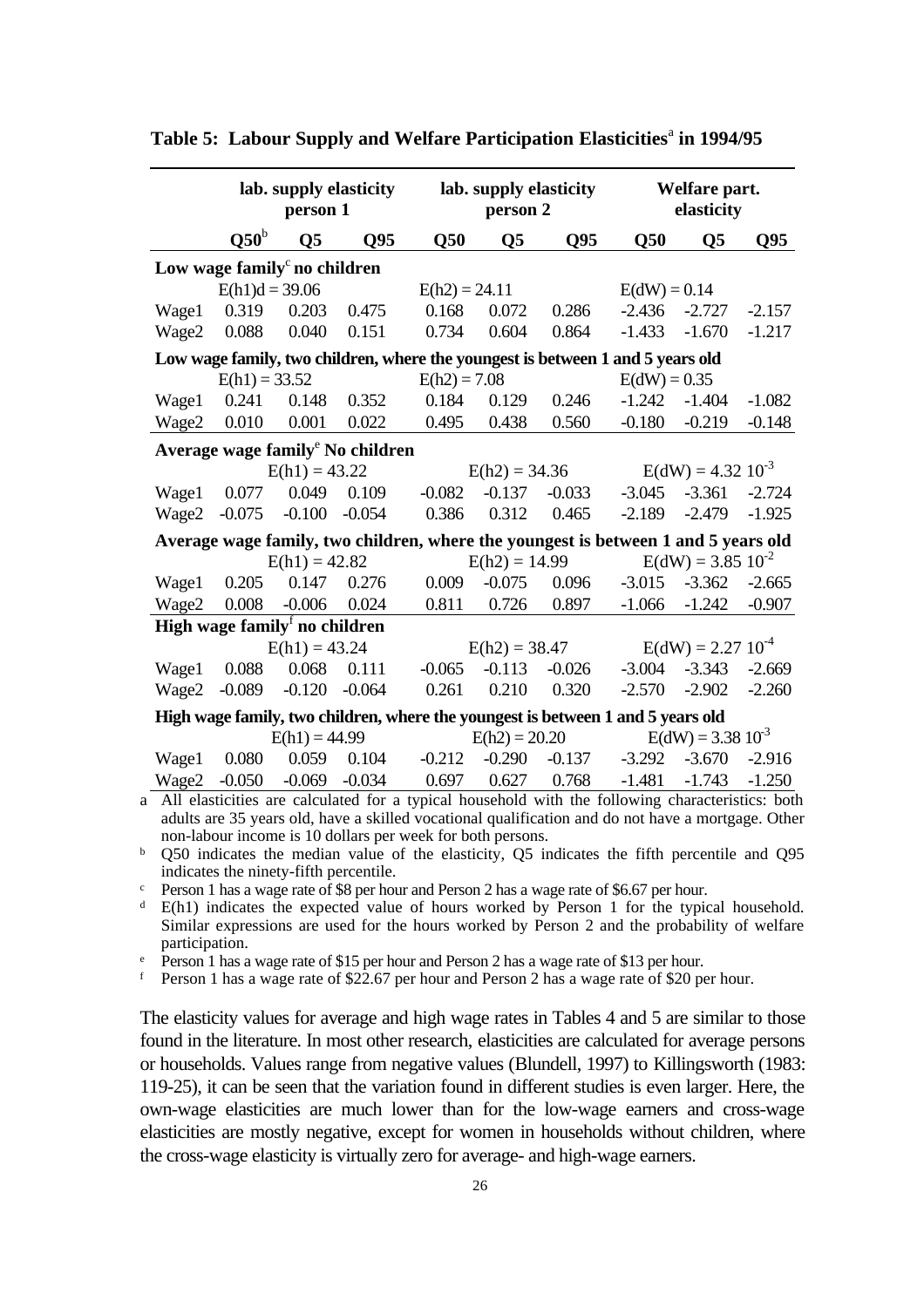**Table 5: Labour Supply and Welfare Participation Elasticities[a] in 1994/95**

| | lab. supply elasticity person 1 | | | lab. supply elasticity person 2 | | | Welfare part. elasticity | | |
|---|---|---|---|---|---|---|---|---|---|
| | Q50[b] | Q5 | Q95 | Q50 | Q5 | Q95 | Q50 | Q5 | Q95 |
| **Low wage family[c] no children** | | | | | | | | | |
| | E(h1)d = 39.06 | | | E(h2) = 24.11 | | | E(dW) = 0.14 | | |
| Wage1 | 0.319 | 0.203 | 0.475 | 0.168 | 0.072 | 0.286 | -2.436 | -2.727 | -2.157 |
| Wage2 | 0.088 | 0.040 | 0.151 | 0.734 | 0.604 | 0.864 | -1.433 | -1.670 | -1.217 |
| **Low wage family, two children, where the youngest is between 1 and 5 years old** | | | | | | | | | |
| | E(h1) = 33.52 | | | E(h2) = 7.08 | | | E(dW) = 0.35 | | |
| Wage1 | 0.241 | 0.148 | 0.352 | 0.184 | 0.129 | 0.246 | -1.242 | -1.404 | -1.082 |
| Wage2 | 0.010 | 0.001 | 0.022 | 0.495 | 0.438 | 0.560 | -0.180 | -0.219 | -0.148 |
| **Average wage family[e] No children** | | | | | | | | | |
| | E(h1) = 43.22 | | | E(h2) = 34.36 | | | E(dW) = 4.32 $10^{-3}$ | | |
| Wage1 | 0.077 | 0.049 | 0.109 | -0.082 | -0.137 | -0.033 | -3.045 | -3.361 | -2.724 |
| Wage2 | -0.075 | -0.100 | -0.054 | 0.386 | 0.312 | 0.465 | -2.189 | -2.479 | -1.925 |
| **Average wage family, two children, where the youngest is between 1 and 5 years old** | | | | | | | | | |
| | E(h1) = 42.82 | | | E(h2) = 14.99 | | | E(dW) = 3.85 $10^{-2}$ | | |
| Wage1 | 0.205 | 0.147 | 0.276 | 0.009 | -0.075 | 0.096 | -3.015 | -3.362 | -2.665 |
| Wage2 | 0.008 | -0.006 | 0.024 | 0.811 | 0.726 | 0.897 | -1.066 | -1.242 | -0.907 |
| **High wage family[f] no children** | | | | | | | | | |
| | E(h1) = 43.24 | | | E(h2) = 38.47 | | | E(dW) = 2.27 $10^{-4}$ | | |
| Wage1 | 0.088 | 0.068 | 0.111 | -0.065 | -0.113 | -0.026 | -3.004 | -3.343 | -2.669 |
| Wage2 | -0.089 | -0.120 | -0.064 | 0.261 | 0.210 | 0.320 | -2.570 | -2.902 | -2.260 |
| **High wage family, two children, where the youngest is between 1 and 5 years old** | | | | | | | | | |
| | E(h1) = 44.99 | | | E(h2) = 20.20 | | | E(dW) = 3.38 $10^{-3}$ | | |
| Wage1 | 0.080 | 0.059 | 0.104 | -0.212 | -0.290 | -0.137 | -3.292 | -3.670 | -2.916 |
| Wage2 | -0.050 | -0.069 | -0.034 | 0.697 | 0.627 | 0.768 | -1.481 | -1.743 | -1.250 |

a All elasticities are calculated for a typical household with the following characteristics: both adults are 35 years old, have a skilled vocational qualification and do not have a mortgage. Other non-labour income is 10 dollars per week for both persons.

b Q50 indicates the median value of the elasticity, Q5 indicates the fifth percentile and Q95 indicates the ninety-fifth percentile.

c Person 1 has a wage rate of $8 per hour and Person 2 has a wage rate of $6.67 per hour.

d E(h1) indicates the expected value of hours worked by Person 1 for the typical household. Similar expressions are used for the hours worked by Person 2 and the probability of welfare participation.

e Person 1 has a wage rate of $15 per hour and Person 2 has a wage rate of $13 per hour.

f Person 1 has a wage rate of $22.67 per hour and Person 2 has a wage rate of $20 per hour.

The elasticity values for average and high wage rates in Tables 4 and 5 are similar to those found in the literature. In most other research, elasticities are calculated for average persons or households. Values range from negative values (Blundell, 1997) to Killingsworth (1983: 119-25), it can be seen that the variation found in different studies is even larger. Here, the own-wage elasticities are much lower than for the low-wage earners and cross-wage elasticities are mostly negative, except for women in households without children, where the cross-wage elasticity is virtually zero for average- and high-wage earners.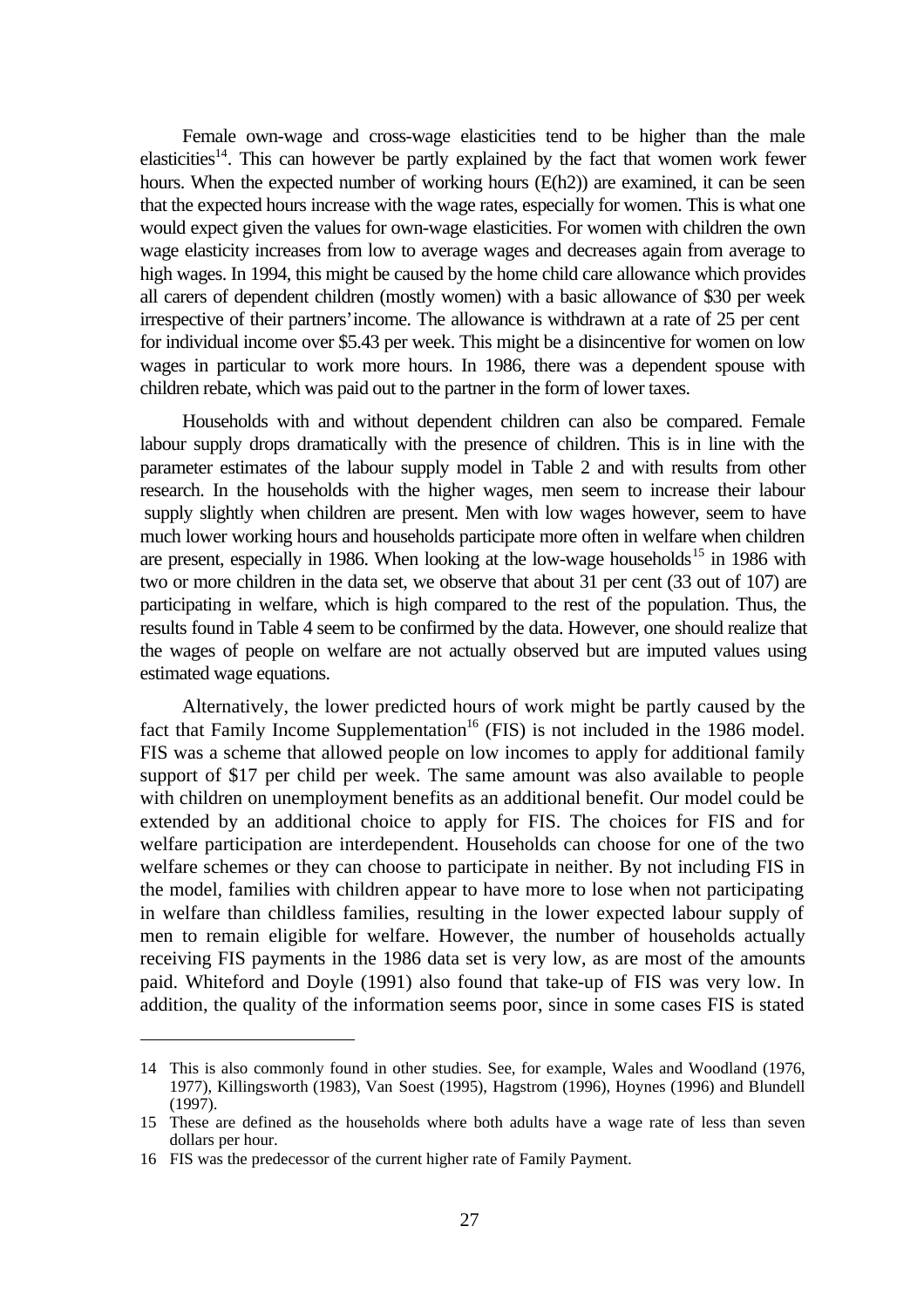Female own-wage and cross-wage elasticities tend to be higher than the male elasticities[14]. This can however be partly explained by the fact that women work fewer hours. When the expected number of working hours (E(h2)) are examined, it can be seen that the expected hours increase with the wage rates, especially for women. This is what one would expect given the values for own-wage elasticities. For women with children the own wage elasticity increases from low to average wages and decreases again from average to high wages. In 1994, this might be caused by the home child care allowance which provides all carers of dependent children (mostly women) with a basic allowance of $30 per week irrespective of their partners' income. The allowance is withdrawn at a rate of 25 per cent for individual income over $5.43 per week. This might be a disincentive for women on low wages in particular to work more hours. In 1986, there was a dependent spouse with children rebate, which was paid out to the partner in the form of lower taxes.

Households with and without dependent children can also be compared. Female labour supply drops dramatically with the presence of children. This is in line with the parameter estimates of the labour supply model in Table 2 and with results from other research. In the households with the higher wages, men seem to increase their labour supply slightly when children are present. Men with low wages however, seem to have much lower working hours and households participate more often in welfare when children are present, especially in 1986. When looking at the low-wage households[15] in 1986 with two or more children in the data set, we observe that about 31 per cent (33 out of 107) are participating in welfare, which is high compared to the rest of the population. Thus, the results found in Table 4 seem to be confirmed by the data. However, one should realize that the wages of people on welfare are not actually observed but are imputed values using estimated wage equations.

Alternatively, the lower predicted hours of work might be partly caused by the fact that Family Income Supplementation[16] (FIS) is not included in the 1986 model. FIS was a scheme that allowed people on low incomes to apply for additional family support of $17 per child per week. The same amount was also available to people with children on unemployment benefits as an additional benefit. Our model could be extended by an additional choice to apply for FIS. The choices for FIS and for welfare participation are interdependent. Households can choose for one of the two welfare schemes or they can choose to participate in neither. By not including FIS in the model, families with children appear to have more to lose when not participating in welfare than childless families, resulting in the lower expected labour supply of men to remain eligible for welfare. However, the number of households actually receiving FIS payments in the 1986 data set is very low, as are most of the amounts paid. Whiteford and Doyle (1991) also found that take-up of FIS was very low. In addition, the quality of the information seems poor, since in some cases FIS is stated

---

14 This is also commonly found in other studies. See, for example, Wales and Woodland (1976, 1977), Killingsworth (1983), Van Soest (1995), Hagstrom (1996), Hoynes (1996) and Blundell (1997).

15 These are defined as the households where both adults have a wage rate of less than seven dollars per hour.

16 FIS was the predecessor of the current higher rate of Family Payment.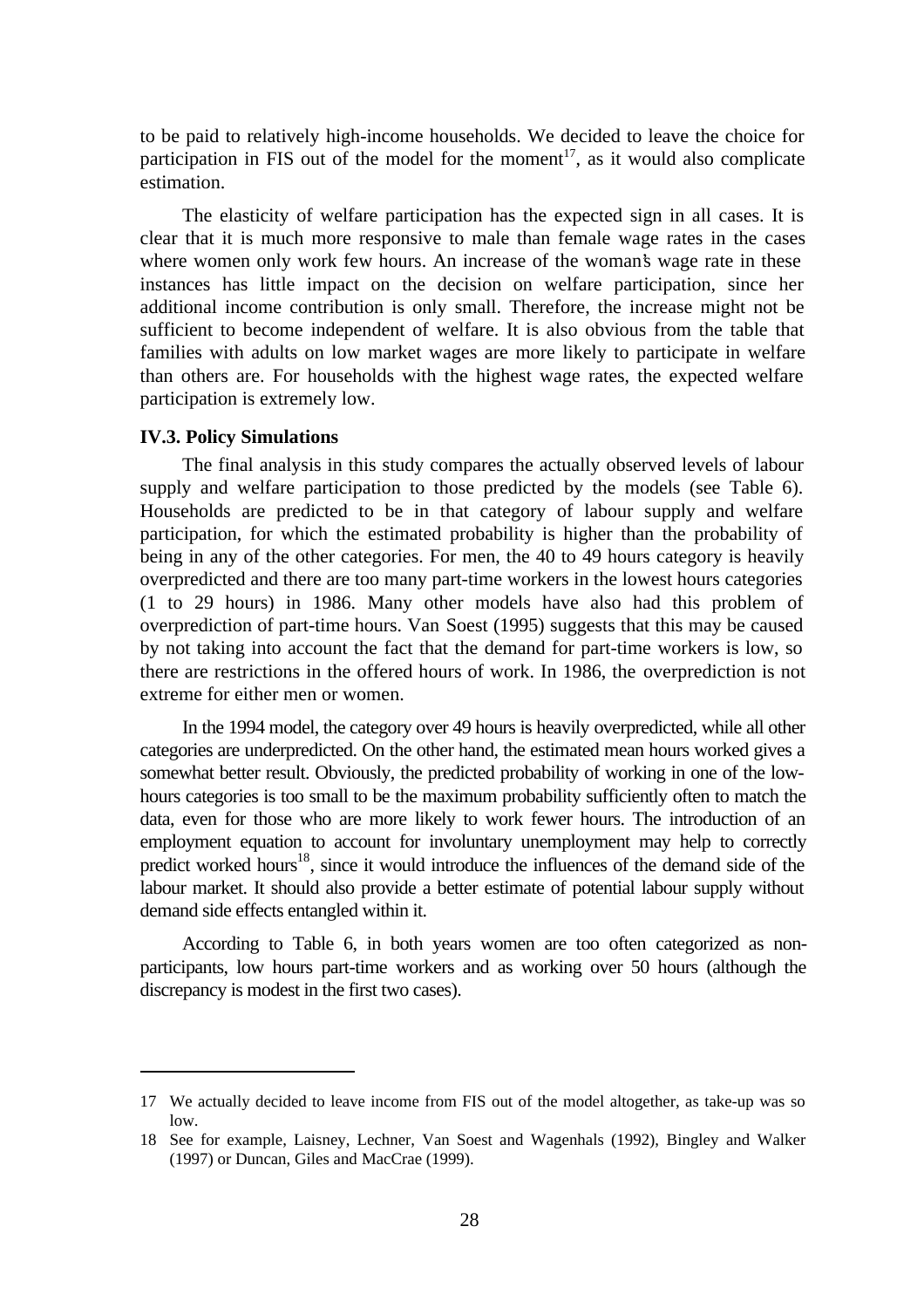to be paid to relatively high-income households. We decided to leave the choice for participation in FIS out of the model for the moment[17], as it would also complicate estimation.

The elasticity of welfare participation has the expected sign in all cases. It is clear that it is much more responsive to male than female wage rates in the cases where women only work few hours. An increase of the woman's wage rate in these instances has little impact on the decision on welfare participation, since her additional income contribution is only small. Therefore, the increase might not be sufficient to become independent of welfare. It is also obvious from the table that families with adults on low market wages are more likely to participate in welfare than others are. For households with the highest wage rates, the expected welfare participation is extremely low.

**IV.3. Policy Simulations**

The final analysis in this study compares the actually observed levels of labour supply and welfare participation to those predicted by the models (see Table 6). Households are predicted to be in that category of labour supply and welfare participation, for which the estimated probability is higher than the probability of being in any of the other categories. For men, the 40 to 49 hours category is heavily overpredicted and there are too many part-time workers in the lowest hours categories (1 to 29 hours) in 1986. Many other models have also had this problem of overprediction of part-time hours. Van Soest (1995) suggests that this may be caused by not taking into account the fact that the demand for part-time workers is low, so there are restrictions in the offered hours of work. In 1986, the overprediction is not extreme for either men or women.

In the 1994 model, the category over 49 hours is heavily overpredicted, while all other categories are underpredicted. On the other hand, the estimated mean hours worked gives a somewhat better result. Obviously, the predicted probability of working in one of the low-hours categories is too small to be the maximum probability sufficiently often to match the data, even for those who are more likely to work fewer hours. The introduction of an employment equation to account for involuntary unemployment may help to correctly predict worked hours[18], since it would introduce the influences of the demand side of the labour market. It should also provide a better estimate of potential labour supply without demand side effects entangled within it.

According to Table 6, in both years women are too often categorized as non-participants, low hours part-time workers and as working over 50 hours (although the discrepancy is modest in the first two cases).

---

17 We actually decided to leave income from FIS out of the model altogether, as take-up was so low.

18 See for example, Laisney, Lechner, Van Soest and Wagenhals (1992), Bingley and Walker (1997) or Duncan, Giles and MacCrae (1999).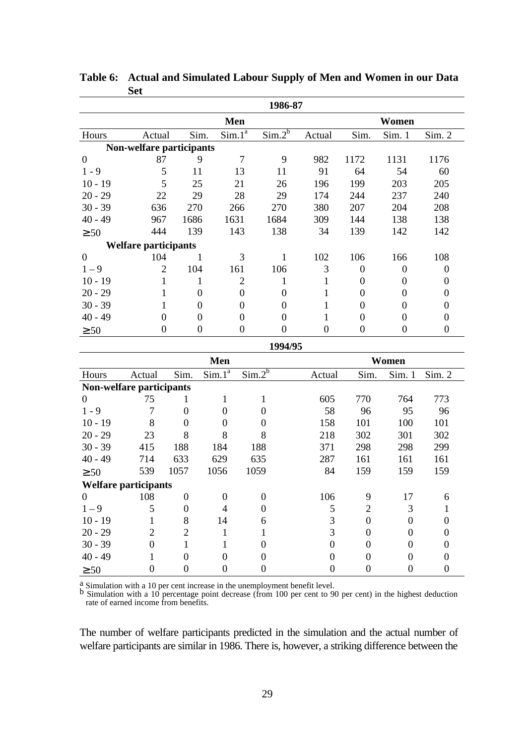**Table 6: Actual and Simulated Labour Supply of Men and Women in our Data Set**

| | 1986-87 | | | | | | | |
|---|---|---|---|---|---|---|---|---|
| | Men | | | | Women | | | |
| Hours | Actual | Sim. | Sim.1[a] | Sim.2[b] | Actual | Sim. | Sim. 1 | Sim. 2 |
| **Non-welfare participants** | | | | | | | | |
| 0 | 87 | 9 | 7 | 9 | 982 | 1172 | 1131 | 1176 |
| 1 - 9 | 5 | 11 | 13 | 11 | 91 | 64 | 54 | 60 |
| 10 - 19 | 5 | 25 | 21 | 26 | 196 | 199 | 203 | 205 |
| 20 - 29 | 22 | 29 | 28 | 29 | 174 | 244 | 237 | 240 |
| 30 - 39 | 636 | 270 | 266 | 270 | 380 | 207 | 204 | 208 |
| 40 - 49 | 967 | 1686 | 1631 | 1684 | 309 | 144 | 138 | 138 |
| ≥ 50 | 444 | 139 | 143 | 138 | 34 | 139 | 142 | 142 |
| **Welfare participants** | | | | | | | | |
| 0 | 104 | 1 | 3 | 1 | 102 | 106 | 166 | 108 |
| 1 – 9 | 2 | 104 | 161 | 106 | 3 | 0 | 0 | 0 |
| 10 - 19 | 1 | 1 | 2 | 1 | 1 | 0 | 0 | 0 |
| 20 - 29 | 1 | 0 | 0 | 0 | 1 | 0 | 0 | 0 |
| 30 - 39 | 1 | 0 | 0 | 0 | 1 | 0 | 0 | 0 |
| 40 - 49 | 0 | 0 | 0 | 0 | 1 | 0 | 0 | 0 |
| ≥ 50 | 0 | 0 | 0 | 0 | 0 | 0 | 0 | 0 |
| | **1994/95** | | | | | | | |
| | Men | | | | Women | | | |
| Hours | Actual | Sim. | Sim.1[a] | Sim.2[b] | Actual | Sim. | Sim. 1 | Sim. 2 |
| **Non-welfare participants** | | | | | | | | |
| 0 | 75 | 1 | 1 | 1 | 605 | 770 | 764 | 773 |
| 1 - 9 | 7 | 0 | 0 | 0 | 58 | 96 | 95 | 96 |
| 10 - 19 | 8 | 0 | 0 | 0 | 158 | 101 | 100 | 101 |
| 20 - 29 | 23 | 8 | 8 | 8 | 218 | 302 | 301 | 302 |
| 30 - 39 | 415 | 188 | 184 | 188 | 371 | 298 | 298 | 299 |
| 40 - 49 | 714 | 633 | 629 | 635 | 287 | 161 | 161 | 161 |
| ≥ 50 | 539 | 1057 | 1056 | 1059 | 84 | 159 | 159 | 159 |
| **Welfare participants** | | | | | | | | |
| 0 | 108 | 0 | 0 | 0 | 106 | 9 | 17 | 6 |
| 1 – 9 | 5 | 0 | 4 | 0 | 5 | 2 | 3 | 1 |
| 10 - 19 | 1 | 8 | 14 | 6 | 3 | 0 | 0 | 0 |
| 20 - 29 | 2 | 2 | 1 | 1 | 3 | 0 | 0 | 0 |
| 30 - 39 | 0 | 1 | 1 | 0 | 0 | 0 | 0 | 0 |
| 40 - 49 | 1 | 0 | 0 | 0 | 0 | 0 | 0 | 0 |
| ≥ 50 | 0 | 0 | 0 | 0 | 0 | 0 | 0 | 0 |

[a] Simulation with a 10 per cent increase in the unemployment benefit level.
[b] Simulation with a 10 percentage point decrease (from 100 per cent to 90 per cent) in the highest deduction rate of earned income from benefits.

The number of welfare participants predicted in the simulation and the actual number of welfare participants are similar in 1986. There is, however, a striking difference between the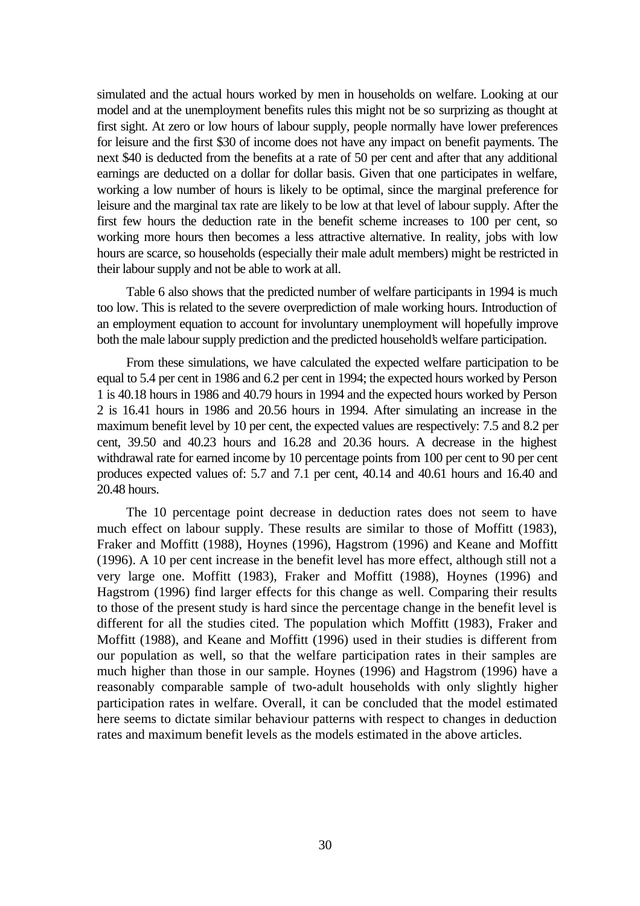simulated and the actual hours worked by men in households on welfare. Looking at our model and at the unemployment benefits rules this might not be so surprizing as thought at first sight. At zero or low hours of labour supply, people normally have lower preferences for leisure and the first $30 of income does not have any impact on benefit payments. The next $40 is deducted from the benefits at a rate of 50 per cent and after that any additional earnings are deducted on a dollar for dollar basis. Given that one participates in welfare, working a low number of hours is likely to be optimal, since the marginal preference for leisure and the marginal tax rate are likely to be low at that level of labour supply. After the first few hours the deduction rate in the benefit scheme increases to 100 per cent, so working more hours then becomes a less attractive alternative. In reality, jobs with low hours are scarce, so households (especially their male adult members) might be restricted in their labour supply and not be able to work at all.

Table 6 also shows that the predicted number of welfare participants in 1994 is much too low. This is related to the severe overprediction of male working hours. Introduction of an employment equation to account for involuntary unemployment will hopefully improve both the male labour supply prediction and the predicted household's welfare participation.

From these simulations, we have calculated the expected welfare participation to be equal to 5.4 per cent in 1986 and 6.2 per cent in 1994; the expected hours worked by Person 1 is 40.18 hours in 1986 and 40.79 hours in 1994 and the expected hours worked by Person 2 is 16.41 hours in 1986 and 20.56 hours in 1994. After simulating an increase in the maximum benefit level by 10 per cent, the expected values are respectively: 7.5 and 8.2 per cent, 39.50 and 40.23 hours and 16.28 and 20.36 hours. A decrease in the highest withdrawal rate for earned income by 10 percentage points from 100 per cent to 90 per cent produces expected values of: 5.7 and 7.1 per cent, 40.14 and 40.61 hours and 16.40 and 20.48 hours.

The 10 percentage point decrease in deduction rates does not seem to have much effect on labour supply. These results are similar to those of Moffitt (1983), Fraker and Moffitt (1988), Hoynes (1996), Hagstrom (1996) and Keane and Moffitt (1996). A 10 per cent increase in the benefit level has more effect, although still not a very large one. Moffitt (1983), Fraker and Moffitt (1988), Hoynes (1996) and Hagstrom (1996) find larger effects for this change as well. Comparing their results to those of the present study is hard since the percentage change in the benefit level is different for all the studies cited. The population which Moffitt (1983), Fraker and Moffitt (1988), and Keane and Moffitt (1996) used in their studies is different from our population as well, so that the welfare participation rates in their samples are much higher than those in our sample. Hoynes (1996) and Hagstrom (1996) have a reasonably comparable sample of two-adult households with only slightly higher participation rates in welfare. Overall, it can be concluded that the model estimated here seems to dictate similar behaviour patterns with respect to changes in deduction rates and maximum benefit levels as the models estimated in the above articles.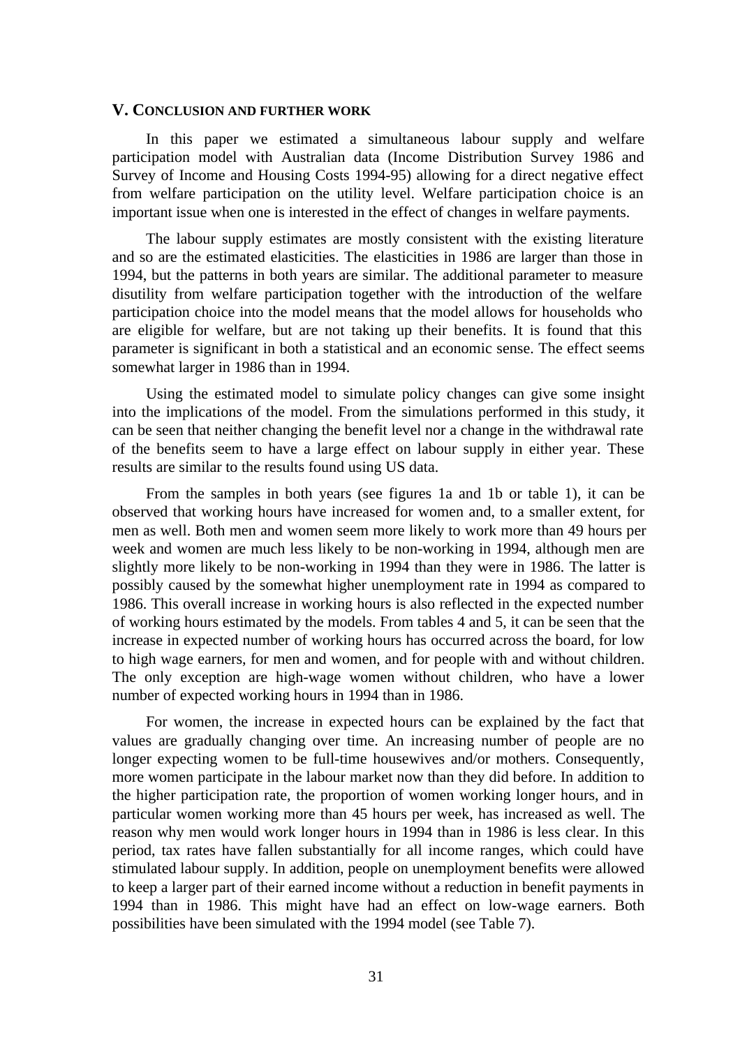## V. CONCLUSION AND FURTHER WORK

In this paper we estimated a simultaneous labour supply and welfare participation model with Australian data (Income Distribution Survey 1986 and Survey of Income and Housing Costs 1994-95) allowing for a direct negative effect from welfare participation on the utility level. Welfare participation choice is an important issue when one is interested in the effect of changes in welfare payments.

The labour supply estimates are mostly consistent with the existing literature and so are the estimated elasticities. The elasticities in 1986 are larger than those in 1994, but the patterns in both years are similar. The additional parameter to measure disutility from welfare participation together with the introduction of the welfare participation choice into the model means that the model allows for households who are eligible for welfare, but are not taking up their benefits. It is found that this parameter is significant in both a statistical and an economic sense. The effect seems somewhat larger in 1986 than in 1994.

Using the estimated model to simulate policy changes can give some insight into the implications of the model. From the simulations performed in this study, it can be seen that neither changing the benefit level nor a change in the withdrawal rate of the benefits seem to have a large effect on labour supply in either year. These results are similar to the results found using US data.

From the samples in both years (see figures 1a and 1b or table 1), it can be observed that working hours have increased for women and, to a smaller extent, for men as well. Both men and women seem more likely to work more than 49 hours per week and women are much less likely to be non-working in 1994, although men are slightly more likely to be non-working in 1994 than they were in 1986. The latter is possibly caused by the somewhat higher unemployment rate in 1994 as compared to 1986. This overall increase in working hours is also reflected in the expected number of working hours estimated by the models. From tables 4 and 5, it can be seen that the increase in expected number of working hours has occurred across the board, for low to high wage earners, for men and women, and for people with and without children. The only exception are high-wage women without children, who have a lower number of expected working hours in 1994 than in 1986.

For women, the increase in expected hours can be explained by the fact that values are gradually changing over time. An increasing number of people are no longer expecting women to be full-time housewives and/or mothers. Consequently, more women participate in the labour market now than they did before. In addition to the higher participation rate, the proportion of women working longer hours, and in particular women working more than 45 hours per week, has increased as well. The reason why men would work longer hours in 1994 than in 1986 is less clear. In this period, tax rates have fallen substantially for all income ranges, which could have stimulated labour supply. In addition, people on unemployment benefits were allowed to keep a larger part of their earned income without a reduction in benefit payments in 1994 than in 1986. This might have had an effect on low-wage earners. Both possibilities have been simulated with the 1994 model (see Table 7).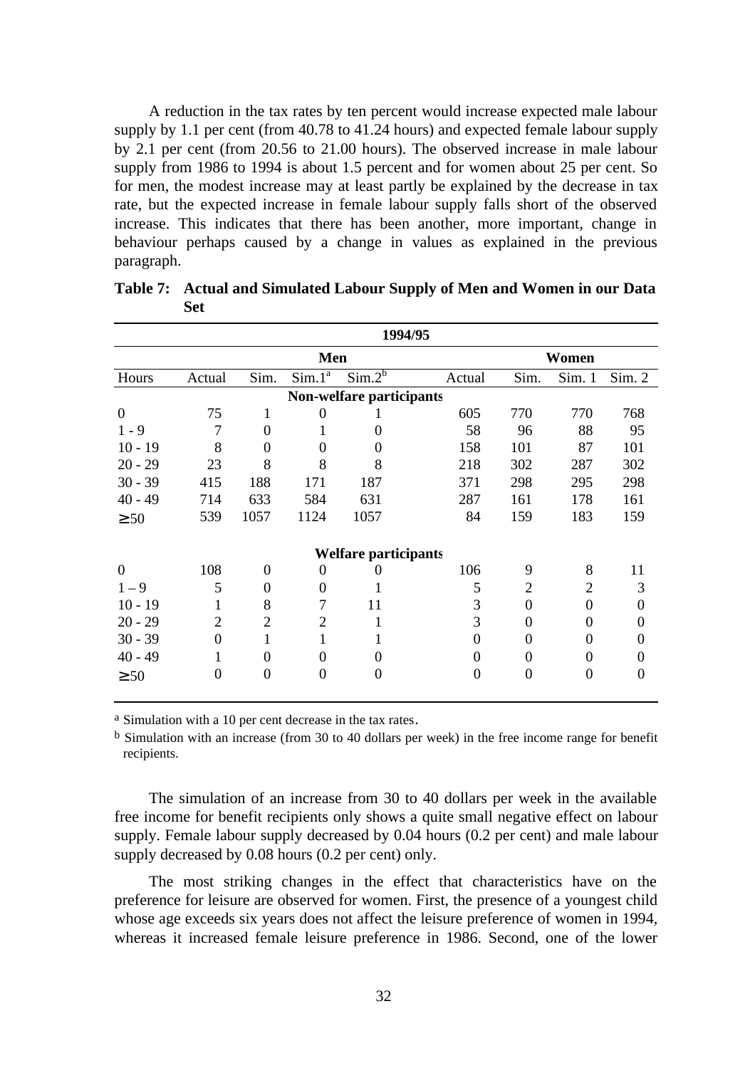A reduction in the tax rates by ten percent would increase expected male labour supply by 1.1 per cent (from 40.78 to 41.24 hours) and expected female labour supply by 2.1 per cent (from 20.56 to 21.00 hours). The observed increase in male labour supply from 1986 to 1994 is about 1.5 percent and for women about 25 per cent. So for men, the modest increase may at least partly be explained by the decrease in tax rate, but the expected increase in female labour supply falls short of the observed increase. This indicates that there has been another, more important, change in behaviour perhaps caused by a change in values as explained in the previous paragraph.

**Table 7: Actual and Simulated Labour Supply of Men and Women in our Data Set**

| | 1994/95 | | | | | | | |
|---|---|---|---|---|---|---|---|---|
| | Men | | | | Women | | | |
| Hours | Actual | Sim. | Sim.1[a] | Sim.2[b] | Actual | Sim. | Sim. 1 | Sim. 2 |
| **Non-welfare participants** | | | | | | | | |
| 0 | 75 | 1 | 0 | 1 | 605 | 770 | 770 | 768 |
| 1 - 9 | 7 | 0 | 1 | 0 | 58 | 96 | 88 | 95 |
| 10 - 19 | 8 | 0 | 0 | 0 | 158 | 101 | 87 | 101 |
| 20 - 29 | 23 | 8 | 8 | 8 | 218 | 302 | 287 | 302 |
| 30 - 39 | 415 | 188 | 171 | 187 | 371 | 298 | 295 | 298 |
| 40 - 49 | 714 | 633 | 584 | 631 | 287 | 161 | 178 | 161 |
| ≥ 50 | 539 | 1057 | 1124 | 1057 | 84 | 159 | 183 | 159 |
| **Welfare participants** | | | | | | | | |
| 0 | 108 | 0 | 0 | 0 | 106 | 9 | 8 | 11 |
| 1 – 9 | 5 | 0 | 0 | 1 | 5 | 2 | 2 | 3 |
| 10 - 19 | 1 | 8 | 7 | 11 | 3 | 0 | 0 | 0 |
| 20 - 29 | 2 | 2 | 2 | 1 | 3 | 0 | 0 | 0 |
| 30 - 39 | 0 | 1 | 1 | 1 | 0 | 0 | 0 | 0 |
| 40 - 49 | 1 | 0 | 0 | 0 | 0 | 0 | 0 | 0 |
| ≥ 50 | 0 | 0 | 0 | 0 | 0 | 0 | 0 | 0 |

[a] Simulation with a 10 per cent decrease in the tax rates.

[b] Simulation with an increase (from 30 to 40 dollars per week) in the free income range for benefit recipients.

The simulation of an increase from 30 to 40 dollars per week in the available free income for benefit recipients only shows a quite small negative effect on labour supply. Female labour supply decreased by 0.04 hours (0.2 per cent) and male labour supply decreased by 0.08 hours (0.2 per cent) only.

The most striking changes in the effect that characteristics have on the preference for leisure are observed for women. First, the presence of a youngest child whose age exceeds six years does not affect the leisure preference of women in 1994, whereas it increased female leisure preference in 1986. Second, one of the lower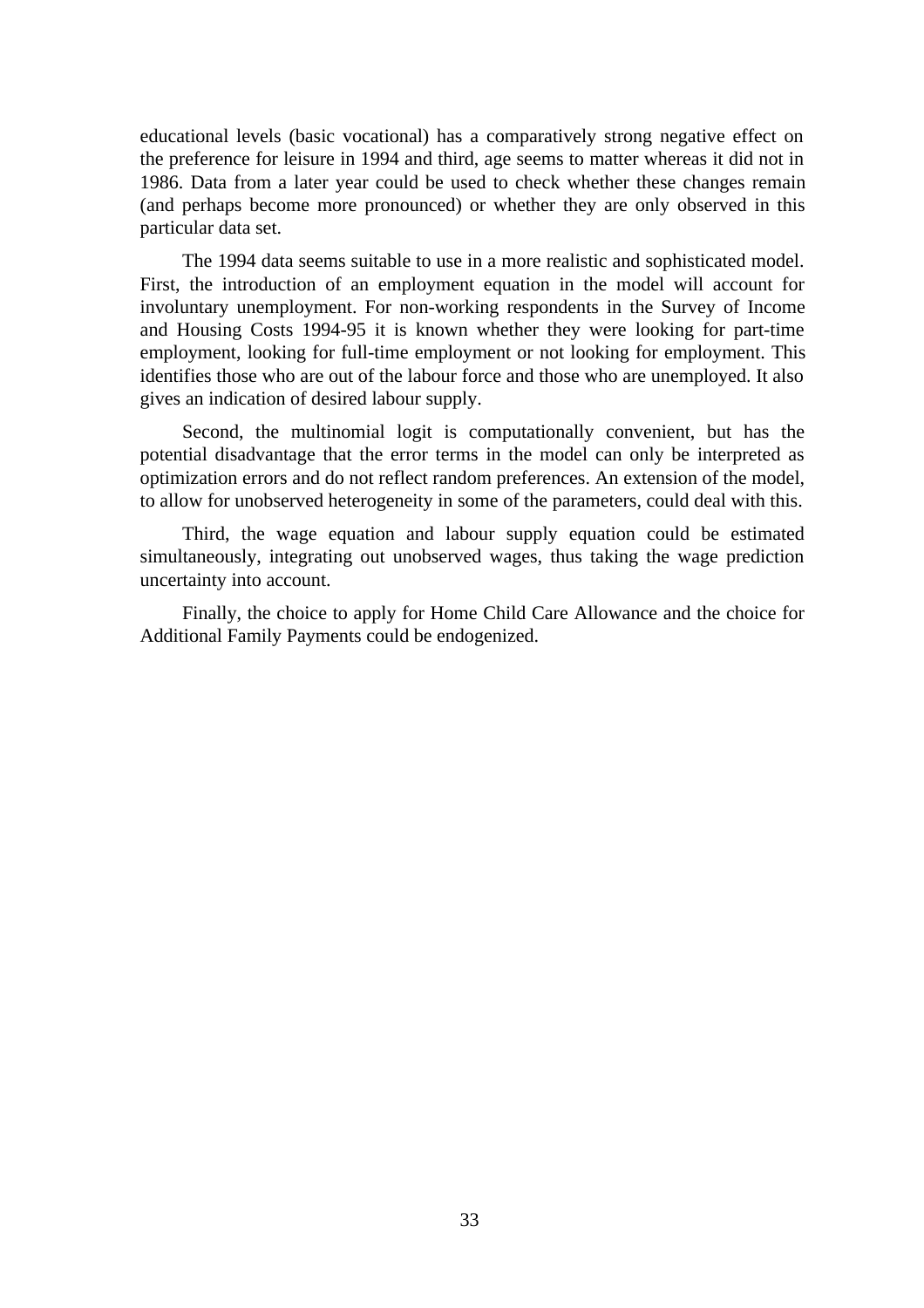educational levels (basic vocational) has a comparatively strong negative effect on the preference for leisure in 1994 and third, age seems to matter whereas it did not in 1986. Data from a later year could be used to check whether these changes remain (and perhaps become more pronounced) or whether they are only observed in this particular data set.

The 1994 data seems suitable to use in a more realistic and sophisticated model. First, the introduction of an employment equation in the model will account for involuntary unemployment. For non-working respondents in the Survey of Income and Housing Costs 1994-95 it is known whether they were looking for part-time employment, looking for full-time employment or not looking for employment. This identifies those who are out of the labour force and those who are unemployed. It also gives an indication of desired labour supply.

Second, the multinomial logit is computationally convenient, but has the potential disadvantage that the error terms in the model can only be interpreted as optimization errors and do not reflect random preferences. An extension of the model, to allow for unobserved heterogeneity in some of the parameters, could deal with this.

Third, the wage equation and labour supply equation could be estimated simultaneously, integrating out unobserved wages, thus taking the wage prediction uncertainty into account.

Finally, the choice to apply for Home Child Care Allowance and the choice for Additional Family Payments could be endogenized.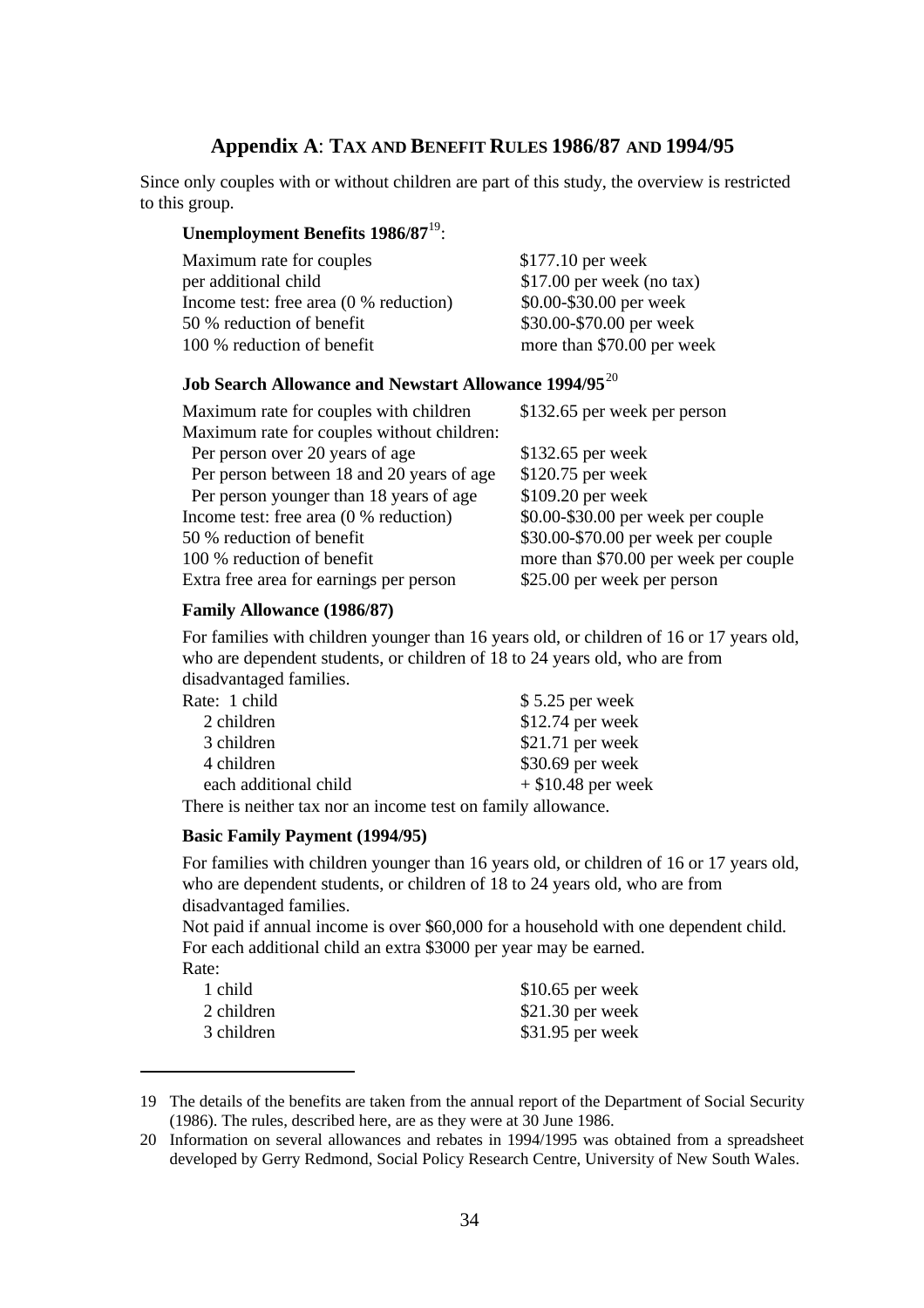## Appendix A: TAX AND BENEFIT RULES 1986/87 AND 1994/95

Since only couples with or without children are part of this study, the overview is restricted to this group.

### Unemployment Benefits 1986/87[19]:

| | |
|---|---|
| Maximum rate for couples | $177.10 per week |
| per additional child | $17.00 per week (no tax) |
| Income test: free area (0 % reduction) | $0.00-$30.00 per week |
| 50 % reduction of benefit | $30.00-$70.00 per week |
| 100 % reduction of benefit | more than $70.00 per week |

### Job Search Allowance and Newstart Allowance 1994/95[20]

| | |
|---|---|
| Maximum rate for couples with children | $132.65 per week per person |
| Maximum rate for couples without children: | |
| Per person over 20 years of age | $132.65 per week |
| Per person between 18 and 20 years of age | $120.75 per week |
| Per person younger than 18 years of age | $109.20 per week |
| Income test: free area (0 % reduction) | $0.00-$30.00 per week per couple |
| 50 % reduction of benefit | $30.00-$70.00 per week per couple |
| 100 % reduction of benefit | more than $70.00 per week per couple |
| Extra free area for earnings per person | $25.00 per week per person |

### Family Allowance (1986/87)

For families with children younger than 16 years old, or children of 16 or 17 years old, who are dependent students, or children of 18 to 24 years old, who are from disadvantaged families.

| | |
|---|---|
| Rate: 1 child | $ 5.25 per week |
| 2 children | $12.74 per week |
| 3 children | $21.71 per week |
| 4 children | $30.69 per week |
| each additional child | + $10.48 per week |

There is neither tax nor an income test on family allowance.

### Basic Family Payment (1994/95)

For families with children younger than 16 years old, or children of 16 or 17 years old, who are dependent students, or children of 18 to 24 years old, who are from disadvantaged families.

Not paid if annual income is over $60,000 for a household with one dependent child. For each additional child an extra $3000 per year may be earned.

Rate:

| | |
|---|---|
| 1 child | $10.65 per week |
| 2 children | $21.30 per week |
| 3 children | $31.95 per week |

---

19 The details of the benefits are taken from the annual report of the Department of Social Security (1986). The rules, described here, are as they were at 30 June 1986.

20 Information on several allowances and rebates in 1994/1995 was obtained from a spreadsheet developed by Gerry Redmond, Social Policy Research Centre, University of New South Wales.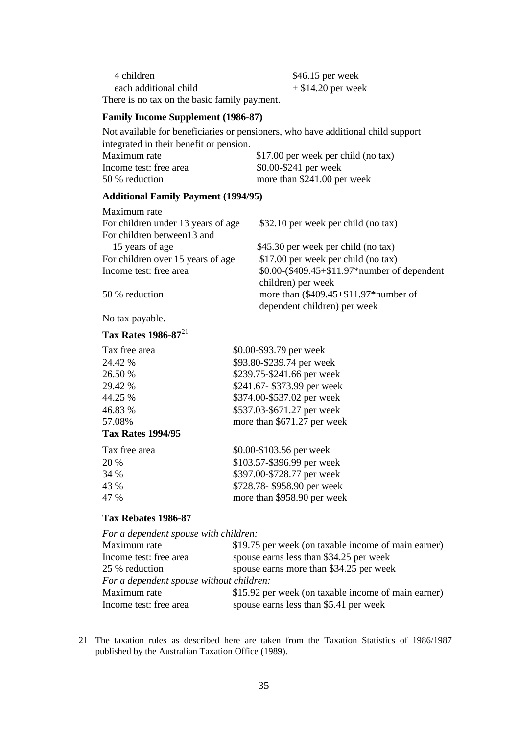| | |
|---|---|
| 4 children | $46.15 per week |
| each additional child | + $14.20 per week |

There is no tax on the basic family payment.

**Family Income Supplement (1986-87)**

Not available for beneficiaries or pensioners, who have additional child support integrated in their benefit or pension.

| | |
|---|---|
| Maximum rate | $17.00 per week per child (no tax) |
| Income test: free area | $0.00-$241 per week |
| 50 % reduction | more than $241.00 per week |

**Additional Family Payment (1994/95)**

| | |
|---|---|
| Maximum rate | |
| For children under 13 years of age | $32.10 per week per child (no tax) |
| For children between13 and 15 years of age | $45.30 per week per child (no tax) |
| For children over 15 years of age | $17.00 per week per child (no tax) |
| Income test: free area | $0.00-($409.45+$11.97*number of dependent children) per week |
| 50 % reduction | more than ($409.45+$11.97*number of dependent children) per week |

No tax payable.

**Tax Rates 1986-87**[21]

| | |
|---|---|
| Tax free area | $0.00-$93.79 per week |
| 24.42 % | $93.80-$239.74 per week |
| 26.50 % | $239.75-$241.66 per week |
| 29.42 % | $241.67- $373.99 per week |
| 44.25 % | $374.00-$537.02 per week |
| 46.83 % | $537.03-$671.27 per week |
| 57.08% | more than $671.27 per week |

**Tax Rates 1994/95**

| | |
|---|---|
| Tax free area | $0.00-$103.56 per week |
| 20 % | $103.57-$396.99 per week |
| 34 % | $397.00-$728.77 per week |
| 43 % | $728.78- $958.90 per week |
| 47 % | more than $958.90 per week |

**Tax Rebates 1986-87**

*For a dependent spouse with children:*

| | |
|---|---|
| Maximum rate | $19.75 per week (on taxable income of main earner) |
| Income test: free area | spouse earns less than $34.25 per week |
| 25 % reduction | spouse earns more than $34.25 per week |

*For a dependent spouse without children:*

| | |
|---|---|
| Maximum rate | $15.92 per week (on taxable income of main earner) |
| Income test: free area | spouse earns less than $5.41 per week |

---

21 The taxation rules as described here are taken from the Taxation Statistics of 1986/1987 published by the Australian Taxation Office (1989).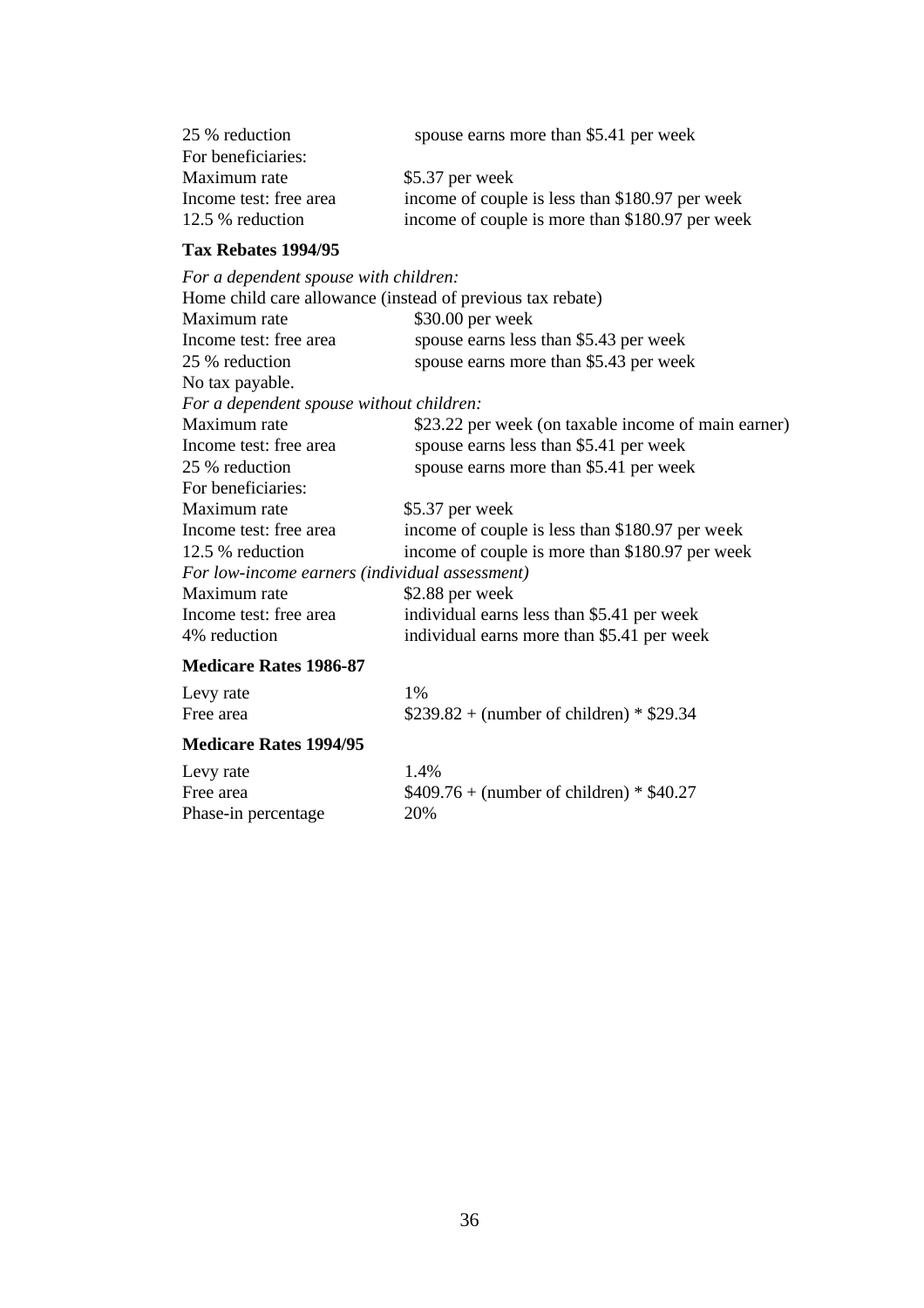| | |
|---|---|
| 25 % reduction | spouse earns more than $5.41 per week |
| For beneficiaries: | |
| Maximum rate | $5.37 per week |
| Income test: free area | income of couple is less than $180.97 per week |
| 12.5 % reduction | income of couple is more than $180.97 per week |

**Tax Rebates 1994/95**

*For a dependent spouse with children:*

Home child care allowance (instead of previous tax rebate)

| | |
|---|---|
| Maximum rate | $30.00 per week |
| Income test: free area | spouse earns less than $5.43 per week |
| 25 % reduction | spouse earns more than $5.43 per week |

No tax payable.

*For a dependent spouse without children:*

| | |
|---|---|
| Maximum rate | $23.22 per week (on taxable income of main earner) |
| Income test: free area | spouse earns less than $5.41 per week |
| 25 % reduction | spouse earns more than $5.41 per week |
| For beneficiaries: | |
| Maximum rate | $5.37 per week |
| Income test: free area | income of couple is less than $180.97 per week |
| 12.5 % reduction | income of couple is more than $180.97 per week |

*For low-income earners (individual assessment)*

| | |
|---|---|
| Maximum rate | $2.88 per week |
| Income test: free area | individual earns less than $5.41 per week |
| 4% reduction | individual earns more than $5.41 per week |

**Medicare Rates 1986-87**

| | |
|---|---|
| Levy rate | 1% |
| Free area | $239.82 + (number of children) * $29.34 |

**Medicare Rates 1994/95**

| | |
|---|---|
| Levy rate | 1.4% |
| Free area | $409.76 + (number of children) * $40.27 |
| Phase-in percentage | 20% |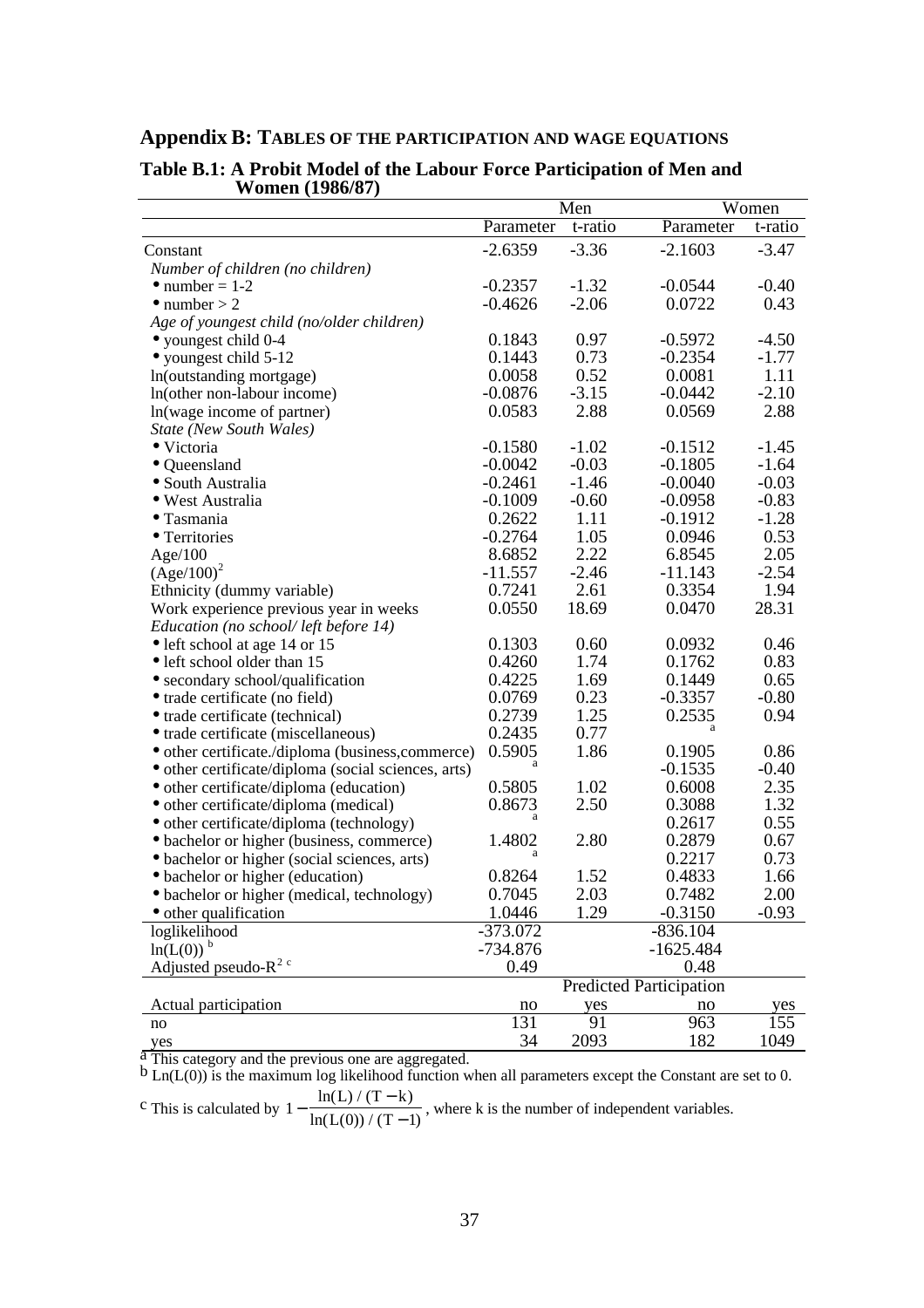## Appendix B: TABLES OF THE PARTICIPATION AND WAGE EQUATIONS

**Table B.1: A Probit Model of the Labour Force Participation of Men and Women (1986/87)**

| | Men | | Women | |
|---|---|---|---|---|
| | Parameter | t-ratio | Parameter | t-ratio |
| Constant | -2.6359 | -3.36 | -2.1603 | -3.47 |
| *Number of children (no children)* | | | | |
| • number = 1-2 | -0.2357 | -1.32 | -0.0544 | -0.40 |
| • number > 2 | -0.4626 | -2.06 | 0.0722 | 0.43 |
| *Age of youngest child (no/older children)* | | | | |
| • youngest child 0-4 | 0.1843 | 0.97 | -0.5972 | -4.50 |
| • youngest child 5-12 | 0.1443 | 0.73 | -0.2354 | -1.77 |
| ln(outstanding mortgage) | 0.0058 | 0.52 | 0.0081 | 1.11 |
| ln(other non-labour income) | -0.0876 | -3.15 | -0.0442 | -2.10 |
| ln(wage income of partner) | 0.0583 | 2.88 | 0.0569 | 2.88 |
| *State (New South Wales)* | | | | |
| • Victoria | -0.1580 | -1.02 | -0.1512 | -1.45 |
| • Queensland | -0.0042 | -0.03 | -0.1805 | -1.64 |
| • South Australia | -0.2461 | -1.46 | -0.0040 | -0.03 |
| • West Australia | -0.1009 | -0.60 | -0.0958 | -0.83 |
| • Tasmania | 0.2622 | 1.11 | -0.1912 | -1.28 |
| • Territories | -0.2764 | 1.05 | 0.0946 | 0.53 |
| Age/100 | 8.6852 | 2.22 | 6.8545 | 2.05 |
| $(Age/100)^2$ | -11.557 | -2.46 | -11.143 | -2.54 |
| Ethnicity (dummy variable) | 0.7241 | 2.61 | 0.3354 | 1.94 |
| Work experience previous year in weeks | 0.0550 | 18.69 | 0.0470 | 28.31 |
| *Education (no school/ left before 14)* | | | | |
| • left school at age 14 or 15 | 0.1303 | 0.60 | 0.0932 | 0.46 |
| • left school older than 15 | 0.4260 | 1.74 | 0.1762 | 0.83 |
| • secondary school/qualification | 0.4225 | 1.69 | 0.1449 | 0.65 |
| • trade certificate (no field) | 0.0769 | 0.23 | -0.3357 | -0.80 |
| • trade certificate (technical) | 0.2739 | 1.25 | 0.2535 | 0.94 |
| • trade certificate (miscellaneous) | 0.2435 | 0.77 | [a] | |
| • other certificate./diploma (business,commerce) | 0.5905 | 1.86 | 0.1905 | 0.86 |
| • other certificate/diploma (social sciences, arts) | [a] | | -0.1535 | -0.40 |
| • other certificate/diploma (education) | 0.5805 | 1.02 | 0.6008 | 2.35 |
| • other certificate/diploma (medical) | 0.8673 | 2.50 | 0.3088 | 1.32 |
| • other certificate/diploma (technology) | [a] | | 0.2617 | 0.55 |
| • bachelor or higher (business, commerce) | 1.4802 | 2.80 | 0.2879 | 0.67 |
| • bachelor or higher (social sciences, arts) | [a] | | 0.2217 | 0.73 |
| • bachelor or higher (education) | 0.8264 | 1.52 | 0.4833 | 1.66 |
| • bachelor or higher (medical, technology) | 0.7045 | 2.03 | 0.7482 | 2.00 |
| • other qualification | 1.0446 | 1.29 | -0.3150 | -0.93 |
| loglikelihood | -373.072 | | -836.104 | |
| ln(L(0)) [b] | -734.876 | | -1625.484 | |
| Adjusted pseudo-$R^2$ [c] | 0.49 | | 0.48 | |
| | Predicted Participation | | | |
| Actual participation | no | yes | no | yes |
| no | 131 | 91 | 963 | 155 |
| yes | 34 | 2093 | 182 | 1049 |

[a] This category and the previous one are aggregated.

[b] Ln(L(0)) is the maximum log likelihood function when all parameters except the Constant are set to 0.

[c] This is calculated by $1 - \frac{\ln(L)/(T-k)}{\ln(L(0))/(T-1)}$, where k is the number of independent variables.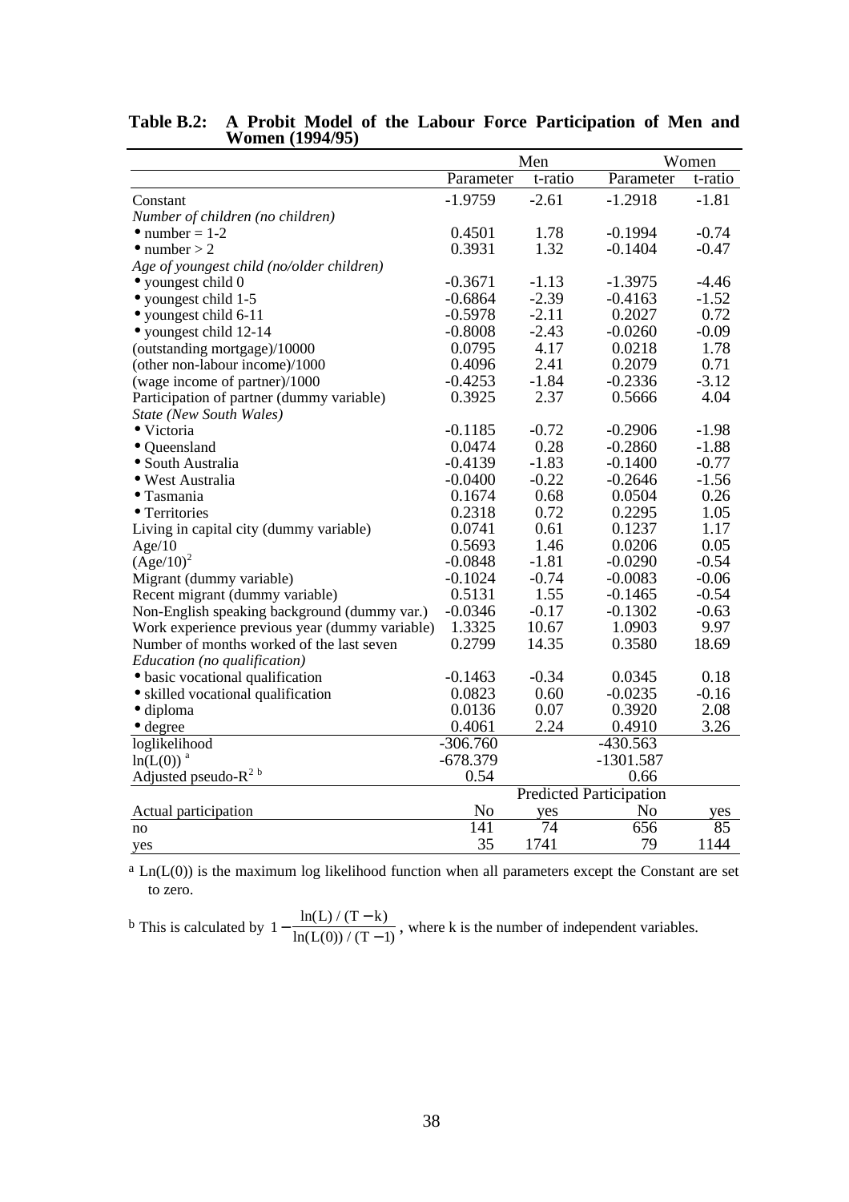**Table B.2: A Probit Model of the Labour Force Participation of Men and Women (1994/95)**

| | Men | | Women | |
|---|---|---|---|---|
| | Parameter | t-ratio | Parameter | t-ratio |
| Constant | -1.9759 | -2.61 | -1.2918 | -1.81 |
| *Number of children (no children)* | | | | |
| • number = 1-2 | 0.4501 | 1.78 | -0.1994 | -0.74 |
| • number > 2 | 0.3931 | 1.32 | -0.1404 | -0.47 |
| *Age of youngest child (no/older children)* | | | | |
| • youngest child 0 | -0.3671 | -1.13 | -1.3975 | -4.46 |
| • youngest child 1-5 | -0.6864 | -2.39 | -0.4163 | -1.52 |
| • youngest child 6-11 | -0.5978 | -2.11 | 0.2027 | 0.72 |
| • youngest child 12-14 | -0.8008 | -2.43 | -0.0260 | -0.09 |
| (outstanding mortgage)/10000 | 0.0795 | 4.17 | 0.0218 | 1.78 |
| (other non-labour income)/1000 | 0.4096 | 2.41 | 0.2079 | 0.71 |
| (wage income of partner)/1000 | -0.4253 | -1.84 | -0.2336 | -3.12 |
| Participation of partner (dummy variable) | 0.3925 | 2.37 | 0.5666 | 4.04 |
| *State (New South Wales)* | | | | |
| • Victoria | -0.1185 | -0.72 | -0.2906 | -1.98 |
| • Queensland | 0.0474 | 0.28 | -0.2860 | -1.88 |
| • South Australia | -0.4139 | -1.83 | -0.1400 | -0.77 |
| • West Australia | -0.0400 | -0.22 | -0.2646 | -1.56 |
| • Tasmania | 0.1674 | 0.68 | 0.0504 | 0.26 |
| • Territories | 0.2318 | 0.72 | 0.2295 | 1.05 |
| Living in capital city (dummy variable) | 0.0741 | 0.61 | 0.1237 | 1.17 |
| Age/10 | 0.5693 | 1.46 | 0.0206 | 0.05 |
| $(Age/10)^2$ | -0.0848 | -1.81 | -0.0290 | -0.54 |
| Migrant (dummy variable) | -0.1024 | -0.74 | -0.0083 | -0.06 |
| Recent migrant (dummy variable) | 0.5131 | 1.55 | -0.1465 | -0.54 |
| Non-English speaking background (dummy var.) | -0.0346 | -0.17 | -0.1302 | -0.63 |
| Work experience previous year (dummy variable) | 1.3325 | 10.67 | 1.0903 | 9.97 |
| Number of months worked of the last seven | 0.2799 | 14.35 | 0.3580 | 18.69 |
| *Education (no qualification)* | | | | |
| • basic vocational qualification | -0.1463 | -0.34 | 0.0345 | 0.18 |
| • skilled vocational qualification | 0.0823 | 0.60 | -0.0235 | -0.16 |
| • diploma | 0.0136 | 0.07 | 0.3920 | 2.08 |
| • degree | 0.4061 | 2.24 | 0.4910 | 3.26 |
| loglikelihood | -306.760 | | -430.563 | |
| $\ln(L(0))$ [a] | -678.379 | | -1301.587 | |
| Adjusted pseudo-$R^2$ [b] | 0.54 | | 0.66 | |
| | Predicted Participation | | | |
| Actual participation | No | yes | No | yes |
| no | 141 | 74 | 656 | 85 |
| yes | 35 | 1741 | 79 | 1144 |

[a] Ln(L(0)) is the maximum log likelihood function when all parameters except the Constant are set to zero.

[b] This is calculated by $1 - \frac{\ln(L)/(T-k)}{\ln(L(0))/(T-1)}$, where k is the number of independent variables.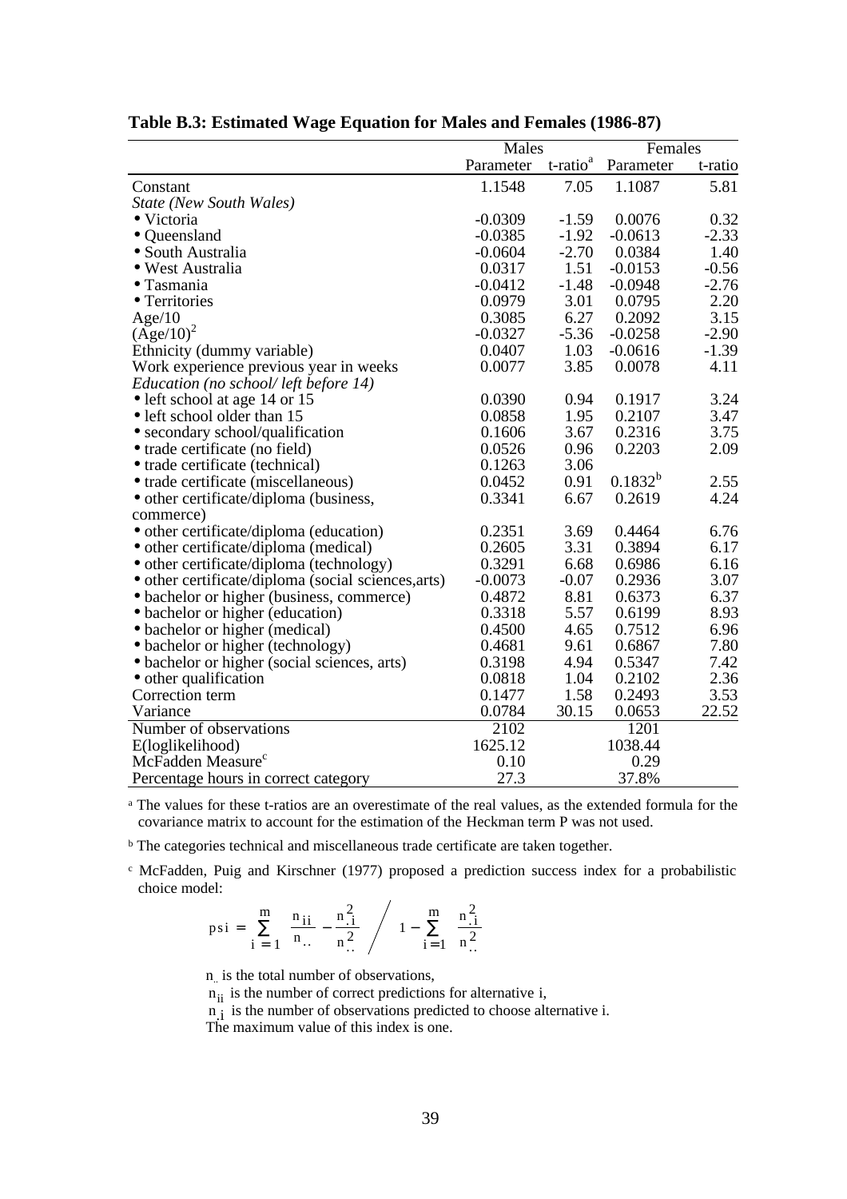**Table B.3: Estimated Wage Equation for Males and Females (1986-87)**

| | Males | | Females | |
|---|---|---|---|---|
| | Parameter | t-ratio[a] | Parameter | t-ratio |
| Constant | 1.1548 | 7.05 | 1.1087 | 5.81 |
| *State (New South Wales)* | | | | |
| • Victoria | -0.0309 | -1.59 | 0.0076 | 0.32 |
| • Queensland | -0.0385 | -1.92 | -0.0613 | -2.33 |
| • South Australia | -0.0604 | -2.70 | 0.0384 | 1.40 |
| • West Australia | 0.0317 | 1.51 | -0.0153 | -0.56 |
| • Tasmania | -0.0412 | -1.48 | -0.0948 | -2.76 |
| • Territories | 0.0979 | 3.01 | 0.0795 | 2.20 |
| Age/10 | 0.3085 | 6.27 | 0.2092 | 3.15 |
| $(Age/10)^2$ | -0.0327 | -5.36 | -0.0258 | -2.90 |
| Ethnicity (dummy variable) | 0.0407 | 1.03 | -0.0616 | -1.39 |
| Work experience previous year in weeks | 0.0077 | 3.85 | 0.0078 | 4.11 |
| *Education (no school/ left before 14)* | | | | |
| • left school at age 14 or 15 | 0.0390 | 0.94 | 0.1917 | 3.24 |
| • left school older than 15 | 0.0858 | 1.95 | 0.2107 | 3.47 |
| • secondary school/qualification | 0.1606 | 3.67 | 0.2316 | 3.75 |
| • trade certificate (no field) | 0.0526 | 0.96 | 0.2203 | 2.09 |
| • trade certificate (technical) | 0.1263 | 3.06 | | |
| • trade certificate (miscellaneous) | 0.0452 | 0.91 | 0.1832[b] | 2.55 |
| • other certificate/diploma (business, commerce) | 0.3341 | 6.67 | 0.2619 | 4.24 |
| • other certificate/diploma (education) | 0.2351 | 3.69 | 0.4464 | 6.76 |
| • other certificate/diploma (medical) | 0.2605 | 3.31 | 0.3894 | 6.17 |
| • other certificate/diploma (technology) | 0.3291 | 6.68 | 0.6986 | 6.16 |
| • other certificate/diploma (social sciences,arts) | -0.0073 | -0.07 | 0.2936 | 3.07 |
| • bachelor or higher (business, commerce) | 0.4872 | 8.81 | 0.6373 | 6.37 |
| • bachelor or higher (education) | 0.3318 | 5.57 | 0.6199 | 8.93 |
| • bachelor or higher (medical) | 0.4500 | 4.65 | 0.7512 | 6.96 |
| • bachelor or higher (technology) | 0.4681 | 9.61 | 0.6867 | 7.80 |
| • bachelor or higher (social sciences, arts) | 0.3198 | 4.94 | 0.5347 | 7.42 |
| • other qualification | 0.0818 | 1.04 | 0.2102 | 2.36 |
| Correction term | 0.1477 | 1.58 | 0.2493 | 3.53 |
| Variance | 0.0784 | 30.15 | 0.0653 | 22.52 |
| Number of observations | 2102 | | 1201 | |
| E(loglikelihood) | 1625.12 | | 1038.44 | |
| McFadden Measure[c] | 0.10 | | 0.29 | |
| Percentage hours in correct category | 27.3 | | 37.8% | |

[a] The values for these t-ratios are an overestimate of the real values, as the extended formula for the covariance matrix to account for the estimation of the Heckman term P was not used.

[b] The categories technical and miscellaneous trade certificate are taken together.

[c] McFadden, Puig and Kirschner (1977) proposed a prediction success index for a probabilistic choice model:

$$psi = \sum_{i=1}^{m} \left( \frac{n_{ii}}{n_{..}} - \frac{n_{.i}^2}{n_{..}^2} \right) \Bigg/ \left( 1 - \sum_{i=1}^{m} \frac{n_{.i}^2}{n_{..}^2} \right)$$

$n_{..}$ is the total number of observations,

$n_{ii}$ is the number of correct predictions for alternative i,

$n_{.i}$ is the number of observations predicted to choose alternative i.

The maximum value of this index is one.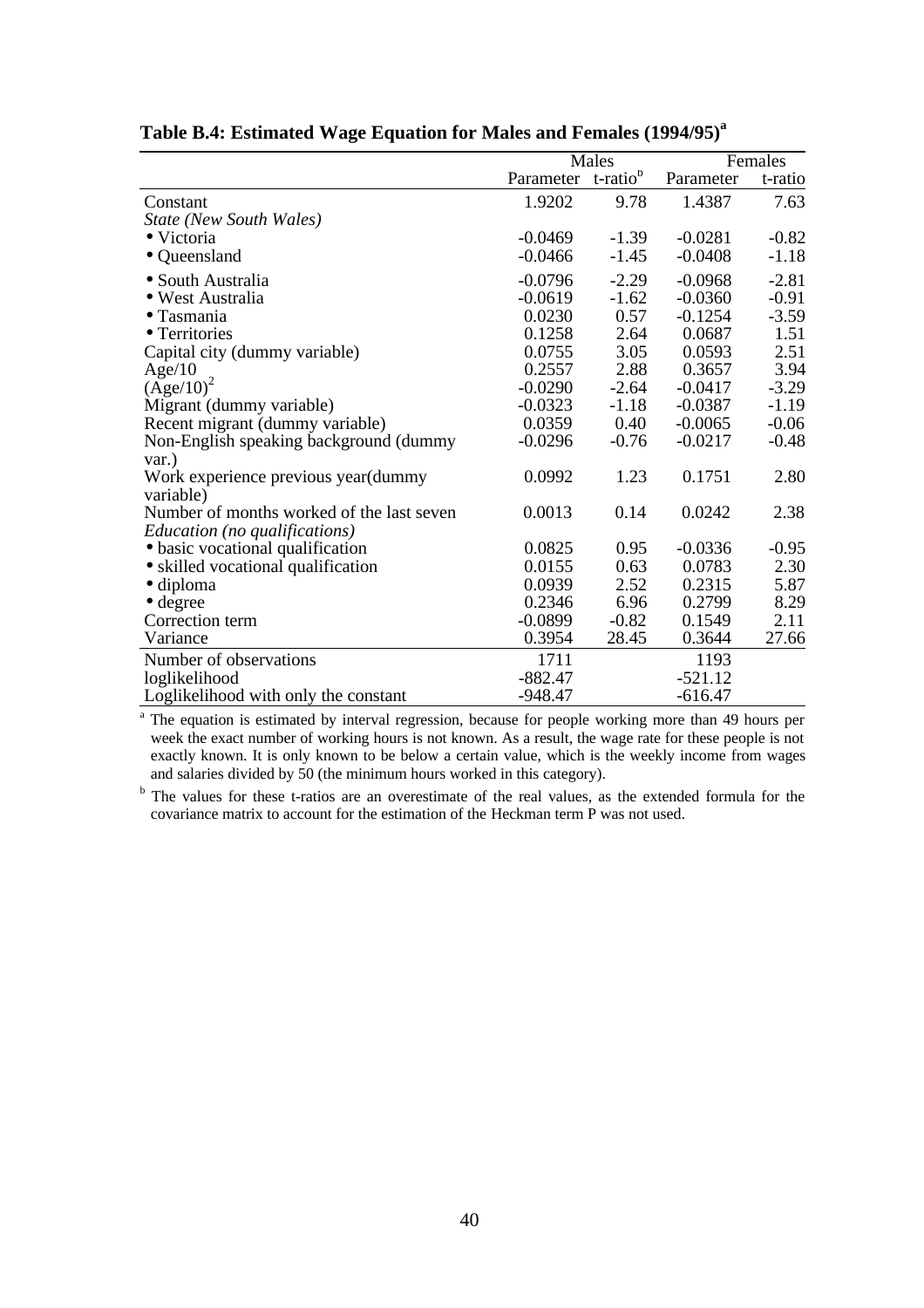**Table B.4: Estimated Wage Equation for Males and Females (1994/95)[a]**

| | Males | | Females | |
|---|---|---|---|---|
| | Parameter | t-ratio[b] | Parameter | t-ratio |
| Constant | 1.9202 | 9.78 | 1.4387 | 7.63 |
| *State (New South Wales)* | | | | |
| • Victoria | -0.0469 | -1.39 | -0.0281 | -0.82 |
| • Queensland | -0.0466 | -1.45 | -0.0408 | -1.18 |
| • South Australia | -0.0796 | -2.29 | -0.0968 | -2.81 |
| • West Australia | -0.0619 | -1.62 | -0.0360 | -0.91 |
| • Tasmania | 0.0230 | 0.57 | -0.1254 | -3.59 |
| • Territories | 0.1258 | 2.64 | 0.0687 | 1.51 |
| Capital city (dummy variable) | 0.0755 | 3.05 | 0.0593 | 2.51 |
| Age/10 | 0.2557 | 2.88 | 0.3657 | 3.94 |
| $(Age/10)^2$ | -0.0290 | -2.64 | -0.0417 | -3.29 |
| Migrant (dummy variable) | -0.0323 | -1.18 | -0.0387 | -1.19 |
| Recent migrant (dummy variable) | 0.0359 | 0.40 | -0.0065 | -0.06 |
| Non-English speaking background (dummy var.) | -0.0296 | -0.76 | -0.0217 | -0.48 |
| Work experience previous year(dummy variable) | 0.0992 | 1.23 | 0.1751 | 2.80 |
| Number of months worked of the last seven | 0.0013 | 0.14 | 0.0242 | 2.38 |
| *Education (no qualifications)* | | | | |
| • basic vocational qualification | 0.0825 | 0.95 | -0.0336 | -0.95 |
| • skilled vocational qualification | 0.0155 | 0.63 | 0.0783 | 2.30 |
| • diploma | 0.0939 | 2.52 | 0.2315 | 5.87 |
| • degree | 0.2346 | 6.96 | 0.2799 | 8.29 |
| Correction term | -0.0899 | -0.82 | 0.1549 | 2.11 |
| Variance | 0.3954 | 28.45 | 0.3644 | 27.66 |
| Number of observations | 1711 | | 1193 | |
| loglikelihood | -882.47 | | -521.12 | |
| Loglikelihood with only the constant | -948.47 | | -616.47 | |

[a] The equation is estimated by interval regression, because for people working more than 49 hours per week the exact number of working hours is not known. As a result, the wage rate for these people is not exactly known. It is only known to be below a certain value, which is the weekly income from wages and salaries divided by 50 (the minimum hours worked in this category).

[b] The values for these t-ratios are an overestimate of the real values, as the extended formula for the covariance matrix to account for the estimation of the Heckman term P was not used.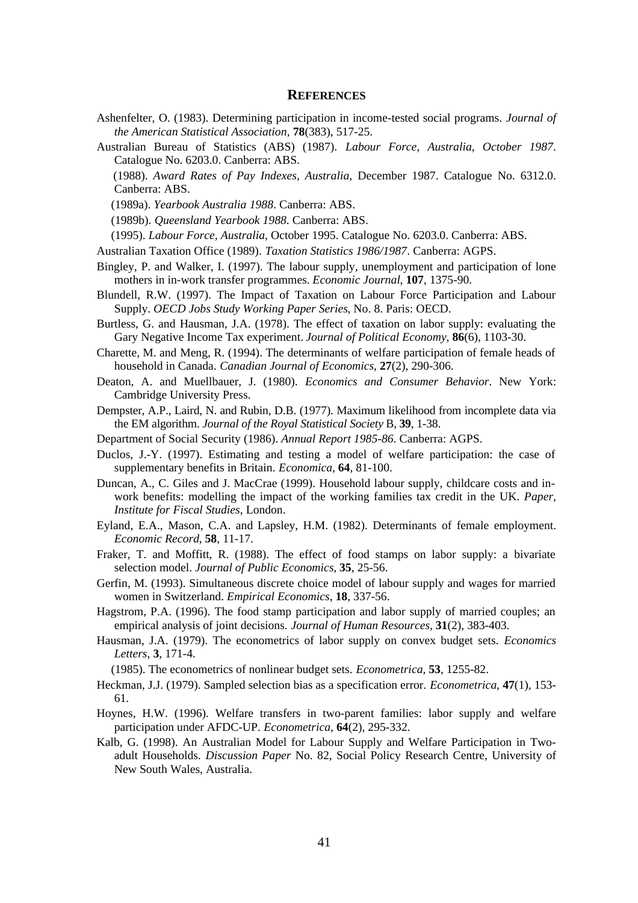# REFERENCES

Ashenfelter, O. (1983). Determining participation in income-tested social programs. *Journal of the American Statistical Association*, **78**(383), 517-25.

Australian Bureau of Statistics (ABS) (1987). *Labour Force, Australia, October 1987*. Catalogue No. 6203.0. Canberra: ABS.

(1988). *Award Rates of Pay Indexes, Australia*, December 1987. Catalogue No. 6312.0. Canberra: ABS.

(1989a). *Yearbook Australia 1988*. Canberra: ABS.

(1989b). *Queensland Yearbook 1988*. Canberra: ABS.

(1995). *Labour Force, Australia*, October 1995. Catalogue No. 6203.0. Canberra: ABS.

Australian Taxation Office (1989). *Taxation Statistics 1986/1987*. Canberra: AGPS.

Bingley, P. and Walker, I. (1997). The labour supply, unemployment and participation of lone mothers in in-work transfer programmes. *Economic Journal*, **107**, 1375-90.

Blundell, R.W. (1997). The Impact of Taxation on Labour Force Participation and Labour Supply. *OECD Jobs Study Working Paper Series*, No. 8. Paris: OECD.

Burtless, G. and Hausman, J.A. (1978). The effect of taxation on labor supply: evaluating the Gary Negative Income Tax experiment. *Journal of Political Economy*, **86**(6), 1103-30.

Charette, M. and Meng, R. (1994). The determinants of welfare participation of female heads of household in Canada. *Canadian Journal of Economics*, **27**(2), 290-306.

Deaton, A. and Muellbauer, J. (1980). *Economics and Consumer Behavior*. New York: Cambridge University Press.

Dempster, A.P., Laird, N. and Rubin, D.B. (1977). Maximum likelihood from incomplete data via the EM algorithm. *Journal of the Royal Statistical Society* B, **39**, 1-38.

Department of Social Security (1986). *Annual Report 1985-86*. Canberra: AGPS.

Duclos, J.-Y. (1997). Estimating and testing a model of welfare participation: the case of supplementary benefits in Britain. *Economica*, **64**, 81-100.

Duncan, A., C. Giles and J. MacCrae (1999). Household labour supply, childcare costs and in-work benefits: modelling the impact of the working families tax credit in the UK. *Paper, Institute for Fiscal Studies*, London.

Eyland, E.A., Mason, C.A. and Lapsley, H.M. (1982). Determinants of female employment. *Economic Record*, **58**, 11-17.

Fraker, T. and Moffitt, R. (1988). The effect of food stamps on labor supply: a bivariate selection model. *Journal of Public Economics*, **35**, 25-56.

Gerfin, M. (1993). Simultaneous discrete choice model of labour supply and wages for married women in Switzerland. *Empirical Economics*, **18**, 337-56.

Hagstrom, P.A. (1996). The food stamp participation and labor supply of married couples; an empirical analysis of joint decisions. *Journal of Human Resources*, **31**(2), 383-403.

Hausman, J.A. (1979). The econometrics of labor supply on convex budget sets. *Economics Letters*, **3**, 171-4.

(1985). The econometrics of nonlinear budget sets. *Econometrica*, **53**, 1255-82.

Heckman, J.J. (1979). Sampled selection bias as a specification error. *Econometrica*, **47**(1), 153-61.

Hoynes, H.W. (1996). Welfare transfers in two-parent families: labor supply and welfare participation under AFDC-UP. *Econometrica*, **64**(2), 295-332.

Kalb, G. (1998). An Australian Model for Labour Supply and Welfare Participation in Two-adult Households. *Discussion Paper* No. 82, Social Policy Research Centre, University of New South Wales, Australia.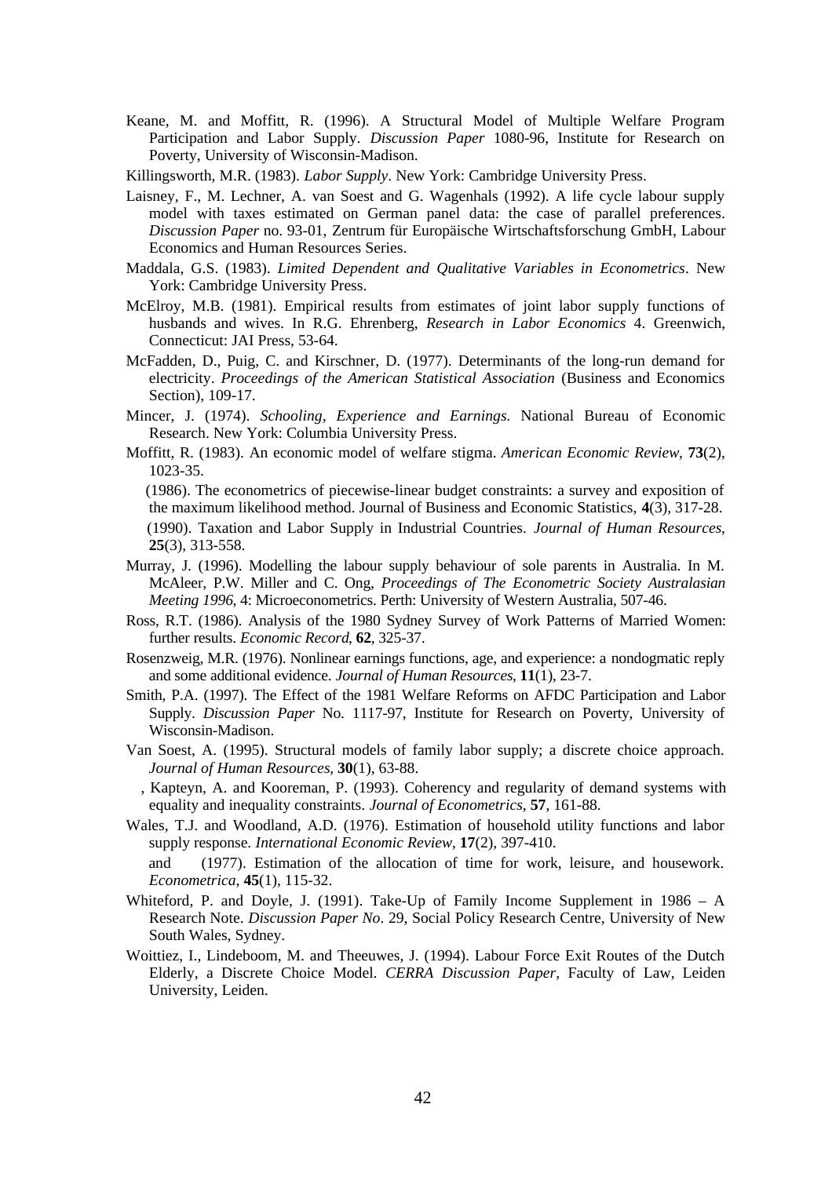Keane, M. and Moffitt, R. (1996). A Structural Model of Multiple Welfare Program Participation and Labor Supply. *Discussion Paper* 1080-96, Institute for Research on Poverty, University of Wisconsin-Madison.

Killingsworth, M.R. (1983). *Labor Supply*. New York: Cambridge University Press.

Laisney, F., M. Lechner, A. van Soest and G. Wagenhals (1992). A life cycle labour supply model with taxes estimated on German panel data: the case of parallel preferences. *Discussion Paper* no. 93-01, Zentrum für Europäische Wirtschaftsforschung GmbH, Labour Economics and Human Resources Series.

Maddala, G.S. (1983). *Limited Dependent and Qualitative Variables in Econometrics*. New York: Cambridge University Press.

McElroy, M.B. (1981). Empirical results from estimates of joint labor supply functions of husbands and wives. In R.G. Ehrenberg, *Research in Labor Economics* 4. Greenwich, Connecticut: JAI Press, 53-64.

McFadden, D., Puig, C. and Kirschner, D. (1977). Determinants of the long-run demand for electricity. *Proceedings of the American Statistical Association* (Business and Economics Section), 109-17.

Mincer, J. (1974). *Schooling, Experience and Earnings.* National Bureau of Economic Research. New York: Columbia University Press.

Moffitt, R. (1983). An economic model of welfare stigma. *American Economic Review*, **73**(2), 1023-35.

(1986). The econometrics of piecewise-linear budget constraints: a survey and exposition of the maximum likelihood method. Journal of Business and Economic Statistics, **4**(3), 317-28.

(1990). Taxation and Labor Supply in Industrial Countries. *Journal of Human Resources*, **25**(3), 313-558.

Murray, J. (1996). Modelling the labour supply behaviour of sole parents in Australia. In M. McAleer, P.W. Miller and C. Ong, *Proceedings of The Econometric Society Australasian Meeting 1996*, 4: Microeconometrics. Perth: University of Western Australia, 507-46.

Ross, R.T. (1986). Analysis of the 1980 Sydney Survey of Work Patterns of Married Women: further results. *Economic Record*, **62**, 325-37.

Rosenzweig, M.R. (1976). Nonlinear earnings functions, age, and experience: a nondogmatic reply and some additional evidence. *Journal of Human Resources*, **11**(1), 23-7.

Smith, P.A. (1997). The Effect of the 1981 Welfare Reforms on AFDC Participation and Labor Supply. *Discussion Paper* No. 1117-97, Institute for Research on Poverty, University of Wisconsin-Madison.

Van Soest, A. (1995). Structural models of family labor supply; a discrete choice approach. *Journal of Human Resources*, **30**(1), 63-88.

, Kapteyn, A. and Kooreman, P. (1993). Coherency and regularity of demand systems with equality and inequality constraints. *Journal of Econometrics*, **57**, 161-88.

Wales, T.J. and Woodland, A.D. (1976). Estimation of household utility functions and labor supply response. *International Economic Review*, **17**(2), 397-410.

and (1977). Estimation of the allocation of time for work, leisure, and housework. *Econometrica*, **45**(1), 115-32.

Whiteford, P. and Doyle, J. (1991). Take-Up of Family Income Supplement in 1986 – A Research Note. *Discussion Paper No*. 29, Social Policy Research Centre, University of New South Wales, Sydney.

Woittiez, I., Lindeboom, M. and Theeuwes, J. (1994). Labour Force Exit Routes of the Dutch Elderly, a Discrete Choice Model. *CERRA Discussion Paper*, Faculty of Law, Leiden University, Leiden.